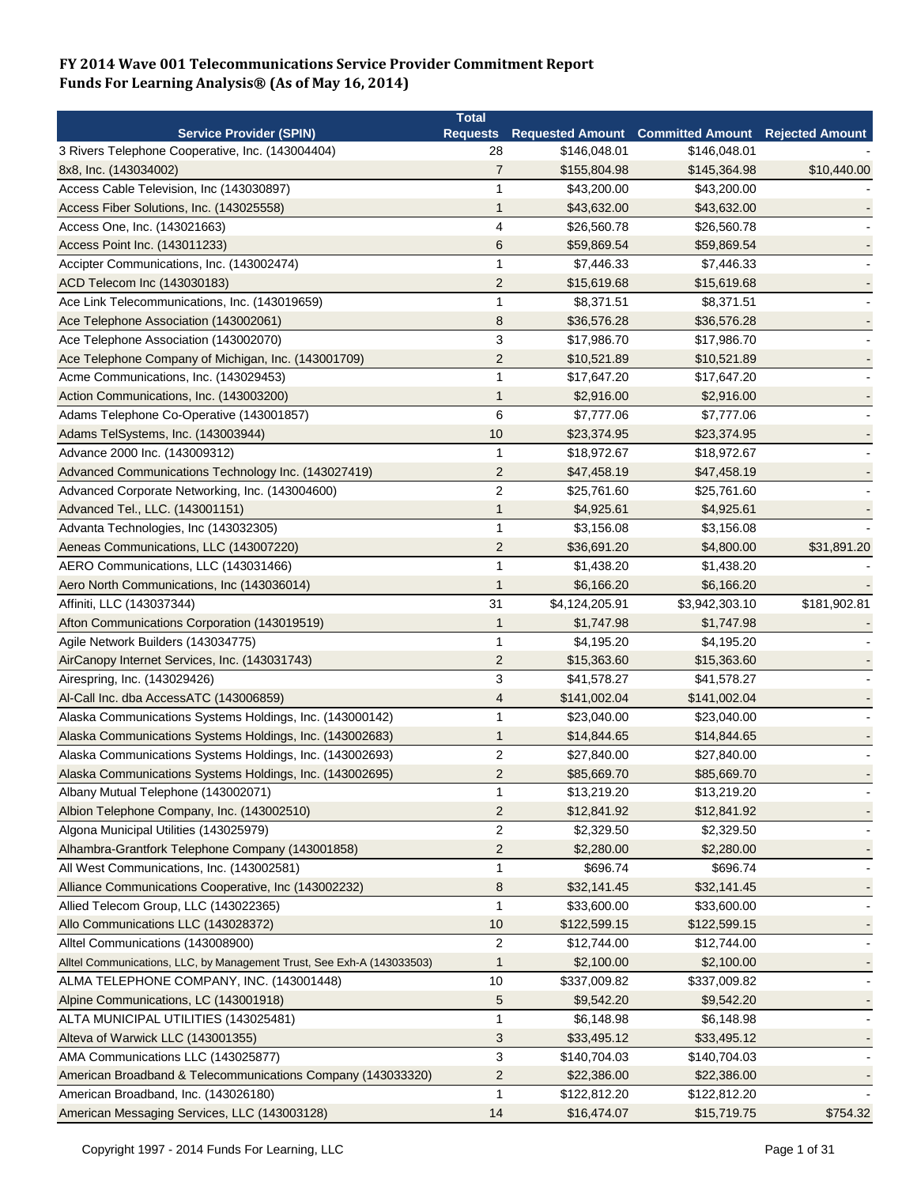**FY 2014 Wave 001 Telecommunications Service Provider Commitment Report**
**Funds For Learning Analysis® (As of May 16, 2014)**

| Service Provider (SPIN) | Total Requests | Requested Amount | Committed Amount | Rejected Amount |
|---|---|---|---|---|
| 3 Rivers Telephone Cooperative, Inc. (143004404) | 28 | $146,048.01 | $146,048.01 | - |
| 8x8, Inc. (143034002) | 7 | $155,804.98 | $145,364.98 | $10,440.00 |
| Access Cable Television, Inc (143030897) | 1 | $43,200.00 | $43,200.00 | - |
| Access Fiber Solutions, Inc. (143025558) | 1 | $43,632.00 | $43,632.00 | - |
| Access One, Inc. (143021663) | 4 | $26,560.78 | $26,560.78 | - |
| Access Point Inc. (143011233) | 6 | $59,869.54 | $59,869.54 | - |
| Accipter Communications, Inc. (143002474) | 1 | $7,446.33 | $7,446.33 | - |
| ACD Telecom Inc (143030183) | 2 | $15,619.68 | $15,619.68 | - |
| Ace Link Telecommunications, Inc. (143019659) | 1 | $8,371.51 | $8,371.51 | - |
| Ace Telephone Association (143002061) | 8 | $36,576.28 | $36,576.28 | - |
| Ace Telephone Association (143002070) | 3 | $17,986.70 | $17,986.70 | - |
| Ace Telephone Company of Michigan, Inc. (143001709) | 2 | $10,521.89 | $10,521.89 | - |
| Acme Communications, Inc. (143029453) | 1 | $17,647.20 | $17,647.20 | - |
| Action Communications, Inc. (143003200) | 1 | $2,916.00 | $2,916.00 | - |
| Adams Telephone Co-Operative (143001857) | 6 | $7,777.06 | $7,777.06 | - |
| Adams TelSystems, Inc. (143003944) | 10 | $23,374.95 | $23,374.95 | - |
| Advance 2000 Inc. (143009312) | 1 | $18,972.67 | $18,972.67 | - |
| Advanced Communications Technology Inc. (143027419) | 2 | $47,458.19 | $47,458.19 | - |
| Advanced Corporate Networking, Inc. (143004600) | 2 | $25,761.60 | $25,761.60 | - |
| Advanced Tel., LLC. (143001151) | 1 | $4,925.61 | $4,925.61 | - |
| Advanta Technologies, Inc (143032305) | 1 | $3,156.08 | $3,156.08 | - |
| Aeneas Communications, LLC (143007220) | 2 | $36,691.20 | $4,800.00 | $31,891.20 |
| AERO Communications, LLC (143031466) | 1 | $1,438.20 | $1,438.20 | - |
| Aero North Communications, Inc (143036014) | 1 | $6,166.20 | $6,166.20 | - |
| Affiniti, LLC (143037344) | 31 | $4,124,205.91 | $3,942,303.10 | $181,902.81 |
| Afton Communications Corporation (143019519) | 1 | $1,747.98 | $1,747.98 | - |
| Agile Network Builders (143034775) | 1 | $4,195.20 | $4,195.20 | - |
| AirCanopy Internet Services, Inc. (143031743) | 2 | $15,363.60 | $15,363.60 | - |
| Airespring, Inc. (143029426) | 3 | $41,578.27 | $41,578.27 | - |
| Al-Call Inc. dba AccessATC (143006859) | 4 | $141,002.04 | $141,002.04 | - |
| Alaska Communications Systems Holdings, Inc. (143000142) | 1 | $23,040.00 | $23,040.00 | - |
| Alaska Communications Systems Holdings, Inc. (143002683) | 1 | $14,844.65 | $14,844.65 | - |
| Alaska Communications Systems Holdings, Inc. (143002693) | 2 | $27,840.00 | $27,840.00 | - |
| Alaska Communications Systems Holdings, Inc. (143002695) | 2 | $85,669.70 | $85,669.70 | - |
| Albany Mutual Telephone (143002071) | 1 | $13,219.20 | $13,219.20 | - |
| Albion Telephone Company, Inc. (143002510) | 2 | $12,841.92 | $12,841.92 | - |
| Algona Municipal Utilities (143025979) | 2 | $2,329.50 | $2,329.50 | - |
| Alhambra-Grantfork Telephone Company (143001858) | 2 | $2,280.00 | $2,280.00 | - |
| All West Communications, Inc. (143002581) | 1 | $696.74 | $696.74 | - |
| Alliance Communications Cooperative, Inc (143002232) | 8 | $32,141.45 | $32,141.45 | - |
| Allied Telecom Group, LLC (143022365) | 1 | $33,600.00 | $33,600.00 | - |
| Allo Communications LLC (143028372) | 10 | $122,599.15 | $122,599.15 | - |
| Alltel Communications (143008900) | 2 | $12,744.00 | $12,744.00 | - |
| Alltel Communications, LLC, by Management Trust, See Exh-A (143033503) | 1 | $2,100.00 | $2,100.00 | - |
| ALMA TELEPHONE COMPANY, INC. (143001448) | 10 | $337,009.82 | $337,009.82 | - |
| Alpine Communications, LC (143001918) | 5 | $9,542.20 | $9,542.20 | - |
| ALTA MUNICIPAL UTILITIES (143025481) | 1 | $6,148.98 | $6,148.98 | - |
| Alteva of Warwick LLC (143001355) | 3 | $33,495.12 | $33,495.12 | - |
| AMA Communications LLC (143025877) | 3 | $140,704.03 | $140,704.03 | - |
| American Broadband & Telecommunications Company (143033320) | 2 | $22,386.00 | $22,386.00 | - |
| American Broadband, Inc. (143026180) | 1 | $122,812.20 | $122,812.20 | - |
| American Messaging Services, LLC (143003128) | 14 | $16,474.07 | $15,719.75 | $754.32 |

Copyright 1997 - 2014 Funds For Learning, LLC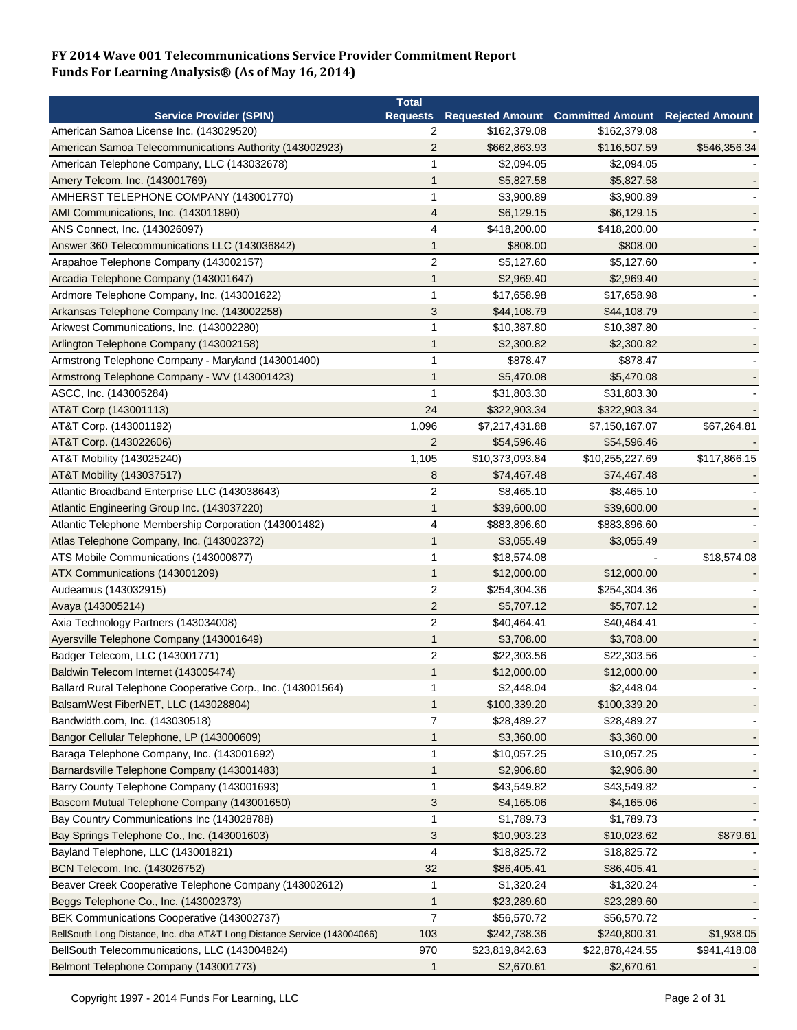# FY 2014 Wave 001 Telecommunications Service Provider Commitment Report
## Funds For Learning Analysis® (As of May 16, 2014)

| Service Provider (SPIN) | Total Requests | Requested Amount | Committed Amount | Rejected Amount |
|---|---|---|---|---|
| American Samoa License Inc. (143029520) | 2 | $162,379.08 | $162,379.08 | - |
| American Samoa Telecommunications Authority (143002923) | 2 | $662,863.93 | $116,507.59 | $546,356.34 |
| American Telephone Company, LLC (143032678) | 1 | $2,094.05 | $2,094.05 | - |
| Amery Telcom, Inc. (143001769) | 1 | $5,827.58 | $5,827.58 | - |
| AMHERST TELEPHONE COMPANY (143001770) | 1 | $3,900.89 | $3,900.89 | - |
| AMI Communications, Inc. (143011890) | 4 | $6,129.15 | $6,129.15 | - |
| ANS Connect, Inc. (143026097) | 4 | $418,200.00 | $418,200.00 | - |
| Answer 360 Telecommunications LLC (143036842) | 1 | $808.00 | $808.00 | - |
| Arapahoe Telephone Company (143002157) | 2 | $5,127.60 | $5,127.60 | - |
| Arcadia Telephone Company (143001647) | 1 | $2,969.40 | $2,969.40 | - |
| Ardmore Telephone Company, Inc. (143001622) | 1 | $17,658.98 | $17,658.98 | - |
| Arkansas Telephone Company Inc. (143002258) | 3 | $44,108.79 | $44,108.79 | - |
| Arkwest Communications, Inc. (143002280) | 1 | $10,387.80 | $10,387.80 | - |
| Arlington Telephone Company (143002158) | 1 | $2,300.82 | $2,300.82 | - |
| Armstrong Telephone Company - Maryland (143001400) | 1 | $878.47 | $878.47 | - |
| Armstrong Telephone Company - WV (143001423) | 1 | $5,470.08 | $5,470.08 | - |
| ASCC, Inc. (143005284) | 1 | $31,803.30 | $31,803.30 | - |
| AT&T Corp (143001113) | 24 | $322,903.34 | $322,903.34 | - |
| AT&T Corp. (143001192) | 1,096 | $7,217,431.88 | $7,150,167.07 | $67,264.81 |
| AT&T Corp. (143022606) | 2 | $54,596.46 | $54,596.46 | - |
| AT&T Mobility (143025240) | 1,105 | $10,373,093.84 | $10,255,227.69 | $117,866.15 |
| AT&T Mobility (143037517) | 8 | $74,467.48 | $74,467.48 | - |
| Atlantic Broadband Enterprise LLC (143038643) | 2 | $8,465.10 | $8,465.10 | - |
| Atlantic Engineering Group Inc. (143037220) | 1 | $39,600.00 | $39,600.00 | - |
| Atlantic Telephone Membership Corporation (143001482) | 4 | $883,896.60 | $883,896.60 | - |
| Atlas Telephone Company, Inc. (143002372) | 1 | $3,055.49 | $3,055.49 | - |
| ATS Mobile Communications (143000877) | 1 | $18,574.08 | - | $18,574.08 |
| ATX Communications (143001209) | 1 | $12,000.00 | $12,000.00 | - |
| Audeamus (143032915) | 2 | $254,304.36 | $254,304.36 | - |
| Avaya (143005214) | 2 | $5,707.12 | $5,707.12 | - |
| Axia Technology Partners (143034008) | 2 | $40,464.41 | $40,464.41 | - |
| Ayersville Telephone Company (143001649) | 1 | $3,708.00 | $3,708.00 | - |
| Badger Telecom, LLC (143001771) | 2 | $22,303.56 | $22,303.56 | - |
| Baldwin Telecom Internet (143005474) | 1 | $12,000.00 | $12,000.00 | - |
| Ballard Rural Telephone Cooperative Corp., Inc. (143001564) | 1 | $2,448.04 | $2,448.04 | - |
| BalsamWest FiberNET, LLC (143028804) | 1 | $100,339.20 | $100,339.20 | - |
| Bandwidth.com, Inc. (143030518) | 7 | $28,489.27 | $28,489.27 | - |
| Bangor Cellular Telephone, LP (143000609) | 1 | $3,360.00 | $3,360.00 | - |
| Baraga Telephone Company, Inc. (143001692) | 1 | $10,057.25 | $10,057.25 | - |
| Barnardsville Telephone Company (143001483) | 1 | $2,906.80 | $2,906.80 | - |
| Barry County Telephone Company (143001693) | 1 | $43,549.82 | $43,549.82 | - |
| Bascom Mutual Telephone Company (143001650) | 3 | $4,165.06 | $4,165.06 | - |
| Bay Country Communications Inc (143028788) | 1 | $1,789.73 | $1,789.73 | - |
| Bay Springs Telephone Co., Inc. (143001603) | 3 | $10,903.23 | $10,023.62 | $879.61 |
| Bayland Telephone, LLC (143001821) | 4 | $18,825.72 | $18,825.72 | - |
| BCN Telecom, Inc. (143026752) | 32 | $86,405.41 | $86,405.41 | - |
| Beaver Creek Cooperative Telephone Company (143002612) | 1 | $1,320.24 | $1,320.24 | - |
| Beggs Telephone Co., Inc. (143002373) | 1 | $23,289.60 | $23,289.60 | - |
| BEK Communications Cooperative (143002737) | 7 | $56,570.72 | $56,570.72 | - |
| BellSouth Long Distance, Inc. dba AT&T Long Distance Service (143004066) | 103 | $242,738.36 | $240,800.31 | $1,938.05 |
| BellSouth Telecommunications, LLC (143004824) | 970 | $23,819,842.63 | $22,878,424.55 | $941,418.08 |
| Belmont Telephone Company (143001773) | 1 | $2,670.61 | $2,670.61 | - |

Copyright 1997 - 2014 Funds For Learning, LLC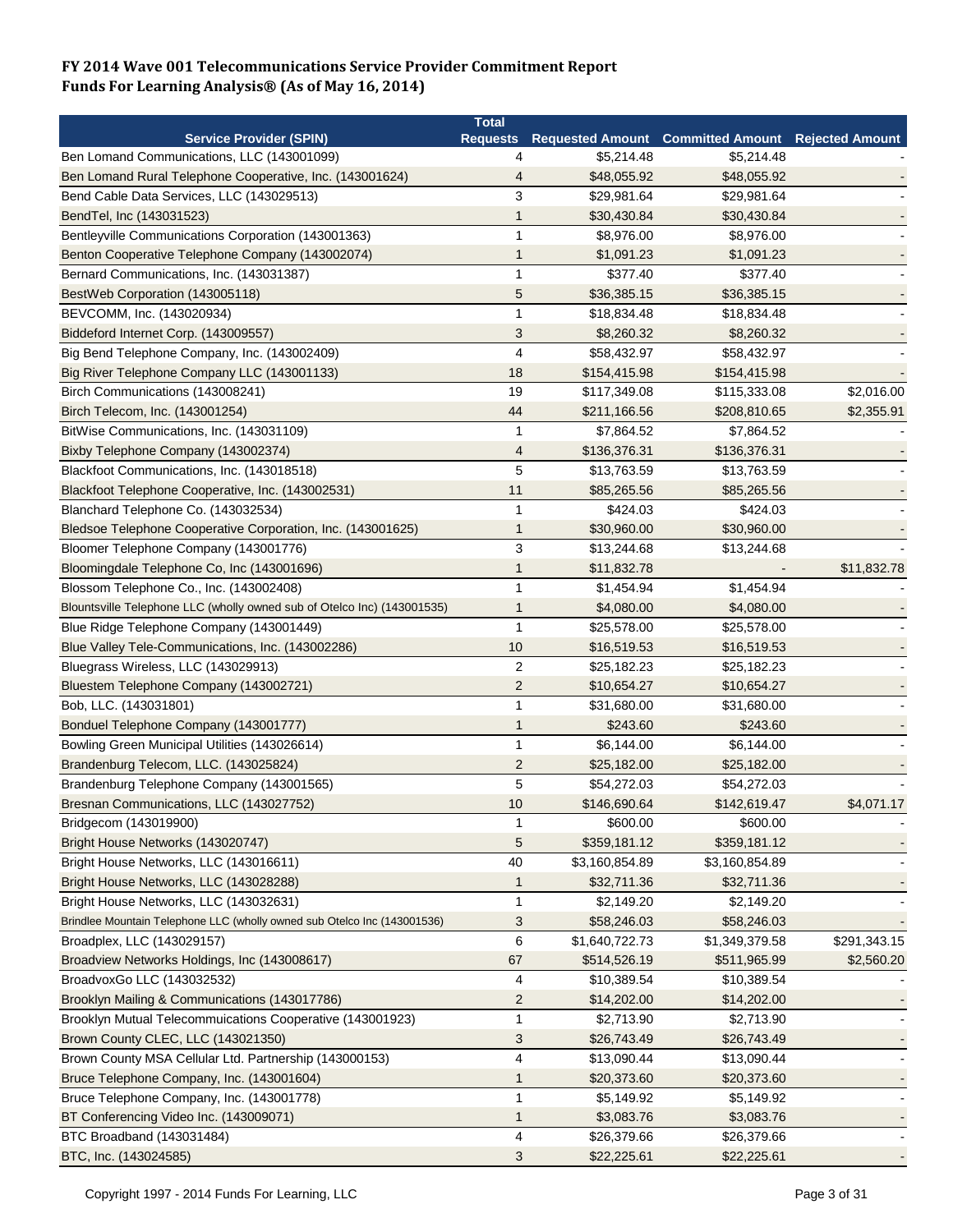**FY 2014 Wave 001 Telecommunications Service Provider Commitment Report**
**Funds For Learning Analysis® (As of May 16, 2014)**

| Service Provider (SPIN) | Total Requests | Requested Amount | Committed Amount | Rejected Amount |
|---|---|---|---|---|
| Ben Lomand Communications, LLC (143001099) | 4 | $5,214.48 | $5,214.48 | - |
| Ben Lomand Rural Telephone Cooperative, Inc. (143001624) | 4 | $48,055.92 | $48,055.92 | - |
| Bend Cable Data Services, LLC (143029513) | 3 | $29,981.64 | $29,981.64 | - |
| BendTel, Inc (143031523) | 1 | $30,430.84 | $30,430.84 | - |
| Bentleyville Communications Corporation (143001363) | 1 | $8,976.00 | $8,976.00 | - |
| Benton Cooperative Telephone Company (143002074) | 1 | $1,091.23 | $1,091.23 | - |
| Bernard Communications, Inc. (143031387) | 1 | $377.40 | $377.40 | - |
| BestWeb Corporation (143005118) | 5 | $36,385.15 | $36,385.15 | - |
| BEVCOMM, Inc. (143020934) | 1 | $18,834.48 | $18,834.48 | - |
| Biddeford Internet Corp. (143009557) | 3 | $8,260.32 | $8,260.32 | - |
| Big Bend Telephone Company, Inc. (143002409) | 4 | $58,432.97 | $58,432.97 | - |
| Big River Telephone Company LLC (143001133) | 18 | $154,415.98 | $154,415.98 | - |
| Birch Communications (143008241) | 19 | $117,349.08 | $115,333.08 | $2,016.00 |
| Birch Telecom, Inc. (143001254) | 44 | $211,166.56 | $208,810.65 | $2,355.91 |
| BitWise Communications, Inc. (143031109) | 1 | $7,864.52 | $7,864.52 | - |
| Bixby Telephone Company (143002374) | 4 | $136,376.31 | $136,376.31 | - |
| Blackfoot Communications, Inc. (143018518) | 5 | $13,763.59 | $13,763.59 | - |
| Blackfoot Telephone Cooperative, Inc. (143002531) | 11 | $85,265.56 | $85,265.56 | - |
| Blanchard Telephone Co. (143032534) | 1 | $424.03 | $424.03 | - |
| Bledsoe Telephone Cooperative Corporation, Inc. (143001625) | 1 | $30,960.00 | $30,960.00 | - |
| Bloomer Telephone Company (143001776) | 3 | $13,244.68 | $13,244.68 | - |
| Bloomingdale Telephone Co, Inc (143001696) | 1 | $11,832.78 | - | $11,832.78 |
| Blossom Telephone Co., Inc. (143002408) | 1 | $1,454.94 | $1,454.94 | - |
| Blountsville Telephone LLC (wholly owned sub of Otelco Inc) (143001535) | 1 | $4,080.00 | $4,080.00 | - |
| Blue Ridge Telephone Company (143001449) | 1 | $25,578.00 | $25,578.00 | - |
| Blue Valley Tele-Communications, Inc. (143002286) | 10 | $16,519.53 | $16,519.53 | - |
| Bluegrass Wireless, LLC (143029913) | 2 | $25,182.23 | $25,182.23 | - |
| Bluestem Telephone Company (143002721) | 2 | $10,654.27 | $10,654.27 | - |
| Bob, LLC. (143031801) | 1 | $31,680.00 | $31,680.00 | - |
| Bonduel Telephone Company (143001777) | 1 | $243.60 | $243.60 | - |
| Bowling Green Municipal Utilities (143026614) | 1 | $6,144.00 | $6,144.00 | - |
| Brandenburg Telecom, LLC. (143025824) | 2 | $25,182.00 | $25,182.00 | - |
| Brandenburg Telephone Company (143001565) | 5 | $54,272.03 | $54,272.03 | - |
| Bresnan Communications, LLC (143027752) | 10 | $146,690.64 | $142,619.47 | $4,071.17 |
| Bridgecom (143019900) | 1 | $600.00 | $600.00 | - |
| Bright House Networks (143020747) | 5 | $359,181.12 | $359,181.12 | - |
| Bright House Networks, LLC (143016611) | 40 | $3,160,854.89 | $3,160,854.89 | - |
| Bright House Networks, LLC (143028288) | 1 | $32,711.36 | $32,711.36 | - |
| Bright House Networks, LLC (143032631) | 1 | $2,149.20 | $2,149.20 | - |
| Brindlee Mountain Telephone LLC (wholly owned sub Otelco Inc (143001536) | 3 | $58,246.03 | $58,246.03 | - |
| Broadplex, LLC (143029157) | 6 | $1,640,722.73 | $1,349,379.58 | $291,343.15 |
| Broadview Networks Holdings, Inc (143008617) | 67 | $514,526.19 | $511,965.99 | $2,560.20 |
| BroadvoxGo LLC (143032532) | 4 | $10,389.54 | $10,389.54 | - |
| Brooklyn Mailing & Communications (143017786) | 2 | $14,202.00 | $14,202.00 | - |
| Brooklyn Mutual Telecommuications Cooperative (143001923) | 1 | $2,713.90 | $2,713.90 | - |
| Brown County CLEC, LLC (143021350) | 3 | $26,743.49 | $26,743.49 | - |
| Brown County MSA Cellular Ltd. Partnership (143000153) | 4 | $13,090.44 | $13,090.44 | - |
| Bruce Telephone Company, Inc. (143001604) | 1 | $20,373.60 | $20,373.60 | - |
| Bruce Telephone Company, Inc. (143001778) | 1 | $5,149.92 | $5,149.92 | - |
| BT Conferencing Video Inc. (143009071) | 1 | $3,083.76 | $3,083.76 | - |
| BTC Broadband (143031484) | 4 | $26,379.66 | $26,379.66 | - |
| BTC, Inc. (143024585) | 3 | $22,225.61 | $22,225.61 | - |

Copyright 1997 - 2014 Funds For Learning, LLC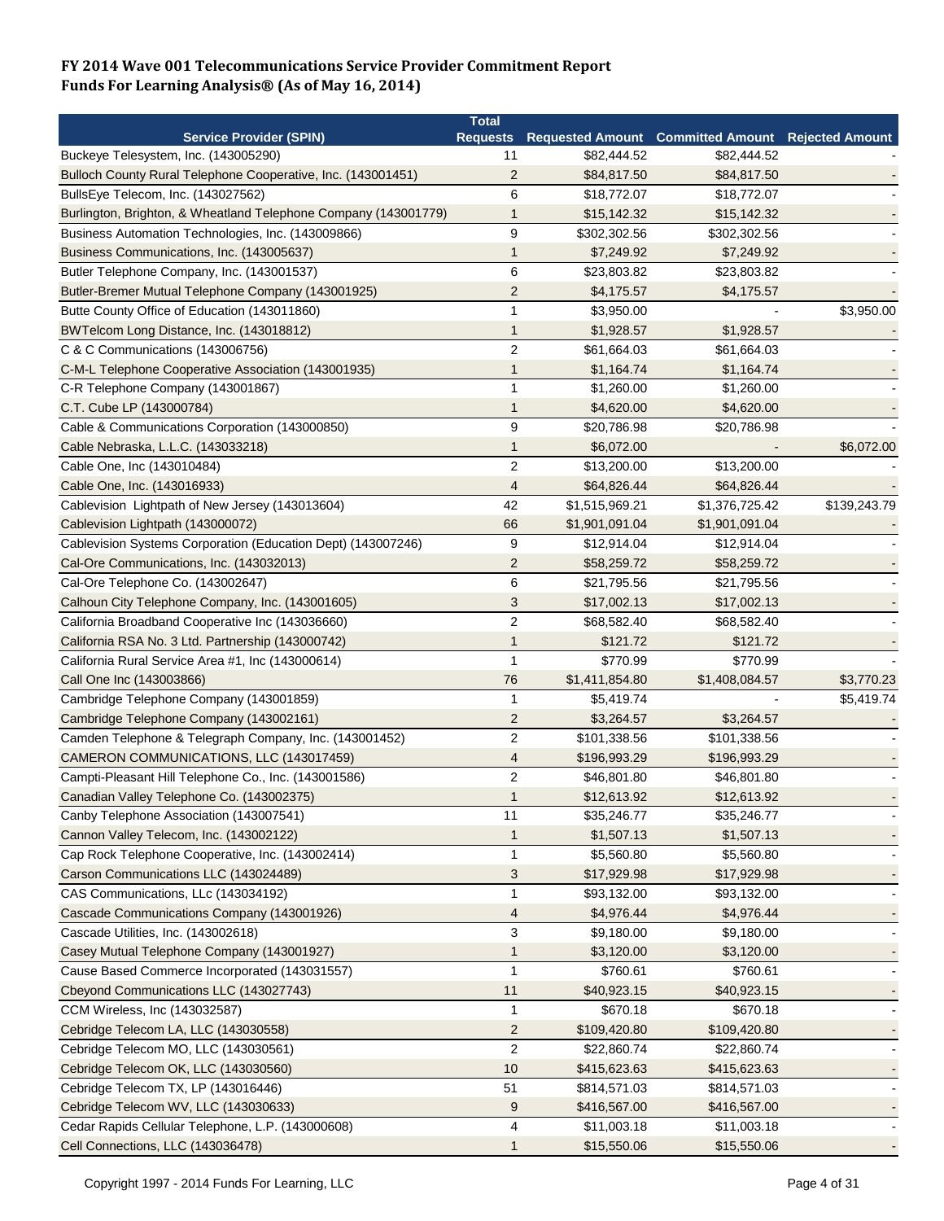**FY 2014 Wave 001 Telecommunications Service Provider Commitment Report**
**Funds For Learning Analysis® (As of May 16, 2014)**

| Service Provider (SPIN) | Total Requests | Requested Amount | Committed Amount | Rejected Amount |
|---|---|---|---|---|
| Buckeye Telesystem, Inc. (143005290) | 11 | $82,444.52 | $82,444.52 | - |
| Bulloch County Rural Telephone Cooperative, Inc. (143001451) | 2 | $84,817.50 | $84,817.50 | - |
| BullsEye Telecom, Inc. (143027562) | 6 | $18,772.07 | $18,772.07 | - |
| Burlington, Brighton, & Wheatland Telephone Company (143001779) | 1 | $15,142.32 | $15,142.32 | - |
| Business Automation Technologies, Inc. (143009866) | 9 | $302,302.56 | $302,302.56 | - |
| Business Communications, Inc. (143005637) | 1 | $7,249.92 | $7,249.92 | - |
| Butler Telephone Company, Inc. (143001537) | 6 | $23,803.82 | $23,803.82 | - |
| Butler-Bremer Mutual Telephone Company (143001925) | 2 | $4,175.57 | $4,175.57 | - |
| Butte County Office of Education (143011860) | 1 | $3,950.00 | - | $3,950.00 |
| BWTelcom Long Distance, Inc. (143018812) | 1 | $1,928.57 | $1,928.57 | - |
| C & C Communications (143006756) | 2 | $61,664.03 | $61,664.03 | - |
| C-M-L Telephone Cooperative Association (143001935) | 1 | $1,164.74 | $1,164.74 | - |
| C-R Telephone Company (143001867) | 1 | $1,260.00 | $1,260.00 | - |
| C.T. Cube LP (143000784) | 1 | $4,620.00 | $4,620.00 | - |
| Cable & Communications Corporation (143000850) | 9 | $20,786.98 | $20,786.98 | - |
| Cable Nebraska, L.L.C. (143033218) | 1 | $6,072.00 | - | $6,072.00 |
| Cable One, Inc (143010484) | 2 | $13,200.00 | $13,200.00 | - |
| Cable One, Inc. (143016933) | 4 | $64,826.44 | $64,826.44 | - |
| Cablevision Lightpath of New Jersey (143013604) | 42 | $1,515,969.21 | $1,376,725.42 | $139,243.79 |
| Cablevision Lightpath (143000072) | 66 | $1,901,091.04 | $1,901,091.04 | - |
| Cablevision Systems Corporation (Education Dept) (143007246) | 9 | $12,914.04 | $12,914.04 | - |
| Cal-Ore Communications, Inc. (143032013) | 2 | $58,259.72 | $58,259.72 | - |
| Cal-Ore Telephone Co. (143002647) | 6 | $21,795.56 | $21,795.56 | - |
| Calhoun City Telephone Company, Inc. (143001605) | 3 | $17,002.13 | $17,002.13 | - |
| California Broadband Cooperative Inc (143036660) | 2 | $68,582.40 | $68,582.40 | - |
| California RSA No. 3 Ltd. Partnership (143000742) | 1 | $121.72 | $121.72 | - |
| California Rural Service Area #1, Inc (143000614) | 1 | $770.99 | $770.99 | - |
| Call One Inc (143003866) | 76 | $1,411,854.80 | $1,408,084.57 | $3,770.23 |
| Cambridge Telephone Company (143001859) | 1 | $5,419.74 | - | $5,419.74 |
| Cambridge Telephone Company (143002161) | 2 | $3,264.57 | $3,264.57 | - |
| Camden Telephone & Telegraph Company, Inc. (143001452) | 2 | $101,338.56 | $101,338.56 | - |
| CAMERON COMMUNICATIONS, LLC (143017459) | 4 | $196,993.29 | $196,993.29 | - |
| Campti-Pleasant Hill Telephone Co., Inc. (143001586) | 2 | $46,801.80 | $46,801.80 | - |
| Canadian Valley Telephone Co. (143002375) | 1 | $12,613.92 | $12,613.92 | - |
| Canby Telephone Association (143007541) | 11 | $35,246.77 | $35,246.77 | - |
| Cannon Valley Telecom, Inc. (143002122) | 1 | $1,507.13 | $1,507.13 | - |
| Cap Rock Telephone Cooperative, Inc. (143002414) | 1 | $5,560.80 | $5,560.80 | - |
| Carson Communications LLC (143024489) | 3 | $17,929.98 | $17,929.98 | - |
| CAS Communications, LLc (143034192) | 1 | $93,132.00 | $93,132.00 | - |
| Cascade Communications Company (143001926) | 4 | $4,976.44 | $4,976.44 | - |
| Cascade Utilities, Inc. (143002618) | 3 | $9,180.00 | $9,180.00 | - |
| Casey Mutual Telephone Company (143001927) | 1 | $3,120.00 | $3,120.00 | - |
| Cause Based Commerce Incorporated (143031557) | 1 | $760.61 | $760.61 | - |
| Cbeyond Communications LLC (143027743) | 11 | $40,923.15 | $40,923.15 | - |
| CCM Wireless, Inc (143032587) | 1 | $670.18 | $670.18 | - |
| Cebridge Telecom LA, LLC (143030558) | 2 | $109,420.80 | $109,420.80 | - |
| Cebridge Telecom MO, LLC (143030561) | 2 | $22,860.74 | $22,860.74 | - |
| Cebridge Telecom OK, LLC (143030560) | 10 | $415,623.63 | $415,623.63 | - |
| Cebridge Telecom TX, LP (143016446) | 51 | $814,571.03 | $814,571.03 | - |
| Cebridge Telecom WV, LLC (143030633) | 9 | $416,567.00 | $416,567.00 | - |
| Cedar Rapids Cellular Telephone, L.P. (143000608) | 4 | $11,003.18 | $11,003.18 | - |
| Cell Connections, LLC (143036478) | 1 | $15,550.06 | $15,550.06 | - |

Copyright 1997 - 2014 Funds For Learning, LLC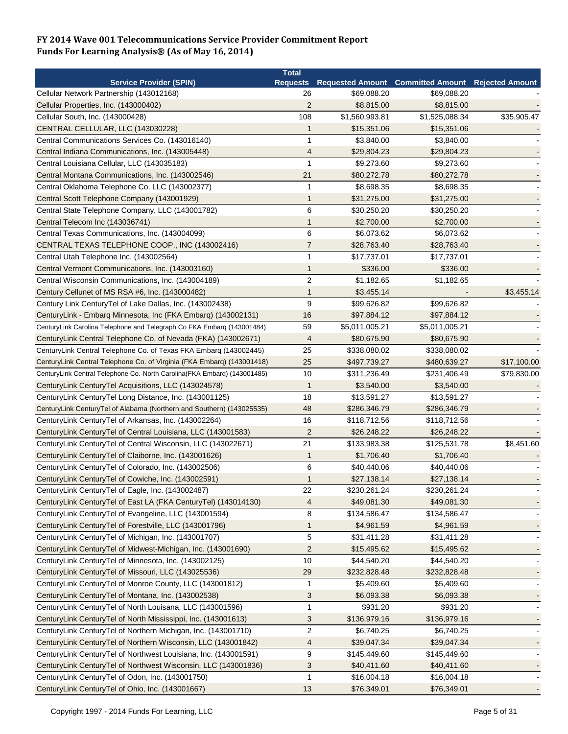# FY 2014 Wave 001 Telecommunications Service Provider Commitment Report
## Funds For Learning Analysis® (As of May 16, 2014)

| Service Provider (SPIN) | Total Requests | Requested Amount | Committed Amount | Rejected Amount |
|---|---|---|---|---|
| Cellular Network Partnership (143012168) | 26 | $69,088.20 | $69,088.20 | - |
| Cellular Properties, Inc. (143000402) | 2 | $8,815.00 | $8,815.00 | - |
| Cellular South, Inc. (143000428) | 108 | $1,560,993.81 | $1,525,088.34 | $35,905.47 |
| CENTRAL CELLULAR, LLC (143030228) | 1 | $15,351.06 | $15,351.06 | - |
| Central Communications Services Co. (143016140) | 1 | $3,840.00 | $3,840.00 | - |
| Central Indiana Communications, Inc. (143005448) | 4 | $29,804.23 | $29,804.23 | - |
| Central Louisiana Cellular, LLC (143035183) | 1 | $9,273.60 | $9,273.60 | - |
| Central Montana Communications, Inc. (143002546) | 21 | $80,272.78 | $80,272.78 | - |
| Central Oklahoma Telephone Co. LLC (143002377) | 1 | $8,698.35 | $8,698.35 | - |
| Central Scott Telephone Company (143001929) | 1 | $31,275.00 | $31,275.00 | - |
| Central State Telephone Company, LLC (143001782) | 6 | $30,250.20 | $30,250.20 | - |
| Central Telecom Inc (143036741) | 1 | $2,700.00 | $2,700.00 | - |
| Central Texas Communications, Inc. (143004099) | 6 | $6,073.62 | $6,073.62 | - |
| CENTRAL TEXAS TELEPHONE COOP., INC (143002416) | 7 | $28,763.40 | $28,763.40 | - |
| Central Utah Telephone Inc. (143002564) | 1 | $17,737.01 | $17,737.01 | - |
| Central Vermont Communications, Inc. (143003160) | 1 | $336.00 | $336.00 | - |
| Central Wisconsin Communications, Inc. (143004189) | 2 | $1,182.65 | $1,182.65 | - |
| Century Cellunet of MS RSA #6, Inc. (143000482) | 1 | $3,455.14 | - | $3,455.14 |
| Century Link CenturyTel of Lake Dallas, Inc. (143002438) | 9 | $99,626.82 | $99,626.82 | - |
| CenturyLink - Embarq Minnesota, Inc (FKA Embarq) (143002131) | 16 | $97,884.12 | $97,884.12 | - |
| CenturyLink Carolina Telephone and Telegraph Co FKA Embarq (143001484) | 59 | $5,011,005.21 | $5,011,005.21 | - |
| CenturyLink Central Telephone Co. of Nevada (FKA) (143002671) | 4 | $80,675.90 | $80,675.90 | - |
| CenturyLink Central Telephone Co. of Texas FKA Embarq (143002445) | 25 | $338,080.02 | $338,080.02 | - |
| CenturyLink Central Telephone Co. of Virginia (FKA Embarq) (143001418) | 25 | $497,739.27 | $480,639.27 | $17,100.00 |
| CenturyLink Central Telephone Co.-North Carolina(FKA Embarq) (143001485) | 10 | $311,236.49 | $231,406.49 | $79,830.00 |
| CenturyLink CenturyTel Acquisitions, LLC (143024578) | 1 | $3,540.00 | $3,540.00 | - |
| CenturyLink CenturyTel Long Distance, Inc. (143001125) | 18 | $13,591.27 | $13,591.27 | - |
| CenturyLink CenturyTel of Alabama (Northern and Southern) (143025535) | 48 | $286,346.79 | $286,346.79 | - |
| CenturyLink CenturyTel of Arkansas, Inc. (143002264) | 16 | $118,712.56 | $118,712.56 | - |
| CenturyLink CenturyTel of Central Louisiana, LLC (143001583) | 2 | $26,248.22 | $26,248.22 | - |
| CenturyLink CenturyTel of Central Wisconsin, LLC (143022671) | 21 | $133,983.38 | $125,531.78 | $8,451.60 |
| CenturyLink CenturyTel of Claiborne, Inc. (143001626) | 1 | $1,706.40 | $1,706.40 | - |
| CenturyLink CenturyTel of Colorado, Inc. (143002506) | 6 | $40,440.06 | $40,440.06 | - |
| CenturyLink CenturyTel of Cowiche, Inc. (143002591) | 1 | $27,138.14 | $27,138.14 | - |
| CenturyLink CenturyTel of Eagle, Inc. (143002487) | 22 | $230,261.24 | $230,261.24 | - |
| CenturyLink CenturyTel of East LA (FKA CenturyTel) (143014130) | 4 | $49,081.30 | $49,081.30 | - |
| CenturyLink CenturyTel of Evangeline, LLC (143001594) | 8 | $134,586.47 | $134,586.47 | - |
| CenturyLink CenturyTel of Forestville, LLC (143001796) | 1 | $4,961.59 | $4,961.59 | - |
| CenturyLink CenturyTel of Michigan, Inc. (143001707) | 5 | $31,411.28 | $31,411.28 | - |
| CenturyLink CenturyTel of Midwest-Michigan, Inc. (143001690) | 2 | $15,495.62 | $15,495.62 | - |
| CenturyLink CenturyTel of Minnesota, Inc. (143002125) | 10 | $44,540.20 | $44,540.20 | - |
| CenturyLink CenturyTel of Missouri, LLC (143025536) | 29 | $232,828.48 | $232,828.48 | - |
| CenturyLink CenturyTel of Monroe County, LLC (143001812) | 1 | $5,409.60 | $5,409.60 | - |
| CenturyLink CenturyTel of Montana, Inc. (143002538) | 3 | $6,093.38 | $6,093.38 | - |
| CenturyLink CenturyTel of North Louisana, LLC (143001596) | 1 | $931.20 | $931.20 | - |
| CenturyLink CenturyTel of North Mississippi, Inc. (143001613) | 3 | $136,979.16 | $136,979.16 | - |
| CenturyLink CenturyTel of Northern Michigan, Inc. (143001710) | 2 | $6,740.25 | $6,740.25 | - |
| CenturyLink CenturyTel of Northern Wisconsin, LLC (143001842) | 4 | $39,047.34 | $39,047.34 | - |
| CenturyLink CenturyTel of Northwest Louisiana, Inc. (143001591) | 9 | $145,449.60 | $145,449.60 | - |
| CenturyLink CenturyTel of Northwest Wisconsin, LLC (143001836) | 3 | $40,411.60 | $40,411.60 | - |
| CenturyLink CenturyTel of Odon, Inc. (143001750) | 1 | $16,004.18 | $16,004.18 | - |
| CenturyLink CenturyTel of Ohio, Inc. (143001667) | 13 | $76,349.01 | $76,349.01 | - |

Copyright 1997 - 2014 Funds For Learning, LLC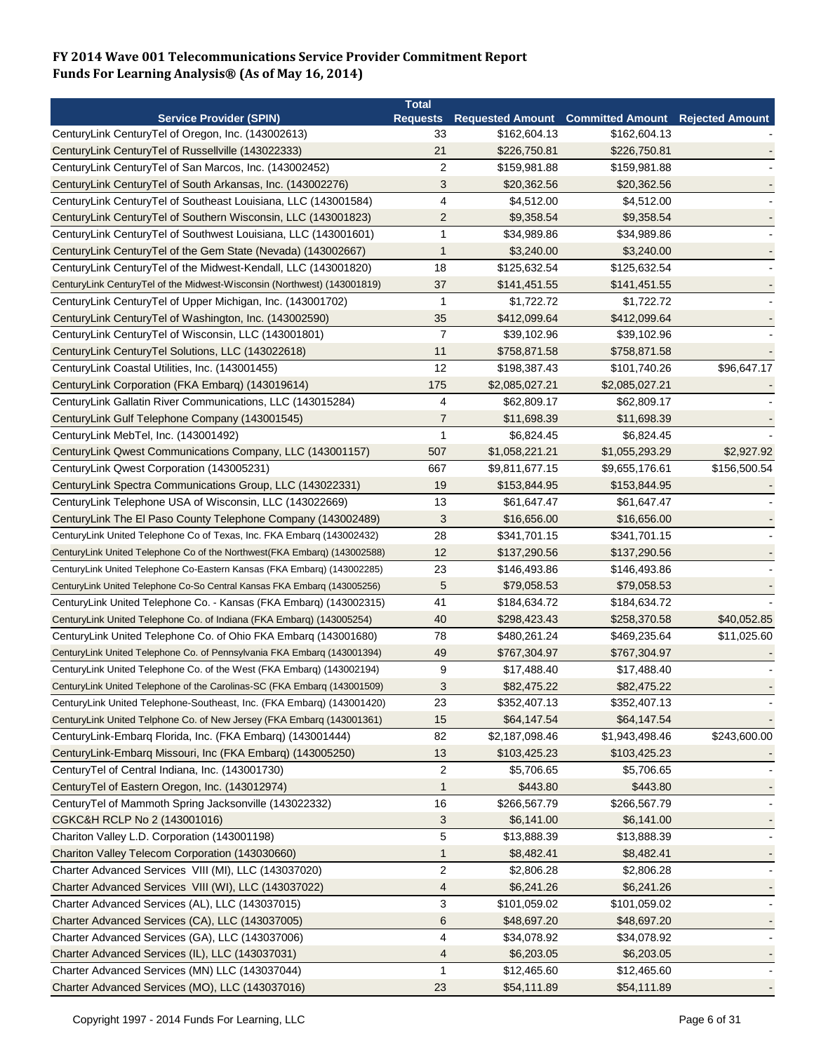**FY 2014 Wave 001 Telecommunications Service Provider Commitment Report**
**Funds For Learning Analysis® (As of May 16, 2014)**

| Service Provider (SPIN) | Total Requests | Requested Amount | Committed Amount | Rejected Amount |
|---|---|---|---|---|
| CenturyLink CenturyTel of Oregon, Inc. (143002613) | 33 | $162,604.13 | $162,604.13 | - |
| CenturyLink CenturyTel of Russellville (143022333) | 21 | $226,750.81 | $226,750.81 | - |
| CenturyLink CenturyTel of San Marcos, Inc. (143002452) | 2 | $159,981.88 | $159,981.88 | - |
| CenturyLink CenturyTel of South Arkansas, Inc. (143002276) | 3 | $20,362.56 | $20,362.56 | - |
| CenturyLink CenturyTel of Southeast Louisiana, LLC (143001584) | 4 | $4,512.00 | $4,512.00 | - |
| CenturyLink CenturyTel of Southern Wisconsin, LLC (143001823) | 2 | $9,358.54 | $9,358.54 | - |
| CenturyLink CenturyTel of Southwest Louisiana, LLC (143001601) | 1 | $34,989.86 | $34,989.86 | - |
| CenturyLink CenturyTel of the Gem State (Nevada) (143002667) | 1 | $3,240.00 | $3,240.00 | - |
| CenturyLink CenturyTel of the Midwest-Kendall, LLC (143001820) | 18 | $125,632.54 | $125,632.54 | - |
| CenturyLink CenturyTel of the Midwest-Wisconsin (Northwest) (143001819) | 37 | $141,451.55 | $141,451.55 | - |
| CenturyLink CenturyTel of Upper Michigan, Inc. (143001702) | 1 | $1,722.72 | $1,722.72 | - |
| CenturyLink CenturyTel of Washington, Inc. (143002590) | 35 | $412,099.64 | $412,099.64 | - |
| CenturyLink CenturyTel of Wisconsin, LLC (143001801) | 7 | $39,102.96 | $39,102.96 | - |
| CenturyLink CenturyTel Solutions, LLC (143022618) | 11 | $758,871.58 | $758,871.58 | - |
| CenturyLink Coastal Utilities, Inc. (143001455) | 12 | $198,387.43 | $101,740.26 | $96,647.17 |
| CenturyLink Corporation (FKA Embarq) (143019614) | 175 | $2,085,027.21 | $2,085,027.21 | - |
| CenturyLink Gallatin River Communications, LLC (143015284) | 4 | $62,809.17 | $62,809.17 | - |
| CenturyLink Gulf Telephone Company (143001545) | 7 | $11,698.39 | $11,698.39 | - |
| CenturyLink MebTel, Inc. (143001492) | 1 | $6,824.45 | $6,824.45 | - |
| CenturyLink Qwest Communications Company, LLC (143001157) | 507 | $1,058,221.21 | $1,055,293.29 | $2,927.92 |
| CenturyLink Qwest Corporation (143005231) | 667 | $9,811,677.15 | $9,655,176.61 | $156,500.54 |
| CenturyLink Spectra Communications Group, LLC (143022331) | 19 | $153,844.95 | $153,844.95 | - |
| CenturyLink Telephone USA of Wisconsin, LLC (143022669) | 13 | $61,647.47 | $61,647.47 | - |
| CenturyLink The El Paso County Telephone Company (143002489) | 3 | $16,656.00 | $16,656.00 | - |
| CenturyLink United Telephone Co of Texas, Inc. FKA Embarq (143002432) | 28 | $341,701.15 | $341,701.15 | - |
| CenturyLink United Telephone Co of the Northwest(FKA Embarq) (143002588) | 12 | $137,290.56 | $137,290.56 | - |
| CenturyLink United Telephone Co-Eastern Kansas (FKA Embarq) (143002285) | 23 | $146,493.86 | $146,493.86 | - |
| CenturyLink United Telephone Co-So Central Kansas FKA Embarq (143005256) | 5 | $79,058.53 | $79,058.53 | - |
| CenturyLink United Telephone Co. - Kansas (FKA Embarq) (143002315) | 41 | $184,634.72 | $184,634.72 | - |
| CenturyLink United Telephone Co. of Indiana (FKA Embarq) (143005254) | 40 | $298,423.43 | $258,370.58 | $40,052.85 |
| CenturyLink United Telephone Co. of Ohio FKA Embarq (143001680) | 78 | $480,261.24 | $469,235.64 | $11,025.60 |
| CenturyLink United Telephone Co. of Pennsylvania FKA Embarq (143001394) | 49 | $767,304.97 | $767,304.97 | - |
| CenturyLink United Telephone Co. of the West (FKA Embarq) (143002194) | 9 | $17,488.40 | $17,488.40 | - |
| CenturyLink United Telephone of the Carolinas-SC (FKA Embarq (143001509) | 3 | $82,475.22 | $82,475.22 | - |
| CenturyLink United Telephone-Southeast, Inc. (FKA Embarq) (143001420) | 23 | $352,407.13 | $352,407.13 | - |
| CenturyLink United Telphone Co. of New Jersey (FKA Embarq (143001361) | 15 | $64,147.54 | $64,147.54 | - |
| CenturyLink-Embarq Florida, Inc. (FKA Embarq) (143001444) | 82 | $2,187,098.46 | $1,943,498.46 | $243,600.00 |
| CenturyLink-Embarq Missouri, Inc (FKA Embarq) (143005250) | 13 | $103,425.23 | $103,425.23 | - |
| CenturyTel of Central Indiana, Inc. (143001730) | 2 | $5,706.65 | $5,706.65 | - |
| CenturyTel of Eastern Oregon, Inc. (143012974) | 1 | $443.80 | $443.80 | - |
| CenturyTel of Mammoth Spring Jacksonville (143022332) | 16 | $266,567.79 | $266,567.79 | - |
| CGKC&H RCLP No 2 (143001016) | 3 | $6,141.00 | $6,141.00 | - |
| Chariton Valley L.D. Corporation (143001198) | 5 | $13,888.39 | $13,888.39 | - |
| Chariton Valley Telecom Corporation (143030660) | 1 | $8,482.41 | $8,482.41 | - |
| Charter Advanced Services VIII (MI), LLC (143037020) | 2 | $2,806.28 | $2,806.28 | - |
| Charter Advanced Services VIII (WI), LLC (143037022) | 4 | $6,241.26 | $6,241.26 | - |
| Charter Advanced Services (AL), LLC (143037015) | 3 | $101,059.02 | $101,059.02 | - |
| Charter Advanced Services (CA), LLC (143037005) | 6 | $48,697.20 | $48,697.20 | - |
| Charter Advanced Services (GA), LLC (143037006) | 4 | $34,078.92 | $34,078.92 | - |
| Charter Advanced Services (IL), LLC (143037031) | 4 | $6,203.05 | $6,203.05 | - |
| Charter Advanced Services (MN) LLC (143037044) | 1 | $12,465.60 | $12,465.60 | - |
| Charter Advanced Services (MO), LLC (143037016) | 23 | $54,111.89 | $54,111.89 | - |

Copyright 1997 - 2014 Funds For Learning, LLC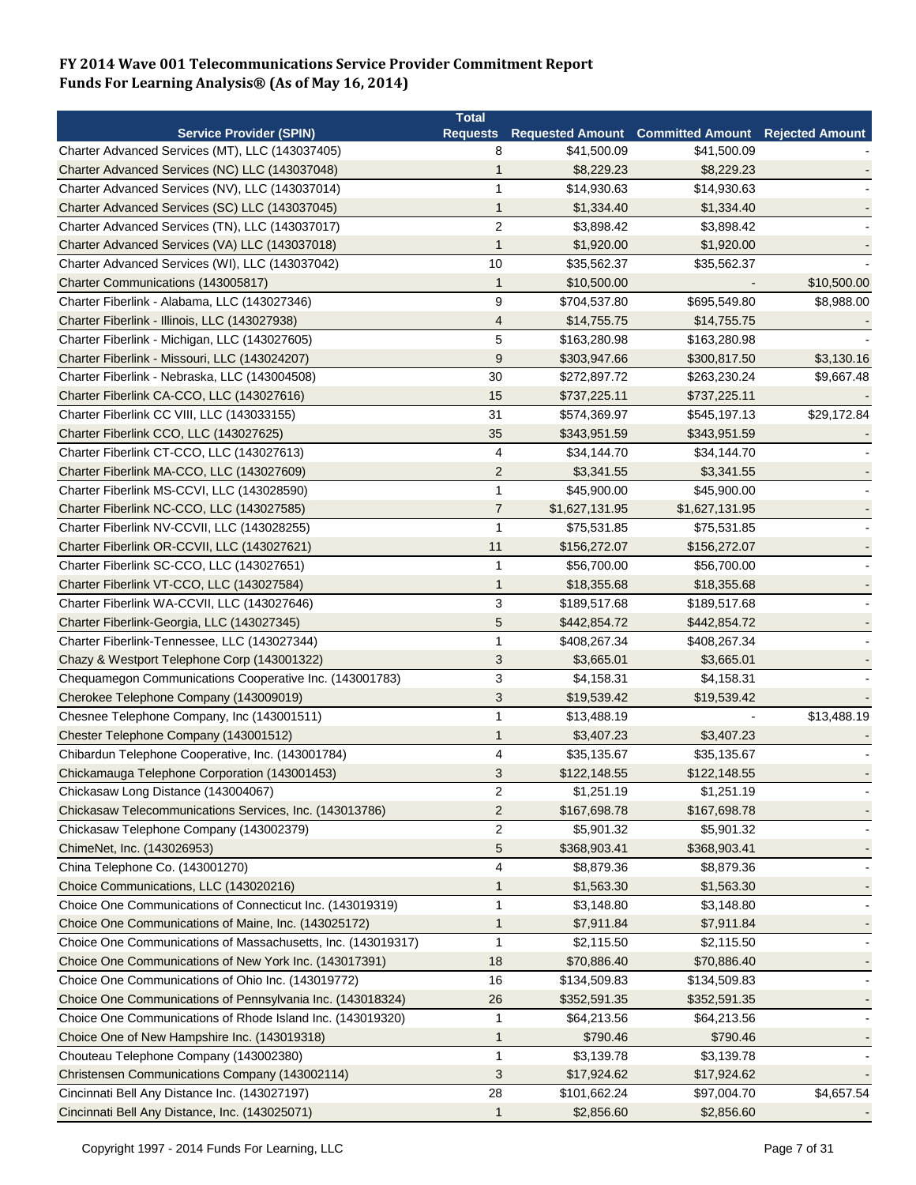# FY 2014 Wave 001 Telecommunications Service Provider Commitment Report
## Funds For Learning Analysis® (As of May 16, 2014)

| Service Provider (SPIN) | Total Requests | Requested Amount | Committed Amount | Rejected Amount |
|---|---|---|---|---|
| Charter Advanced Services (MT), LLC (143037405) | 8 | $41,500.09 | $41,500.09 | - |
| Charter Advanced Services (NC) LLC (143037048) | 1 | $8,229.23 | $8,229.23 | - |
| Charter Advanced Services (NV), LLC (143037014) | 1 | $14,930.63 | $14,930.63 | - |
| Charter Advanced Services (SC) LLC (143037045) | 1 | $1,334.40 | $1,334.40 | - |
| Charter Advanced Services (TN), LLC (143037017) | 2 | $3,898.42 | $3,898.42 | - |
| Charter Advanced Services (VA) LLC (143037018) | 1 | $1,920.00 | $1,920.00 | - |
| Charter Advanced Services (WI), LLC (143037042) | 10 | $35,562.37 | $35,562.37 | - |
| Charter Communications (143005817) | 1 | $10,500.00 | - | $10,500.00 |
| Charter Fiberlink - Alabama, LLC (143027346) | 9 | $704,537.80 | $695,549.80 | $8,988.00 |
| Charter Fiberlink - Illinois, LLC (143027938) | 4 | $14,755.75 | $14,755.75 | - |
| Charter Fiberlink - Michigan, LLC (143027605) | 5 | $163,280.98 | $163,280.98 | - |
| Charter Fiberlink - Missouri, LLC (143024207) | 9 | $303,947.66 | $300,817.50 | $3,130.16 |
| Charter Fiberlink - Nebraska, LLC (143004508) | 30 | $272,897.72 | $263,230.24 | $9,667.48 |
| Charter Fiberlink CA-CCO, LLC (143027616) | 15 | $737,225.11 | $737,225.11 | - |
| Charter Fiberlink CC VIII, LLC (143033155) | 31 | $574,369.97 | $545,197.13 | $29,172.84 |
| Charter Fiberlink CCO, LLC (143027625) | 35 | $343,951.59 | $343,951.59 | - |
| Charter Fiberlink CT-CCO, LLC (143027613) | 4 | $34,144.70 | $34,144.70 | - |
| Charter Fiberlink MA-CCO, LLC (143027609) | 2 | $3,341.55 | $3,341.55 | - |
| Charter Fiberlink MS-CCVI, LLC (143028590) | 1 | $45,900.00 | $45,900.00 | - |
| Charter Fiberlink NC-CCO, LLC (143027585) | 7 | $1,627,131.95 | $1,627,131.95 | - |
| Charter Fiberlink NV-CCVII, LLC (143028255) | 1 | $75,531.85 | $75,531.85 | - |
| Charter Fiberlink OR-CCVII, LLC (143027621) | 11 | $156,272.07 | $156,272.07 | - |
| Charter Fiberlink SC-CCO, LLC (143027651) | 1 | $56,700.00 | $56,700.00 | - |
| Charter Fiberlink VT-CCO, LLC (143027584) | 1 | $18,355.68 | $18,355.68 | - |
| Charter Fiberlink WA-CCVII, LLC (143027646) | 3 | $189,517.68 | $189,517.68 | - |
| Charter Fiberlink-Georgia, LLC (143027345) | 5 | $442,854.72 | $442,854.72 | - |
| Charter Fiberlink-Tennessee, LLC (143027344) | 1 | $408,267.34 | $408,267.34 | - |
| Chazy & Westport Telephone Corp (143001322) | 3 | $3,665.01 | $3,665.01 | - |
| Chequamegon Communications Cooperative Inc. (143001783) | 3 | $4,158.31 | $4,158.31 | - |
| Cherokee Telephone Company (143009019) | 3 | $19,539.42 | $19,539.42 | - |
| Chesnee Telephone Company, Inc (143001511) | 1 | $13,488.19 | - | $13,488.19 |
| Chester Telephone Company (143001512) | 1 | $3,407.23 | $3,407.23 | - |
| Chibardun Telephone Cooperative, Inc. (143001784) | 4 | $35,135.67 | $35,135.67 | - |
| Chickamauga Telephone Corporation (143001453) | 3 | $122,148.55 | $122,148.55 | - |
| Chickasaw Long Distance (143004067) | 2 | $1,251.19 | $1,251.19 | - |
| Chickasaw Telecommunications Services, Inc. (143013786) | 2 | $167,698.78 | $167,698.78 | - |
| Chickasaw Telephone Company (143002379) | 2 | $5,901.32 | $5,901.32 | - |
| ChimeNet, Inc. (143026953) | 5 | $368,903.41 | $368,903.41 | - |
| China Telephone Co. (143001270) | 4 | $8,879.36 | $8,879.36 | - |
| Choice Communications, LLC (143020216) | 1 | $1,563.30 | $1,563.30 | - |
| Choice One Communications of Connecticut Inc. (143019319) | 1 | $3,148.80 | $3,148.80 | - |
| Choice One Communications of Maine, Inc. (143025172) | 1 | $7,911.84 | $7,911.84 | - |
| Choice One Communications of Massachusetts, Inc. (143019317) | 1 | $2,115.50 | $2,115.50 | - |
| Choice One Communications of New York Inc. (143017391) | 18 | $70,886.40 | $70,886.40 | - |
| Choice One Communications of Ohio Inc. (143019772) | 16 | $134,509.83 | $134,509.83 | - |
| Choice One Communications of Pennsylvania Inc. (143018324) | 26 | $352,591.35 | $352,591.35 | - |
| Choice One Communications of Rhode Island Inc. (143019320) | 1 | $64,213.56 | $64,213.56 | - |
| Choice One of New Hampshire Inc. (143019318) | 1 | $790.46 | $790.46 | - |
| Chouteau Telephone Company (143002380) | 1 | $3,139.78 | $3,139.78 | - |
| Christensen Communications Company (143002114) | 3 | $17,924.62 | $17,924.62 | - |
| Cincinnati Bell Any Distance Inc. (143027197) | 28 | $101,662.24 | $97,004.70 | $4,657.54 |
| Cincinnati Bell Any Distance, Inc. (143025071) | 1 | $2,856.60 | $2,856.60 | - |

Copyright 1997 - 2014 Funds For Learning, LLC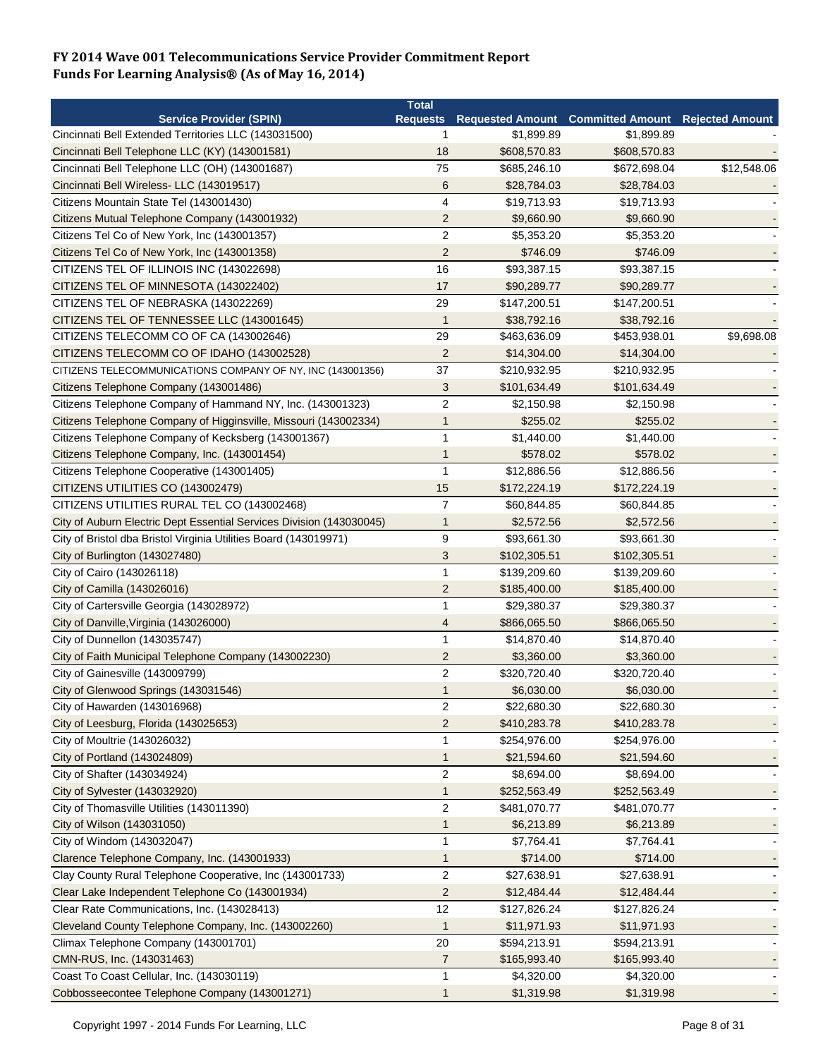**FY 2014 Wave 001 Telecommunications Service Provider Commitment Report**
**Funds For Learning Analysis® (As of May 16, 2014)**

| Service Provider (SPIN) | Total Requests | Requested Amount | Committed Amount | Rejected Amount |
|---|---|---|---|---|
| Cincinnati Bell Extended Territories LLC (143031500) | 1 | $1,899.89 | $1,899.89 | - |
| Cincinnati Bell Telephone LLC (KY) (143001581) | 18 | $608,570.83 | $608,570.83 | - |
| Cincinnati Bell Telephone LLC (OH) (143001687) | 75 | $685,246.10 | $672,698.04 | $12,548.06 |
| Cincinnati Bell Wireless- LLC (143019517) | 6 | $28,784.03 | $28,784.03 | - |
| Citizens Mountain State Tel (143001430) | 4 | $19,713.93 | $19,713.93 | - |
| Citizens Mutual Telephone Company (143001932) | 2 | $9,660.90 | $9,660.90 | - |
| Citizens Tel Co of New York, Inc (143001357) | 2 | $5,353.20 | $5,353.20 | - |
| Citizens Tel Co of New York, Inc (143001358) | 2 | $746.09 | $746.09 | - |
| CITIZENS TEL OF ILLINOIS INC (143022698) | 16 | $93,387.15 | $93,387.15 | - |
| CITIZENS TEL OF MINNESOTA (143022402) | 17 | $90,289.77 | $90,289.77 | - |
| CITIZENS TEL OF NEBRASKA (143022269) | 29 | $147,200.51 | $147,200.51 | - |
| CITIZENS TEL OF TENNESSEE LLC (143001645) | 1 | $38,792.16 | $38,792.16 | - |
| CITIZENS TELECOMM CO OF CA (143002646) | 29 | $463,636.09 | $453,938.01 | $9,698.08 |
| CITIZENS TELECOMM CO OF IDAHO (143002528) | 2 | $14,304.00 | $14,304.00 | - |
| CITIZENS TELECOMMUNICATIONS COMPANY OF NY, INC (143001356) | 37 | $210,932.95 | $210,932.95 | - |
| Citizens Telephone Company (143001486) | 3 | $101,634.49 | $101,634.49 | - |
| Citizens Telephone Company of Hammand NY, Inc. (143001323) | 2 | $2,150.98 | $2,150.98 | - |
| Citizens Telephone Company of Higginsville, Missouri (143002334) | 1 | $255.02 | $255.02 | - |
| Citizens Telephone Company of Kecksberg (143001367) | 1 | $1,440.00 | $1,440.00 | - |
| Citizens Telephone Company, Inc. (143001454) | 1 | $578.02 | $578.02 | - |
| Citizens Telephone Cooperative (143001405) | 1 | $12,886.56 | $12,886.56 | - |
| CITIZENS UTILITIES CO (143002479) | 15 | $172,224.19 | $172,224.19 | - |
| CITIZENS UTILITIES RURAL TEL CO (143002468) | 7 | $60,844.85 | $60,844.85 | - |
| City of Auburn Electric Dept Essential Services Division (143030045) | 1 | $2,572.56 | $2,572.56 | - |
| City of Bristol dba Bristol Virginia Utilities Board (143019971) | 9 | $93,661.30 | $93,661.30 | - |
| City of Burlington (143027480) | 3 | $102,305.51 | $102,305.51 | - |
| City of Cairo (143026118) | 1 | $139,209.60 | $139,209.60 | - |
| City of Camilla (143026016) | 2 | $185,400.00 | $185,400.00 | - |
| City of Cartersville Georgia (143028972) | 1 | $29,380.37 | $29,380.37 | - |
| City of Danville,Virginia (143026000) | 4 | $866,065.50 | $866,065.50 | - |
| City of Dunnellon (143035747) | 1 | $14,870.40 | $14,870.40 | - |
| City of Faith Municipal Telephone Company (143002230) | 2 | $3,360.00 | $3,360.00 | - |
| City of Gainesville (143009799) | 2 | $320,720.40 | $320,720.40 | - |
| City of Glenwood Springs (143031546) | 1 | $6,030.00 | $6,030.00 | - |
| City of Hawarden (143016968) | 2 | $22,680.30 | $22,680.30 | - |
| City of Leesburg, Florida (143025653) | 2 | $410,283.78 | $410,283.78 | - |
| City of Moultrie (143026032) | 1 | $254,976.00 | $254,976.00 | - |
| City of Portland (143024809) | 1 | $21,594.60 | $21,594.60 | - |
| City of Shafter (143034924) | 2 | $8,694.00 | $8,694.00 | - |
| City of Sylvester (143032920) | 1 | $252,563.49 | $252,563.49 | - |
| City of Thomasville Utilities (143011390) | 2 | $481,070.77 | $481,070.77 | - |
| City of Wilson (143031050) | 1 | $6,213.89 | $6,213.89 | - |
| City of Windom (143032047) | 1 | $7,764.41 | $7,764.41 | - |
| Clarence Telephone Company, Inc. (143001933) | 1 | $714.00 | $714.00 | - |
| Clay County Rural Telephone Cooperative, Inc (143001733) | 2 | $27,638.91 | $27,638.91 | - |
| Clear Lake Independent Telephone Co (143001934) | 2 | $12,484.44 | $12,484.44 | - |
| Clear Rate Communications, Inc. (143028413) | 12 | $127,826.24 | $127,826.24 | - |
| Cleveland County Telephone Company, Inc. (143002260) | 1 | $11,971.93 | $11,971.93 | - |
| Climax Telephone Company (143001701) | 20 | $594,213.91 | $594,213.91 | - |
| CMN-RUS, Inc. (143031463) | 7 | $165,993.40 | $165,993.40 | - |
| Coast To Coast Cellular, Inc. (143030119) | 1 | $4,320.00 | $4,320.00 | - |
| Cobbosseecontee Telephone Company (143001271) | 1 | $1,319.98 | $1,319.98 | - |

Copyright 1997 - 2014 Funds For Learning, LLC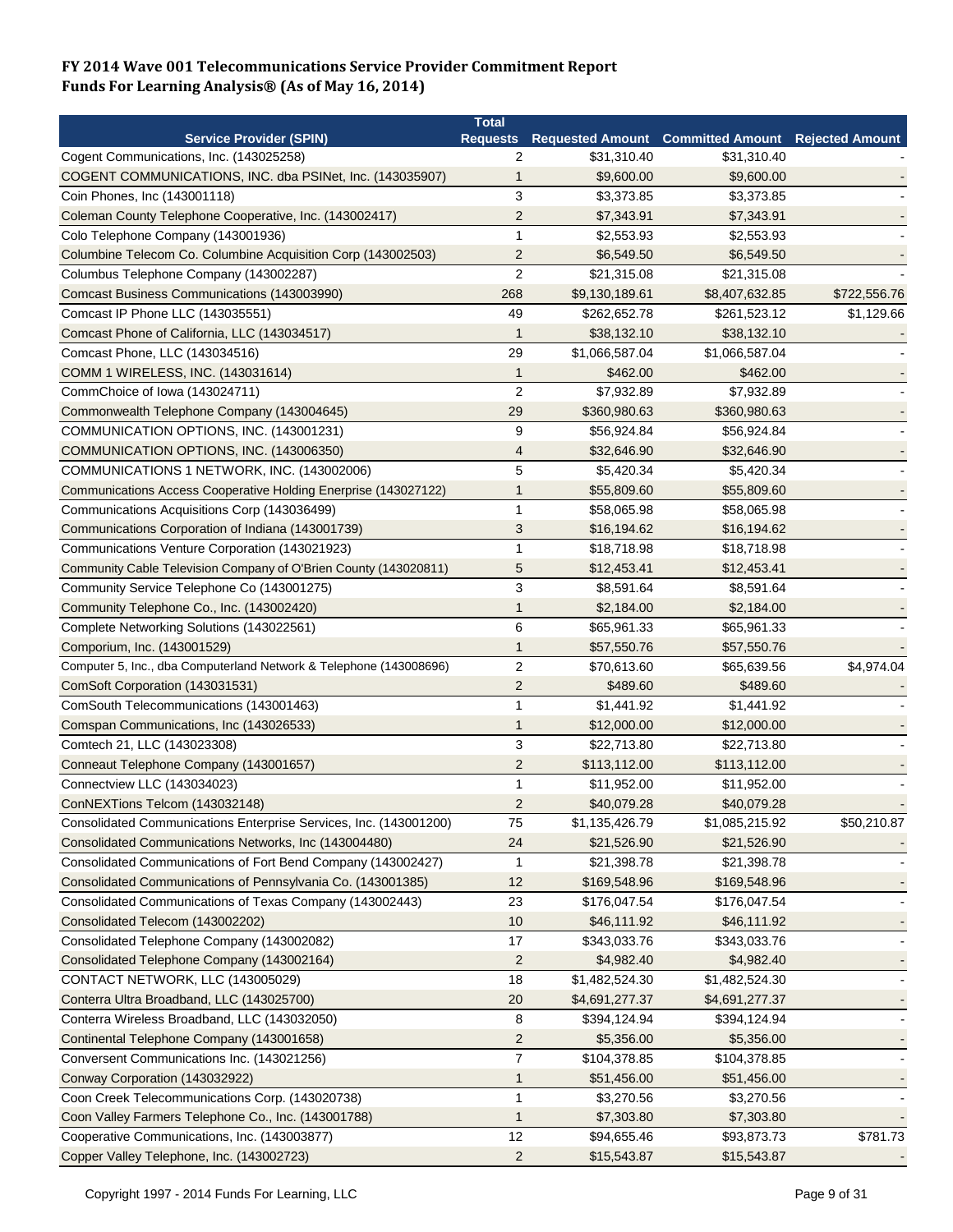**FY 2014 Wave 001 Telecommunications Service Provider Commitment Report**
**Funds For Learning Analysis® (As of May 16, 2014)**

| Service Provider (SPIN) | Total Requests | Requested Amount | Committed Amount | Rejected Amount |
|---|---|---|---|---|
| Cogent Communications, Inc. (143025258) | 2 | $31,310.40 | $31,310.40 | - |
| COGENT COMMUNICATIONS, INC. dba PSINet, Inc. (143035907) | 1 | $9,600.00 | $9,600.00 | - |
| Coin Phones, Inc (143001118) | 3 | $3,373.85 | $3,373.85 | - |
| Coleman County Telephone Cooperative, Inc. (143002417) | 2 | $7,343.91 | $7,343.91 | - |
| Colo Telephone Company (143001936) | 1 | $2,553.93 | $2,553.93 | - |
| Columbine Telecom Co. Columbine Acquisition Corp (143002503) | 2 | $6,549.50 | $6,549.50 | - |
| Columbus Telephone Company (143002287) | 2 | $21,315.08 | $21,315.08 | - |
| Comcast Business Communications (143003990) | 268 | $9,130,189.61 | $8,407,632.85 | $722,556.76 |
| Comcast IP Phone LLC (143035551) | 49 | $262,652.78 | $261,523.12 | $1,129.66 |
| Comcast Phone of California, LLC (143034517) | 1 | $38,132.10 | $38,132.10 | - |
| Comcast Phone, LLC (143034516) | 29 | $1,066,587.04 | $1,066,587.04 | - |
| COMM 1 WIRELESS, INC. (143031614) | 1 | $462.00 | $462.00 | - |
| CommChoice of Iowa (143024711) | 2 | $7,932.89 | $7,932.89 | - |
| Commonwealth Telephone Company (143004645) | 29 | $360,980.63 | $360,980.63 | - |
| COMMUNICATION OPTIONS, INC. (143001231) | 9 | $56,924.84 | $56,924.84 | - |
| COMMUNICATION OPTIONS, INC. (143006350) | 4 | $32,646.90 | $32,646.90 | - |
| COMMUNICATIONS 1 NETWORK, INC. (143002006) | 5 | $5,420.34 | $5,420.34 | - |
| Communications Access Cooperative Holding Enerprise (143027122) | 1 | $55,809.60 | $55,809.60 | - |
| Communications Acquisitions Corp (143036499) | 1 | $58,065.98 | $58,065.98 | - |
| Communications Corporation of Indiana (143001739) | 3 | $16,194.62 | $16,194.62 | - |
| Communications Venture Corporation (143021923) | 1 | $18,718.98 | $18,718.98 | - |
| Community Cable Television Company of O'Brien County (143020811) | 5 | $12,453.41 | $12,453.41 | - |
| Community Service Telephone Co (143001275) | 3 | $8,591.64 | $8,591.64 | - |
| Community Telephone Co., Inc. (143002420) | 1 | $2,184.00 | $2,184.00 | - |
| Complete Networking Solutions (143022561) | 6 | $65,961.33 | $65,961.33 | - |
| Comporium, Inc. (143001529) | 1 | $57,550.76 | $57,550.76 | - |
| Computer 5, Inc., dba Computerland Network & Telephone (143008696) | 2 | $70,613.60 | $65,639.56 | $4,974.04 |
| ComSoft Corporation (143031531) | 2 | $489.60 | $489.60 | - |
| ComSouth Telecommunications (143001463) | 1 | $1,441.92 | $1,441.92 | - |
| Comspan Communications, Inc (143026533) | 1 | $12,000.00 | $12,000.00 | - |
| Comtech 21, LLC (143023308) | 3 | $22,713.80 | $22,713.80 | - |
| Conneaut Telephone Company (143001657) | 2 | $113,112.00 | $113,112.00 | - |
| Connectview LLC (143034023) | 1 | $11,952.00 | $11,952.00 | - |
| ConNEXTions Telcom (143032148) | 2 | $40,079.28 | $40,079.28 | - |
| Consolidated Communications Enterprise Services, Inc. (143001200) | 75 | $1,135,426.79 | $1,085,215.92 | $50,210.87 |
| Consolidated Communications Networks, Inc (143004480) | 24 | $21,526.90 | $21,526.90 | - |
| Consolidated Communications of Fort Bend Company (143002427) | 1 | $21,398.78 | $21,398.78 | - |
| Consolidated Communications of Pennsylvania Co. (143001385) | 12 | $169,548.96 | $169,548.96 | - |
| Consolidated Communications of Texas Company (143002443) | 23 | $176,047.54 | $176,047.54 | - |
| Consolidated Telecom (143002202) | 10 | $46,111.92 | $46,111.92 | - |
| Consolidated Telephone Company (143002082) | 17 | $343,033.76 | $343,033.76 | - |
| Consolidated Telephone Company (143002164) | 2 | $4,982.40 | $4,982.40 | - |
| CONTACT NETWORK, LLC (143005029) | 18 | $1,482,524.30 | $1,482,524.30 | - |
| Conterra Ultra Broadband, LLC (143025700) | 20 | $4,691,277.37 | $4,691,277.37 | - |
| Conterra Wireless Broadband, LLC (143032050) | 8 | $394,124.94 | $394,124.94 | - |
| Continental Telephone Company (143001658) | 2 | $5,356.00 | $5,356.00 | - |
| Conversent Communications Inc. (143021256) | 7 | $104,378.85 | $104,378.85 | - |
| Conway Corporation (143032922) | 1 | $51,456.00 | $51,456.00 | - |
| Coon Creek Telecommunications Corp. (143020738) | 1 | $3,270.56 | $3,270.56 | - |
| Coon Valley Farmers Telephone Co., Inc. (143001788) | 1 | $7,303.80 | $7,303.80 | - |
| Cooperative Communications, Inc. (143003877) | 12 | $94,655.46 | $93,873.73 | $781.73 |
| Copper Valley Telephone, Inc. (143002723) | 2 | $15,543.87 | $15,543.87 | - |

Copyright 1997 - 2014 Funds For Learning, LLC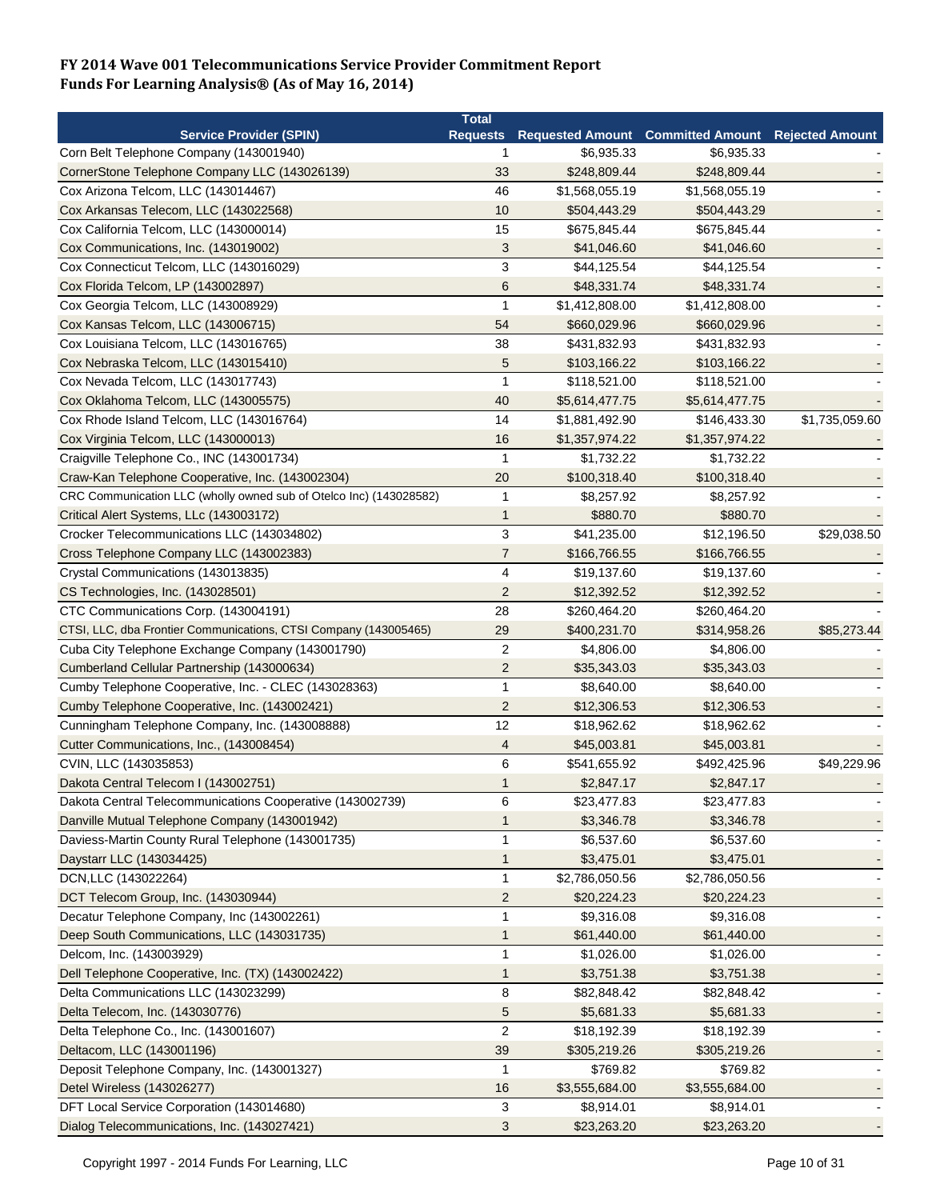# FY 2014 Wave 001 Telecommunications Service Provider Commitment Report
## Funds For Learning Analysis® (As of May 16, 2014)

| Service Provider (SPIN) | Total Requests | Requested Amount | Committed Amount | Rejected Amount |
|---|---|---|---|---|
| Corn Belt Telephone Company (143001940) | 1 | $6,935.33 | $6,935.33 | - |
| CornerStone Telephone Company LLC (143026139) | 33 | $248,809.44 | $248,809.44 | - |
| Cox Arizona Telcom, LLC (143014467) | 46 | $1,568,055.19 | $1,568,055.19 | - |
| Cox Arkansas Telecom, LLC (143022568) | 10 | $504,443.29 | $504,443.29 | - |
| Cox California Telcom, LLC (143000014) | 15 | $675,845.44 | $675,845.44 | - |
| Cox Communications, Inc. (143019002) | 3 | $41,046.60 | $41,046.60 | - |
| Cox Connecticut Telcom, LLC (143016029) | 3 | $44,125.54 | $44,125.54 | - |
| Cox Florida Telcom, LP (143002897) | 6 | $48,331.74 | $48,331.74 | - |
| Cox Georgia Telcom, LLC (143008929) | 1 | $1,412,808.00 | $1,412,808.00 | - |
| Cox Kansas Telcom, LLC (143006715) | 54 | $660,029.96 | $660,029.96 | - |
| Cox Louisiana Telcom, LLC (143016765) | 38 | $431,832.93 | $431,832.93 | - |
| Cox Nebraska Telcom, LLC (143015410) | 5 | $103,166.22 | $103,166.22 | - |
| Cox Nevada Telcom, LLC (143017743) | 1 | $118,521.00 | $118,521.00 | - |
| Cox Oklahoma Telcom, LLC (143005575) | 40 | $5,614,477.75 | $5,614,477.75 | - |
| Cox Rhode Island Telcom, LLC (143016764) | 14 | $1,881,492.90 | $146,433.30 | $1,735,059.60 |
| Cox Virginia Telcom, LLC (143000013) | 16 | $1,357,974.22 | $1,357,974.22 | - |
| Craigville Telephone Co., INC (143001734) | 1 | $1,732.22 | $1,732.22 | - |
| Craw-Kan Telephone Cooperative, Inc. (143002304) | 20 | $100,318.40 | $100,318.40 | - |
| CRC Communication LLC (wholly owned sub of Otelco Inc) (143028582) | 1 | $8,257.92 | $8,257.92 | - |
| Critical Alert Systems, LLc (143003172) | 1 | $880.70 | $880.70 | - |
| Crocker Telecommunications LLC (143034802) | 3 | $41,235.00 | $12,196.50 | $29,038.50 |
| Cross Telephone Company LLC (143002383) | 7 | $166,766.55 | $166,766.55 | - |
| Crystal Communications (143013835) | 4 | $19,137.60 | $19,137.60 | - |
| CS Technologies, Inc. (143028501) | 2 | $12,392.52 | $12,392.52 | - |
| CTC Communications Corp. (143004191) | 28 | $260,464.20 | $260,464.20 | - |
| CTSI, LLC, dba Frontier Communications, CTSI Company (143005465) | 29 | $400,231.70 | $314,958.26 | $85,273.44 |
| Cuba City Telephone Exchange Company (143001790) | 2 | $4,806.00 | $4,806.00 | - |
| Cumberland Cellular Partnership (143000634) | 2 | $35,343.03 | $35,343.03 | - |
| Cumby Telephone Cooperative, Inc. - CLEC (143028363) | 1 | $8,640.00 | $8,640.00 | - |
| Cumby Telephone Cooperative, Inc. (143002421) | 2 | $12,306.53 | $12,306.53 | - |
| Cunningham Telephone Company, Inc. (143008888) | 12 | $18,962.62 | $18,962.62 | - |
| Cutter Communications, Inc., (143008454) | 4 | $45,003.81 | $45,003.81 | - |
| CVIN, LLC (143035853) | 6 | $541,655.92 | $492,425.96 | $49,229.96 |
| Dakota Central Telecom I (143002751) | 1 | $2,847.17 | $2,847.17 | - |
| Dakota Central Telecommunications Cooperative (143002739) | 6 | $23,477.83 | $23,477.83 | - |
| Danville Mutual Telephone Company (143001942) | 1 | $3,346.78 | $3,346.78 | - |
| Daviess-Martin County Rural Telephone (143001735) | 1 | $6,537.60 | $6,537.60 | - |
| Daystarr LLC (143034425) | 1 | $3,475.01 | $3,475.01 | - |
| DCN,LLC (143022264) | 1 | $2,786,050.56 | $2,786,050.56 | - |
| DCT Telecom Group, Inc. (143030944) | 2 | $20,224.23 | $20,224.23 | - |
| Decatur Telephone Company, Inc (143002261) | 1 | $9,316.08 | $9,316.08 | - |
| Deep South Communications, LLC (143031735) | 1 | $61,440.00 | $61,440.00 | - |
| Delcom, Inc. (143003929) | 1 | $1,026.00 | $1,026.00 | - |
| Dell Telephone Cooperative, Inc. (TX) (143002422) | 1 | $3,751.38 | $3,751.38 | - |
| Delta Communications LLC (143023299) | 8 | $82,848.42 | $82,848.42 | - |
| Delta Telecom, Inc. (143030776) | 5 | $5,681.33 | $5,681.33 | - |
| Delta Telephone Co., Inc. (143001607) | 2 | $18,192.39 | $18,192.39 | - |
| Deltacom, LLC (143001196) | 39 | $305,219.26 | $305,219.26 | - |
| Deposit Telephone Company, Inc. (143001327) | 1 | $769.82 | $769.82 | - |
| Detel Wireless (143026277) | 16 | $3,555,684.00 | $3,555,684.00 | - |
| DFT Local Service Corporation (143014680) | 3 | $8,914.01 | $8,914.01 | - |
| Dialog Telecommunications, Inc. (143027421) | 3 | $23,263.20 | $23,263.20 | - |

Copyright 1997 - 2014 Funds For Learning, LLC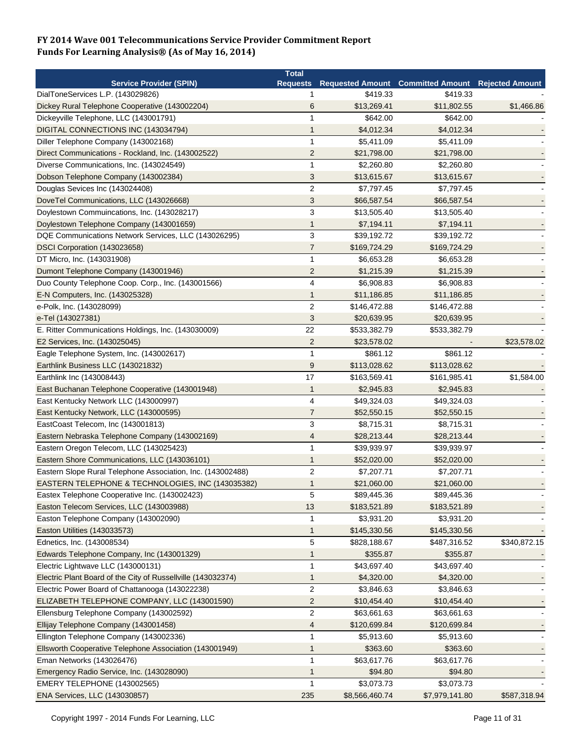**FY 2014 Wave 001 Telecommunications Service Provider Commitment Report**
**Funds For Learning Analysis® (As of May 16, 2014)**

| Service Provider (SPIN) | Total Requests | Requested Amount | Committed Amount | Rejected Amount |
|---|---|---|---|---|
| DialToneServices L.P. (143029826) | 1 | $419.33 | $419.33 | - |
| Dickey Rural Telephone Cooperative (143002204) | 6 | $13,269.41 | $11,802.55 | $1,466.86 |
| Dickeyville Telephone, LLC (143001791) | 1 | $642.00 | $642.00 | - |
| DIGITAL CONNECTIONS INC (143034794) | 1 | $4,012.34 | $4,012.34 | - |
| Diller Telephone Company (143002168) | 1 | $5,411.09 | $5,411.09 | - |
| Direct Communications - Rockland, Inc. (143002522) | 2 | $21,798.00 | $21,798.00 | - |
| Diverse Communications, Inc. (143024549) | 1 | $2,260.80 | $2,260.80 | - |
| Dobson Telephone Company (143002384) | 3 | $13,615.67 | $13,615.67 | - |
| Douglas Sevices Inc (143024408) | 2 | $7,797.45 | $7,797.45 | - |
| DoveTel Communications, LLC (143026668) | 3 | $66,587.54 | $66,587.54 | - |
| Doylestown Commuincations, Inc. (143028217) | 3 | $13,505.40 | $13,505.40 | - |
| Doylestown Telephone Company (143001659) | 1 | $7,194.11 | $7,194.11 | - |
| DQE Communications Network Services, LLC (143026295) | 3 | $39,192.72 | $39,192.72 | - |
| DSCI Corporation (143023658) | 7 | $169,724.29 | $169,724.29 | - |
| DT Micro, Inc. (143031908) | 1 | $6,653.28 | $6,653.28 | - |
| Dumont Telephone Company (143001946) | 2 | $1,215.39 | $1,215.39 | - |
| Duo County Telephone Coop. Corp., Inc. (143001566) | 4 | $6,908.83 | $6,908.83 | - |
| E-N Computers, Inc. (143025328) | 1 | $11,186.85 | $11,186.85 | - |
| e-Polk, Inc. (143028099) | 2 | $146,472.88 | $146,472.88 | - |
| e-Tel (143027381) | 3 | $20,639.95 | $20,639.95 | - |
| E. Ritter Communications Holdings, Inc. (143030009) | 22 | $533,382.79 | $533,382.79 | - |
| E2 Services, Inc. (143025045) | 2 | $23,578.02 | - | $23,578.02 |
| Eagle Telephone System, Inc. (143002617) | 1 | $861.12 | $861.12 | - |
| Earthlink Business LLC (143021832) | 9 | $113,028.62 | $113,028.62 | - |
| Earthlink Inc (143008443) | 17 | $163,569.41 | $161,985.41 | $1,584.00 |
| East Buchanan Telephone Cooperative (143001948) | 1 | $2,945.83 | $2,945.83 | - |
| East Kentucky Network LLC (143000997) | 4 | $49,324.03 | $49,324.03 | - |
| East Kentucky Network, LLC (143000595) | 7 | $52,550.15 | $52,550.15 | - |
| EastCoast Telecom, Inc (143001813) | 3 | $8,715.31 | $8,715.31 | - |
| Eastern Nebraska Telephone Company (143002169) | 4 | $28,213.44 | $28,213.44 | - |
| Eastern Oregon Telecom, LLC (143025423) | 1 | $39,939.97 | $39,939.97 | - |
| Eastern Shore Communications, LLC (143036101) | 1 | $52,020.00 | $52,020.00 | - |
| Eastern Slope Rural Telephone Association, Inc. (143002488) | 2 | $7,207.71 | $7,207.71 | - |
| EASTERN TELEPHONE & TECHNOLOGIES, INC (143035382) | 1 | $21,060.00 | $21,060.00 | - |
| Eastex Telephone Cooperative Inc. (143002423) | 5 | $89,445.36 | $89,445.36 | - |
| Easton Telecom Services, LLC (143003988) | 13 | $183,521.89 | $183,521.89 | - |
| Easton Telephone Company (143002090) | 1 | $3,931.20 | $3,931.20 | - |
| Easton Utilities (143033573) | 1 | $145,330.56 | $145,330.56 | - |
| Ednetics, Inc. (143008534) | 5 | $828,188.67 | $487,316.52 | $340,872.15 |
| Edwards Telephone Company, Inc (143001329) | 1 | $355.87 | $355.87 | - |
| Electric Lightwave LLC (143000131) | 1 | $43,697.40 | $43,697.40 | - |
| Electric Plant Board of the City of Russellville (143032374) | 1 | $4,320.00 | $4,320.00 | - |
| Electric Power Board of Chattanooga (143022238) | 2 | $3,846.63 | $3,846.63 | - |
| ELIZABETH TELEPHONE COMPANY, LLC (143001590) | 2 | $10,454.40 | $10,454.40 | - |
| Ellensburg Telephone Company (143002592) | 2 | $63,661.63 | $63,661.63 | - |
| Ellijay Telephone Company (143001458) | 4 | $120,699.84 | $120,699.84 | - |
| Ellington Telephone Company (143002336) | 1 | $5,913.60 | $5,913.60 | - |
| Ellsworth Cooperative Telephone Association (143001949) | 1 | $363.60 | $363.60 | - |
| Eman Networks (143026476) | 1 | $63,617.76 | $63,617.76 | - |
| Emergency Radio Service, Inc. (143028090) | 1 | $94.80 | $94.80 | - |
| EMERY TELEPHONE (143002565) | 1 | $3,073.73 | $3,073.73 | - |
| ENA Services, LLC (143030857) | 235 | $8,566,460.74 | $7,979,141.80 | $587,318.94 |

Copyright 1997 - 2014 Funds For Learning, LLC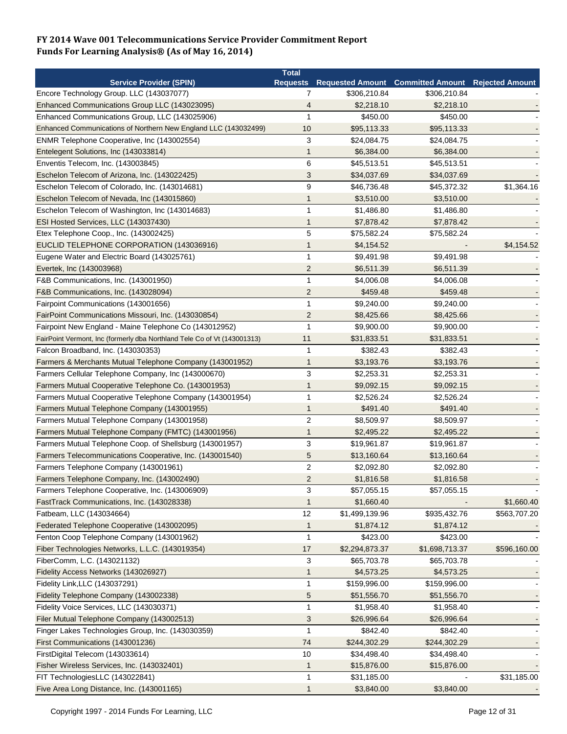**FY 2014 Wave 001 Telecommunications Service Provider Commitment Report**
**Funds For Learning Analysis® (As of May 16, 2014)**

| Service Provider (SPIN) | Total Requests | Requested Amount | Committed Amount | Rejected Amount |
|---|---|---|---|---|
| Encore Technology Group. LLC (143037077) | 7 | $306,210.84 | $306,210.84 | - |
| Enhanced Communications Group LLC (143023095) | 4 | $2,218.10 | $2,218.10 | - |
| Enhanced Communications Group, LLC (143025906) | 1 | $450.00 | $450.00 | - |
| Enhanced Communications of Northern New England LLC (143032499) | 10 | $95,113.33 | $95,113.33 | - |
| ENMR Telephone Cooperative, Inc (143002554) | 3 | $24,084.75 | $24,084.75 | - |
| Entelegent Solutions, Inc (143033814) | 1 | $6,384.00 | $6,384.00 | - |
| Enventis Telecom, Inc. (143003845) | 6 | $45,513.51 | $45,513.51 | - |
| Eschelon Telecom of Arizona, Inc. (143022425) | 3 | $34,037.69 | $34,037.69 | - |
| Eschelon Telecom of Colorado, Inc. (143014681) | 9 | $46,736.48 | $45,372.32 | $1,364.16 |
| Eschelon Telecom of Nevada, Inc (143015860) | 1 | $3,510.00 | $3,510.00 | - |
| Eschelon Telecom of Washington, Inc (143014683) | 1 | $1,486.80 | $1,486.80 | - |
| ESI Hosted Services, LLC (143037430) | 1 | $7,878.42 | $7,878.42 | - |
| Etex Telephone Coop., Inc. (143002425) | 5 | $75,582.24 | $75,582.24 | - |
| EUCLID TELEPHONE CORPORATION (143036916) | 1 | $4,154.52 | - | $4,154.52 |
| Eugene Water and Electric Board (143025761) | 1 | $9,491.98 | $9,491.98 | - |
| Evertek, Inc (143003968) | 2 | $6,511.39 | $6,511.39 | - |
| F&B Communications, Inc. (143001950) | 1 | $4,006.08 | $4,006.08 | - |
| F&B Communications, Inc. (143028094) | 2 | $459.48 | $459.48 | - |
| Fairpoint Communications (143001656) | 1 | $9,240.00 | $9,240.00 | - |
| FairPoint Communications Missouri, Inc. (143030854) | 2 | $8,425.66 | $8,425.66 | - |
| Fairpoint New England - Maine Telephone Co (143012952) | 1 | $9,900.00 | $9,900.00 | - |
| FairPoint Vermont, Inc (formerly dba Northland Tele Co of Vt (143001313) | 11 | $31,833.51 | $31,833.51 | - |
| Falcon Broadband, Inc. (143030353) | 1 | $382.43 | $382.43 | - |
| Farmers & Merchants Mutual Telephone Company (143001952) | 1 | $3,193.76 | $3,193.76 | - |
| Farmers Cellular Telephone Company, Inc (143000670) | 3 | $2,253.31 | $2,253.31 | - |
| Farmers Mutual Cooperative Telephone Co. (143001953) | 1 | $9,092.15 | $9,092.15 | - |
| Farmers Mutual Cooperative Telephone Company (143001954) | 1 | $2,526.24 | $2,526.24 | - |
| Farmers Mutual Telephone Company (143001955) | 1 | $491.40 | $491.40 | - |
| Farmers Mutual Telephone Company (143001958) | 2 | $8,509.97 | $8,509.97 | - |
| Farmers Mutual Telephone Company (FMTC) (143001956) | 1 | $2,495.22 | $2,495.22 | - |
| Farmers Mutual Telephone Coop. of Shellsburg (143001957) | 3 | $19,961.87 | $19,961.87 | - |
| Farmers Telecommunications Cooperative, Inc. (143001540) | 5 | $13,160.64 | $13,160.64 | - |
| Farmers Telephone Company (143001961) | 2 | $2,092.80 | $2,092.80 | - |
| Farmers Telephone Company, Inc. (143002490) | 2 | $1,816.58 | $1,816.58 | - |
| Farmers Telephone Cooperative, Inc. (143006909) | 3 | $57,055.15 | $57,055.15 | - |
| FastTrack Communications, Inc. (143028338) | 1 | $1,660.40 | - | $1,660.40 |
| Fatbeam, LLC (143034664) | 12 | $1,499,139.96 | $935,432.76 | $563,707.20 |
| Federated Telephone Cooperative (143002095) | 1 | $1,874.12 | $1,874.12 | - |
| Fenton Coop Telephone Company (143001962) | 1 | $423.00 | $423.00 | - |
| Fiber Technologies Networks, L.L.C. (143019354) | 17 | $2,294,873.37 | $1,698,713.37 | $596,160.00 |
| FiberComm, L.C. (143021132) | 3 | $65,703.78 | $65,703.78 | - |
| Fidelity Access Networks (143026927) | 1 | $4,573.25 | $4,573.25 | - |
| Fidelity Link,LLC (143037291) | 1 | $159,996.00 | $159,996.00 | - |
| Fidelity Telephone Company (143002338) | 5 | $51,556.70 | $51,556.70 | - |
| Fidelity Voice Services, LLC (143030371) | 1 | $1,958.40 | $1,958.40 | - |
| Filer Mutual Telephone Company (143002513) | 3 | $26,996.64 | $26,996.64 | - |
| Finger Lakes Technologies Group, Inc. (143030359) | 1 | $842.40 | $842.40 | - |
| First Communications (143001236) | 74 | $244,302.29 | $244,302.29 | - |
| FirstDigital Telecom (143033614) | 10 | $34,498.40 | $34,498.40 | - |
| Fisher Wireless Services, Inc. (143032401) | 1 | $15,876.00 | $15,876.00 | - |
| FIT TechnologiesLLC (143022841) | 1 | $31,185.00 | - | $31,185.00 |
| Five Area Long Distance, Inc. (143001165) | 1 | $3,840.00 | $3,840.00 | - |

Copyright 1997 - 2014 Funds For Learning, LLC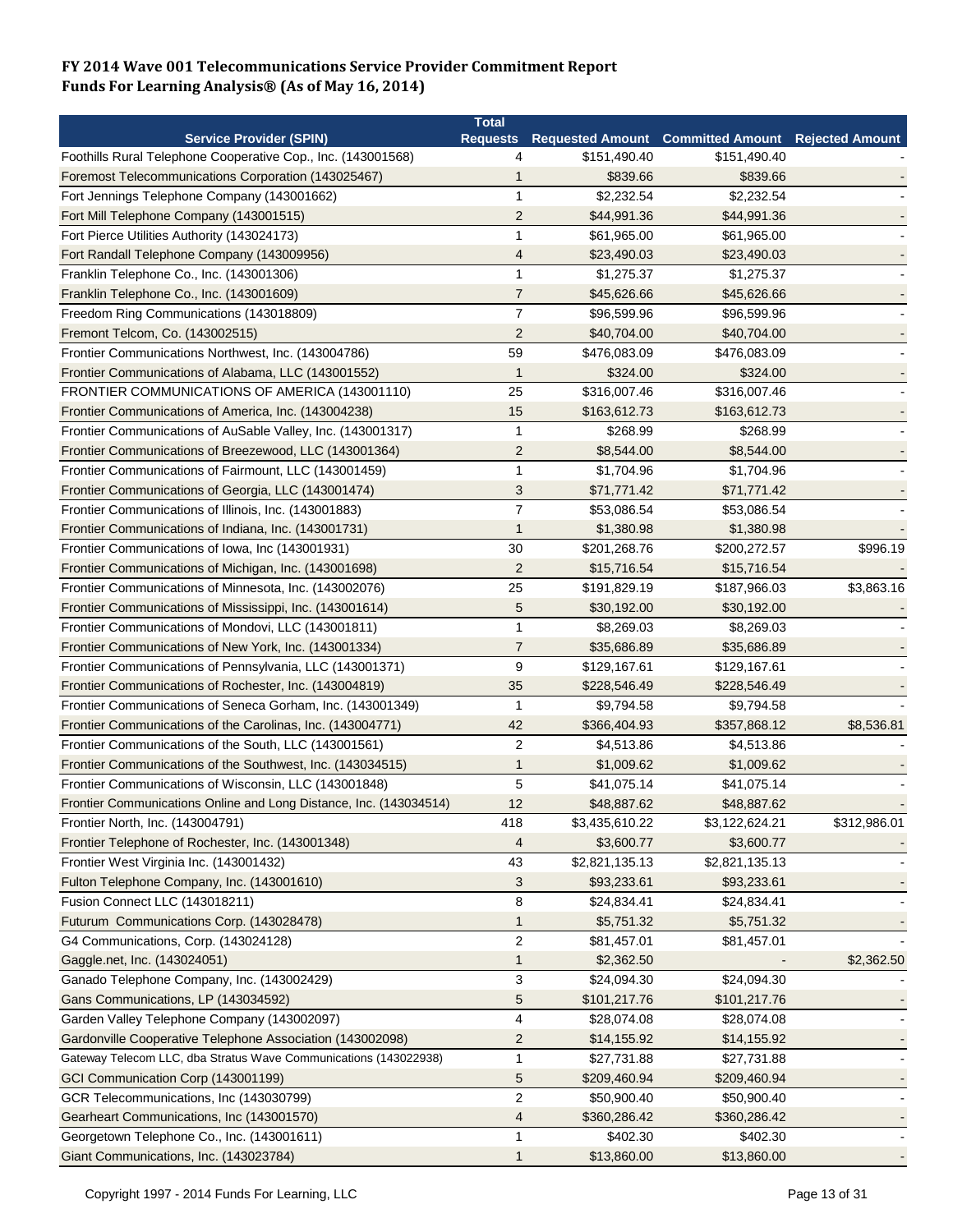**FY 2014 Wave 001 Telecommunications Service Provider Commitment Report**
**Funds For Learning Analysis® (As of May 16, 2014)**

| Service Provider (SPIN) | Total Requests | Requested Amount | Committed Amount | Rejected Amount |
|---|---|---|---|---|
| Foothills Rural Telephone Cooperative Cop., Inc. (143001568) | 4 | $151,490.40 | $151,490.40 | - |
| Foremost Telecommunications Corporation (143025467) | 1 | $839.66 | $839.66 | - |
| Fort Jennings Telephone Company (143001662) | 1 | $2,232.54 | $2,232.54 | - |
| Fort Mill Telephone Company (143001515) | 2 | $44,991.36 | $44,991.36 | - |
| Fort Pierce Utilities Authority (143024173) | 1 | $61,965.00 | $61,965.00 | - |
| Fort Randall Telephone Company (143009956) | 4 | $23,490.03 | $23,490.03 | - |
| Franklin Telephone Co., Inc. (143001306) | 1 | $1,275.37 | $1,275.37 | - |
| Franklin Telephone Co., Inc. (143001609) | 7 | $45,626.66 | $45,626.66 | - |
| Freedom Ring Communications (143018809) | 7 | $96,599.96 | $96,599.96 | - |
| Fremont Telcom, Co. (143002515) | 2 | $40,704.00 | $40,704.00 | - |
| Frontier Communications Northwest, Inc. (143004786) | 59 | $476,083.09 | $476,083.09 | - |
| Frontier Communications of Alabama, LLC (143001552) | 1 | $324.00 | $324.00 | - |
| FRONTIER COMMUNICATIONS OF AMERICA (143001110) | 25 | $316,007.46 | $316,007.46 | - |
| Frontier Communications of America, Inc. (143004238) | 15 | $163,612.73 | $163,612.73 | - |
| Frontier Communications of AuSable Valley, Inc. (143001317) | 1 | $268.99 | $268.99 | - |
| Frontier Communications of Breezewood, LLC (143001364) | 2 | $8,544.00 | $8,544.00 | - |
| Frontier Communications of Fairmount, LLC (143001459) | 1 | $1,704.96 | $1,704.96 | - |
| Frontier Communications of Georgia, LLC (143001474) | 3 | $71,771.42 | $71,771.42 | - |
| Frontier Communications of Illinois, Inc. (143001883) | 7 | $53,086.54 | $53,086.54 | - |
| Frontier Communications of Indiana, Inc. (143001731) | 1 | $1,380.98 | $1,380.98 | - |
| Frontier Communications of Iowa, Inc (143001931) | 30 | $201,268.76 | $200,272.57 | $996.19 |
| Frontier Communications of Michigan, Inc. (143001698) | 2 | $15,716.54 | $15,716.54 | - |
| Frontier Communications of Minnesota, Inc. (143002076) | 25 | $191,829.19 | $187,966.03 | $3,863.16 |
| Frontier Communications of Mississippi, Inc. (143001614) | 5 | $30,192.00 | $30,192.00 | - |
| Frontier Communications of Mondovi, LLC (143001811) | 1 | $8,269.03 | $8,269.03 | - |
| Frontier Communications of New York, Inc. (143001334) | 7 | $35,686.89 | $35,686.89 | - |
| Frontier Communications of Pennsylvania, LLC (143001371) | 9 | $129,167.61 | $129,167.61 | - |
| Frontier Communications of Rochester, Inc. (143004819) | 35 | $228,546.49 | $228,546.49 | - |
| Frontier Communications of Seneca Gorham, Inc. (143001349) | 1 | $9,794.58 | $9,794.58 | - |
| Frontier Communications of the Carolinas, Inc. (143004771) | 42 | $366,404.93 | $357,868.12 | $8,536.81 |
| Frontier Communications of the South, LLC (143001561) | 2 | $4,513.86 | $4,513.86 | - |
| Frontier Communications of the Southwest, Inc. (143034515) | 1 | $1,009.62 | $1,009.62 | - |
| Frontier Communications of Wisconsin, LLC (143001848) | 5 | $41,075.14 | $41,075.14 | - |
| Frontier Communications Online and Long Distance, Inc. (143034514) | 12 | $48,887.62 | $48,887.62 | - |
| Frontier North, Inc. (143004791) | 418 | $3,435,610.22 | $3,122,624.21 | $312,986.01 |
| Frontier Telephone of Rochester, Inc. (143001348) | 4 | $3,600.77 | $3,600.77 | - |
| Frontier West Virginia Inc. (143001432) | 43 | $2,821,135.13 | $2,821,135.13 | - |
| Fulton Telephone Company, Inc. (143001610) | 3 | $93,233.61 | $93,233.61 | - |
| Fusion Connect LLC (143018211) | 8 | $24,834.41 | $24,834.41 | - |
| Futurum Communications Corp. (143028478) | 1 | $5,751.32 | $5,751.32 | - |
| G4 Communications, Corp. (143024128) | 2 | $81,457.01 | $81,457.01 | - |
| Gaggle.net, Inc. (143024051) | 1 | $2,362.50 | - | $2,362.50 |
| Ganado Telephone Company, Inc. (143002429) | 3 | $24,094.30 | $24,094.30 | - |
| Gans Communications, LP (143034592) | 5 | $101,217.76 | $101,217.76 | - |
| Garden Valley Telephone Company (143002097) | 4 | $28,074.08 | $28,074.08 | - |
| Gardonville Cooperative Telephone Association (143002098) | 2 | $14,155.92 | $14,155.92 | - |
| Gateway Telecom LLC, dba Stratus Wave Communications (143022938) | 1 | $27,731.88 | $27,731.88 | - |
| GCI Communication Corp (143001199) | 5 | $209,460.94 | $209,460.94 | - |
| GCR Telecommunications, Inc (143030799) | 2 | $50,900.40 | $50,900.40 | - |
| Gearheart Communications, Inc (143001570) | 4 | $360,286.42 | $360,286.42 | - |
| Georgetown Telephone Co., Inc. (143001611) | 1 | $402.30 | $402.30 | - |
| Giant Communications, Inc. (143023784) | 1 | $13,860.00 | $13,860.00 | - |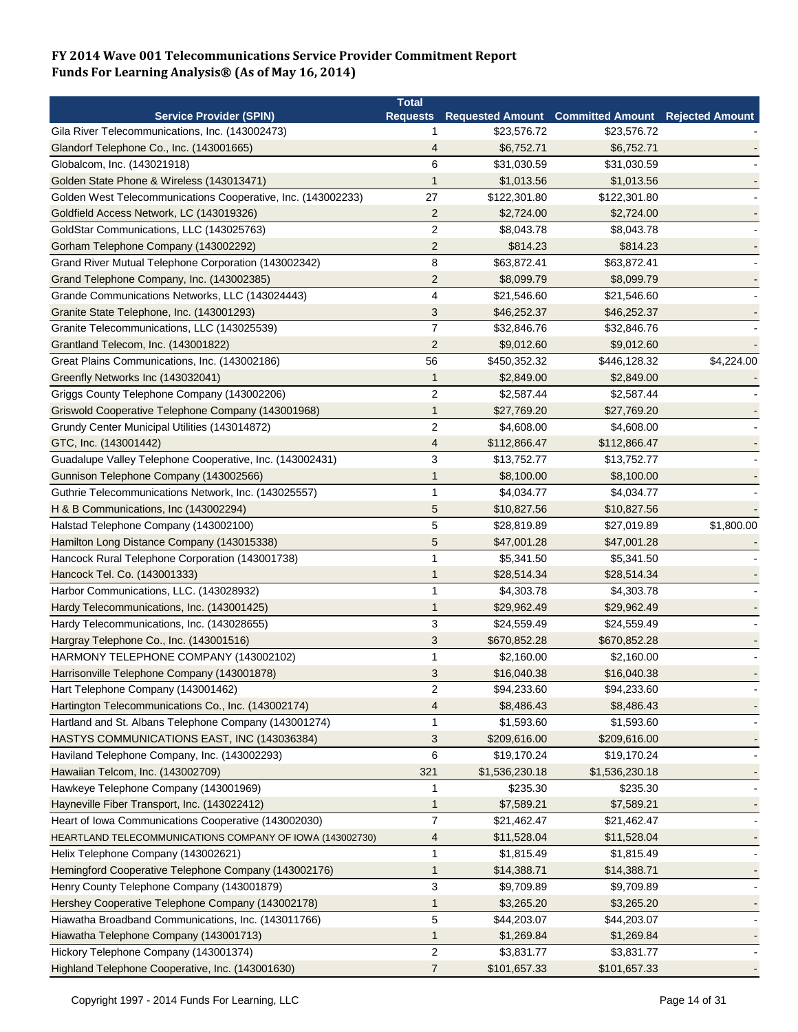**FY 2014 Wave 001 Telecommunications Service Provider Commitment Report**
**Funds For Learning Analysis® (As of May 16, 2014)**

| Service Provider (SPIN) | Total Requests | Requested Amount | Committed Amount | Rejected Amount |
|---|---|---|---|---|
| Gila River Telecommunications, Inc. (143002473) | 1 | $23,576.72 | $23,576.72 | - |
| Glandorf Telephone Co., Inc. (143001665) | 4 | $6,752.71 | $6,752.71 | - |
| Globalcom, Inc. (143021918) | 6 | $31,030.59 | $31,030.59 | - |
| Golden State Phone & Wireless (143013471) | 1 | $1,013.56 | $1,013.56 | - |
| Golden West Telecommunications Cooperative, Inc. (143002233) | 27 | $122,301.80 | $122,301.80 | - |
| Goldfield Access Network, LC (143019326) | 2 | $2,724.00 | $2,724.00 | - |
| GoldStar Communications, LLC (143025763) | 2 | $8,043.78 | $8,043.78 | - |
| Gorham Telephone Company (143002292) | 2 | $814.23 | $814.23 | - |
| Grand River Mutual Telephone Corporation (143002342) | 8 | $63,872.41 | $63,872.41 | - |
| Grand Telephone Company, Inc. (143002385) | 2 | $8,099.79 | $8,099.79 | - |
| Grande Communications Networks, LLC (143024443) | 4 | $21,546.60 | $21,546.60 | - |
| Granite State Telephone, Inc. (143001293) | 3 | $46,252.37 | $46,252.37 | - |
| Granite Telecommunications, LLC (143025539) | 7 | $32,846.76 | $32,846.76 | - |
| Grantland Telecom, Inc. (143001822) | 2 | $9,012.60 | $9,012.60 | - |
| Great Plains Communications, Inc. (143002186) | 56 | $450,352.32 | $446,128.32 | $4,224.00 |
| Greenfly Networks Inc (143032041) | 1 | $2,849.00 | $2,849.00 | - |
| Griggs County Telephone Company (143002206) | 2 | $2,587.44 | $2,587.44 | - |
| Griswold Cooperative Telephone Company (143001968) | 1 | $27,769.20 | $27,769.20 | - |
| Grundy Center Municipal Utilities (143014872) | 2 | $4,608.00 | $4,608.00 | - |
| GTC, Inc. (143001442) | 4 | $112,866.47 | $112,866.47 | - |
| Guadalupe Valley Telephone Cooperative, Inc. (143002431) | 3 | $13,752.77 | $13,752.77 | - |
| Gunnison Telephone Company (143002566) | 1 | $8,100.00 | $8,100.00 | - |
| Guthrie Telecommunications Network, Inc. (143025557) | 1 | $4,034.77 | $4,034.77 | - |
| H & B Communications, Inc (143002294) | 5 | $10,827.56 | $10,827.56 | - |
| Halstad Telephone Company (143002100) | 5 | $28,819.89 | $27,019.89 | $1,800.00 |
| Hamilton Long Distance Company (143015338) | 5 | $47,001.28 | $47,001.28 | - |
| Hancock Rural Telephone Corporation (143001738) | 1 | $5,341.50 | $5,341.50 | - |
| Hancock Tel. Co. (143001333) | 1 | $28,514.34 | $28,514.34 | - |
| Harbor Communications, LLC. (143028932) | 1 | $4,303.78 | $4,303.78 | - |
| Hardy Telecommunications, Inc. (143001425) | 1 | $29,962.49 | $29,962.49 | - |
| Hardy Telecommunications, Inc. (143028655) | 3 | $24,559.49 | $24,559.49 | - |
| Hargray Telephone Co., Inc. (143001516) | 3 | $670,852.28 | $670,852.28 | - |
| HARMONY TELEPHONE COMPANY (143002102) | 1 | $2,160.00 | $2,160.00 | - |
| Harrisonville Telephone Company (143001878) | 3 | $16,040.38 | $16,040.38 | - |
| Hart Telephone Company (143001462) | 2 | $94,233.60 | $94,233.60 | - |
| Hartington Telecommunications Co., Inc. (143002174) | 4 | $8,486.43 | $8,486.43 | - |
| Hartland and St. Albans Telephone Company (143001274) | 1 | $1,593.60 | $1,593.60 | - |
| HASTYS COMMUNICATIONS EAST, INC (143036384) | 3 | $209,616.00 | $209,616.00 | - |
| Haviland Telephone Company, Inc. (143002293) | 6 | $19,170.24 | $19,170.24 | - |
| Hawaiian Telcom, Inc. (143002709) | 321 | $1,536,230.18 | $1,536,230.18 | - |
| Hawkeye Telephone Company (143001969) | 1 | $235.30 | $235.30 | - |
| Hayneville Fiber Transport, Inc. (143022412) | 1 | $7,589.21 | $7,589.21 | - |
| Heart of Iowa Communications Cooperative (143002030) | 7 | $21,462.47 | $21,462.47 | - |
| HEARTLAND TELECOMMUNICATIONS COMPANY OF IOWA (143002730) | 4 | $11,528.04 | $11,528.04 | - |
| Helix Telephone Company (143002621) | 1 | $1,815.49 | $1,815.49 | - |
| Hemingford Cooperative Telephone Company (143002176) | 1 | $14,388.71 | $14,388.71 | - |
| Henry County Telephone Company (143001879) | 3 | $9,709.89 | $9,709.89 | - |
| Hershey Cooperative Telephone Company (143002178) | 1 | $3,265.20 | $3,265.20 | - |
| Hiawatha Broadband Communications, Inc. (143011766) | 5 | $44,203.07 | $44,203.07 | - |
| Hiawatha Telephone Company (143001713) | 1 | $1,269.84 | $1,269.84 | - |
| Hickory Telephone Company (143001374) | 2 | $3,831.77 | $3,831.77 | - |
| Highland Telephone Cooperative, Inc. (143001630) | 7 | $101,657.33 | $101,657.33 | - |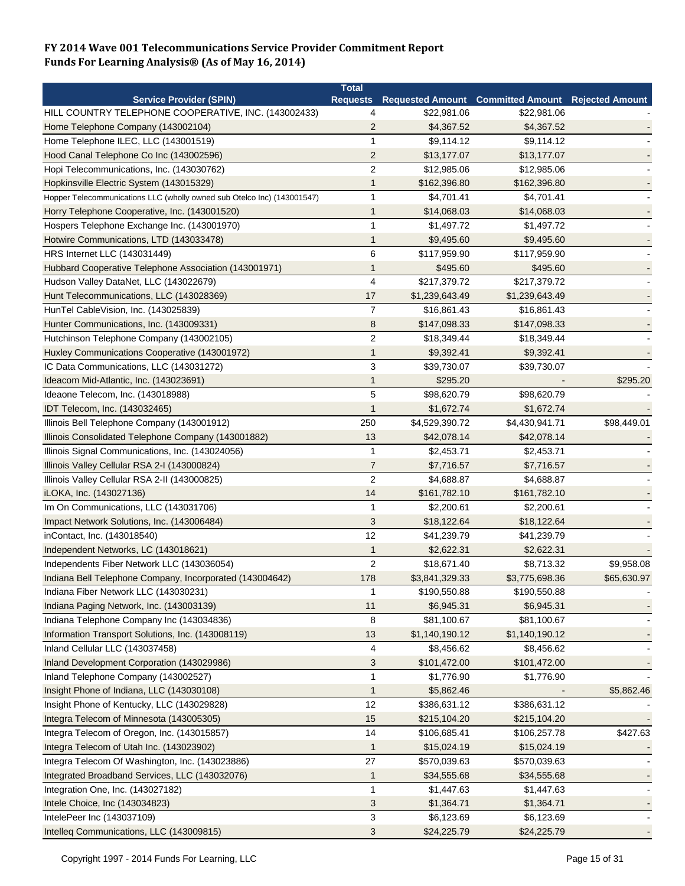**FY 2014 Wave 001 Telecommunications Service Provider Commitment Report**
**Funds For Learning Analysis® (As of May 16, 2014)**

| Service Provider (SPIN) | Total Requests | Requested Amount | Committed Amount | Rejected Amount |
|---|---|---|---|---|
| HILL COUNTRY TELEPHONE COOPERATIVE, INC. (143002433) | 4 | $22,981.06 | $22,981.06 | - |
| Home Telephone Company (143002104) | 2 | $4,367.52 | $4,367.52 | - |
| Home Telephone ILEC, LLC (143001519) | 1 | $9,114.12 | $9,114.12 | - |
| Hood Canal Telephone Co Inc (143002596) | 2 | $13,177.07 | $13,177.07 | - |
| Hopi Telecommunications, Inc. (143030762) | 2 | $12,985.06 | $12,985.06 | - |
| Hopkinsville Electric System (143015329) | 1 | $162,396.80 | $162,396.80 | - |
| Hopper Telecommunications LLC (wholly owned sub Otelco Inc) (143001547) | 1 | $4,701.41 | $4,701.41 | - |
| Horry Telephone Cooperative, Inc. (143001520) | 1 | $14,068.03 | $14,068.03 | - |
| Hospers Telephone Exchange Inc. (143001970) | 1 | $1,497.72 | $1,497.72 | - |
| Hotwire Communications, LTD (143033478) | 1 | $9,495.60 | $9,495.60 | - |
| HRS Internet LLC (143031449) | 6 | $117,959.90 | $117,959.90 | - |
| Hubbard Cooperative Telephone Association (143001971) | 1 | $495.60 | $495.60 | - |
| Hudson Valley DataNet, LLC (143022679) | 4 | $217,379.72 | $217,379.72 | - |
| Hunt Telecommunications, LLC (143028369) | 17 | $1,239,643.49 | $1,239,643.49 | - |
| HunTel CableVision, Inc. (143025839) | 7 | $16,861.43 | $16,861.43 | - |
| Hunter Communications, Inc. (143009331) | 8 | $147,098.33 | $147,098.33 | - |
| Hutchinson Telephone Company (143002105) | 2 | $18,349.44 | $18,349.44 | - |
| Huxley Communications Cooperative (143001972) | 1 | $9,392.41 | $9,392.41 | - |
| IC Data Communications, LLC (143031272) | 3 | $39,730.07 | $39,730.07 | - |
| Ideacom Mid-Atlantic, Inc. (143023691) | 1 | $295.20 | - | $295.20 |
| Ideaone Telecom, Inc. (143018988) | 5 | $98,620.79 | $98,620.79 | - |
| IDT Telecom, Inc. (143032465) | 1 | $1,672.74 | $1,672.74 | - |
| Illinois Bell Telephone Company (143001912) | 250 | $4,529,390.72 | $4,430,941.71 | $98,449.01 |
| Illinois Consolidated Telephone Company (143001882) | 13 | $42,078.14 | $42,078.14 | - |
| Illinois Signal Communications, Inc. (143024056) | 1 | $2,453.71 | $2,453.71 | - |
| Illinois Valley Cellular RSA 2-I (143000824) | 7 | $7,716.57 | $7,716.57 | - |
| Illinois Valley Cellular RSA 2-II (143000825) | 2 | $4,688.87 | $4,688.87 | - |
| iLOKA, Inc. (143027136) | 14 | $161,782.10 | $161,782.10 | - |
| Im On Communications, LLC (143031706) | 1 | $2,200.61 | $2,200.61 | - |
| Impact Network Solutions, Inc. (143006484) | 3 | $18,122.64 | $18,122.64 | - |
| inContact, Inc. (143018540) | 12 | $41,239.79 | $41,239.79 | - |
| Independent Networks, LC (143018621) | 1 | $2,622.31 | $2,622.31 | - |
| Independents Fiber Network LLC (143036054) | 2 | $18,671.40 | $8,713.32 | $9,958.08 |
| Indiana Bell Telephone Company, Incorporated (143004642) | 178 | $3,841,329.33 | $3,775,698.36 | $65,630.97 |
| Indiana Fiber Network LLC (143030231) | 1 | $190,550.88 | $190,550.88 | - |
| Indiana Paging Network, Inc. (143003139) | 11 | $6,945.31 | $6,945.31 | - |
| Indiana Telephone Company Inc (143034836) | 8 | $81,100.67 | $81,100.67 | - |
| Information Transport Solutions, Inc. (143008119) | 13 | $1,140,190.12 | $1,140,190.12 | - |
| Inland Cellular LLC (143037458) | 4 | $8,456.62 | $8,456.62 | - |
| Inland Development Corporation (143029986) | 3 | $101,472.00 | $101,472.00 | - |
| Inland Telephone Company (143002527) | 1 | $1,776.90 | $1,776.90 | - |
| Insight Phone of Indiana, LLC (143030108) | 1 | $5,862.46 | - | $5,862.46 |
| Insight Phone of Kentucky, LLC (143029828) | 12 | $386,631.12 | $386,631.12 | - |
| Integra Telecom of Minnesota (143005305) | 15 | $215,104.20 | $215,104.20 | - |
| Integra Telecom of Oregon, Inc. (143015857) | 14 | $106,685.41 | $106,257.78 | $427.63 |
| Integra Telecom of Utah Inc. (143023902) | 1 | $15,024.19 | $15,024.19 | - |
| Integra Telecom Of Washington, Inc. (143023886) | 27 | $570,039.63 | $570,039.63 | - |
| Integrated Broadband Services, LLC (143032076) | 1 | $34,555.68 | $34,555.68 | - |
| Integration One, Inc. (143027182) | 1 | $1,447.63 | $1,447.63 | - |
| Intele Choice, Inc (143034823) | 3 | $1,364.71 | $1,364.71 | - |
| IntelePeer Inc (143037109) | 3 | $6,123.69 | $6,123.69 | - |
| Intelleq Communications, LLC (143009815) | 3 | $24,225.79 | $24,225.79 | - |

Copyright 1997 - 2014 Funds For Learning, LLC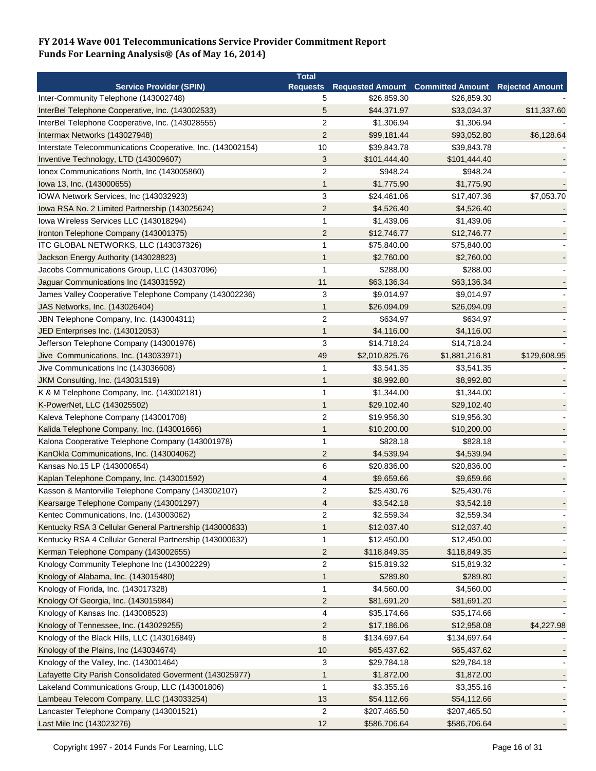**FY 2014 Wave 001 Telecommunications Service Provider Commitment Report**
**Funds For Learning Analysis® (As of May 16, 2014)**

| Service Provider (SPIN) | Total Requests | Requested Amount | Committed Amount | Rejected Amount |
|---|---|---|---|---|
| Inter-Community Telephone (143002748) | 5 | $26,859.30 | $26,859.30 | - |
| InterBel Telephone Cooperative, Inc. (143002533) | 5 | $44,371.97 | $33,034.37 | $11,337.60 |
| InterBel Telephone Cooperative, Inc. (143028555) | 2 | $1,306.94 | $1,306.94 | - |
| Intermax Networks (143027948) | 2 | $99,181.44 | $93,052.80 | $6,128.64 |
| Interstate Telecommunications Cooperative, Inc. (143002154) | 10 | $39,843.78 | $39,843.78 | - |
| Inventive Technology, LTD (143009607) | 3 | $101,444.40 | $101,444.40 | - |
| Ionex Communications North, Inc (143005860) | 2 | $948.24 | $948.24 | - |
| Iowa 13, Inc. (143000655) | 1 | $1,775.90 | $1,775.90 | - |
| IOWA Network Services, Inc (143032923) | 3 | $24,461.06 | $17,407.36 | $7,053.70 |
| Iowa RSA No. 2 Limited Partnership (143025624) | 2 | $4,526.40 | $4,526.40 | - |
| Iowa Wireless Services LLC (143018294) | 1 | $1,439.06 | $1,439.06 | - |
| Ironton Telephone Company (143001375) | 2 | $12,746.77 | $12,746.77 | - |
| ITC GLOBAL NETWORKS, LLC (143037326) | 1 | $75,840.00 | $75,840.00 | - |
| Jackson Energy Authority (143028823) | 1 | $2,760.00 | $2,760.00 | - |
| Jacobs Communications Group, LLC (143037096) | 1 | $288.00 | $288.00 | - |
| Jaguar Communications Inc (143031592) | 11 | $63,136.34 | $63,136.34 | - |
| James Valley Cooperative Telephone Company (143002236) | 3 | $9,014.97 | $9,014.97 | - |
| JAS Networks, Inc. (143026404) | 1 | $26,094.09 | $26,094.09 | - |
| JBN Telephone Company, Inc. (143004311) | 2 | $634.97 | $634.97 | - |
| JED Enterprises Inc. (143012053) | 1 | $4,116.00 | $4,116.00 | - |
| Jefferson Telephone Company (143001976) | 3 | $14,718.24 | $14,718.24 | - |
| Jive Communications, Inc. (143033971) | 49 | $2,010,825.76 | $1,881,216.81 | $129,608.95 |
| Jive Communications Inc (143036608) | 1 | $3,541.35 | $3,541.35 | - |
| JKM Consulting, Inc. (143031519) | 1 | $8,992.80 | $8,992.80 | - |
| K & M Telephone Company, Inc. (143002181) | 1 | $1,344.00 | $1,344.00 | - |
| K-PowerNet, LLC (143025502) | 1 | $29,102.40 | $29,102.40 | - |
| Kaleva Telephone Company (143001708) | 2 | $19,956.30 | $19,956.30 | - |
| Kalida Telephone Company, Inc. (143001666) | 1 | $10,200.00 | $10,200.00 | - |
| Kalona Cooperative Telephone Company (143001978) | 1 | $828.18 | $828.18 | - |
| KanOkla Communications, Inc. (143004062) | 2 | $4,539.94 | $4,539.94 | - |
| Kansas No.15 LP (143000654) | 6 | $20,836.00 | $20,836.00 | - |
| Kaplan Telephone Company, Inc. (143001592) | 4 | $9,659.66 | $9,659.66 | - |
| Kasson & Mantorville Telephone Company (143002107) | 2 | $25,430.76 | $25,430.76 | - |
| Kearsarge Telephone Company (143001297) | 4 | $3,542.18 | $3,542.18 | - |
| Kentec Communications, Inc. (143003062) | 2 | $2,559.34 | $2,559.34 | - |
| Kentucky RSA 3 Cellular General Partnership (143000633) | 1 | $12,037.40 | $12,037.40 | - |
| Kentucky RSA 4 Cellular General Partnership (143000632) | 1 | $12,450.00 | $12,450.00 | - |
| Kerman Telephone Company (143002655) | 2 | $118,849.35 | $118,849.35 | - |
| Knology Community Telephone Inc (143002229) | 2 | $15,819.32 | $15,819.32 | - |
| Knology of Alabama, Inc. (143015480) | 1 | $289.80 | $289.80 | - |
| Knology of Florida, Inc. (143017328) | 1 | $4,560.00 | $4,560.00 | - |
| Knology Of Georgia, Inc. (143015984) | 2 | $81,691.20 | $81,691.20 | - |
| Knology of Kansas Inc. (143008523) | 4 | $35,174.66 | $35,174.66 | - |
| Knology of Tennessee, Inc. (143029255) | 2 | $17,186.06 | $12,958.08 | $4,227.98 |
| Knology of the Black Hills, LLC (143016849) | 8 | $134,697.64 | $134,697.64 | - |
| Knology of the Plains, Inc (143034674) | 10 | $65,437.62 | $65,437.62 | - |
| Knology of the Valley, Inc. (143001464) | 3 | $29,784.18 | $29,784.18 | - |
| Lafayette City Parish Consolidated Goverment (143025977) | 1 | $1,872.00 | $1,872.00 | - |
| Lakeland Communications Group, LLC (143001806) | 1 | $3,355.16 | $3,355.16 | - |
| Lambeau Telecom Company, LLC (143033254) | 13 | $54,112.66 | $54,112.66 | - |
| Lancaster Telephone Company (143001521) | 2 | $207,465.50 | $207,465.50 | - |
| Last Mile Inc (143023276) | 12 | $586,706.64 | $586,706.64 | - |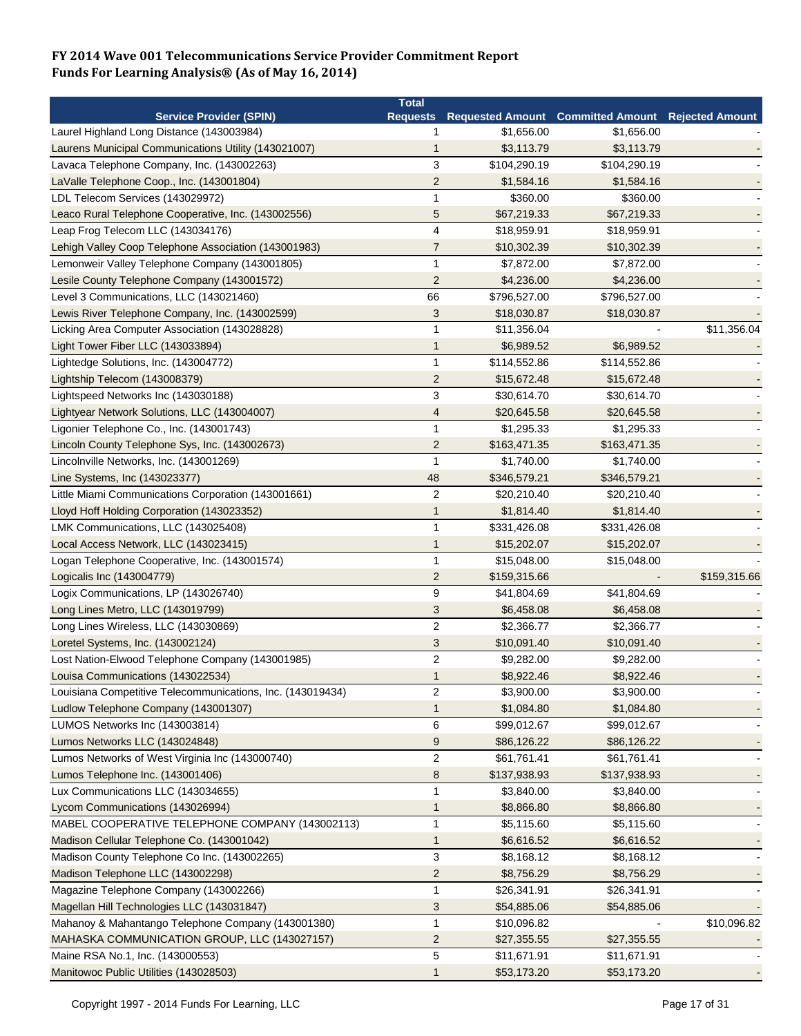**FY 2014 Wave 001 Telecommunications Service Provider Commitment Report**
**Funds For Learning Analysis® (As of May 16, 2014)**

| Service Provider (SPIN) | Total Requests | Requested Amount | Committed Amount | Rejected Amount |
|---|---|---|---|---|
| Laurel Highland Long Distance (143003984) | 1 | $1,656.00 | $1,656.00 | - |
| Laurens Municipal Communications Utility (143021007) | 1 | $3,113.79 | $3,113.79 | - |
| Lavaca Telephone Company, Inc. (143002263) | 3 | $104,290.19 | $104,290.19 | - |
| LaValle Telephone Coop., Inc. (143001804) | 2 | $1,584.16 | $1,584.16 | - |
| LDL Telecom Services (143029972) | 1 | $360.00 | $360.00 | - |
| Leaco Rural Telephone Cooperative, Inc. (143002556) | 5 | $67,219.33 | $67,219.33 | - |
| Leap Frog Telecom LLC (143034176) | 4 | $18,959.91 | $18,959.91 | - |
| Lehigh Valley Coop Telephone Association (143001983) | 7 | $10,302.39 | $10,302.39 | - |
| Lemonweir Valley Telephone Company (143001805) | 1 | $7,872.00 | $7,872.00 | - |
| Lesile County Telephone Company (143001572) | 2 | $4,236.00 | $4,236.00 | - |
| Level 3 Communications, LLC (143021460) | 66 | $796,527.00 | $796,527.00 | - |
| Lewis River Telephone Company, Inc. (143002599) | 3 | $18,030.87 | $18,030.87 | - |
| Licking Area Computer Association (143028828) | 1 | $11,356.04 | - | $11,356.04 |
| Light Tower Fiber LLC (143033894) | 1 | $6,989.52 | $6,989.52 | - |
| Lightedge Solutions, Inc. (143004772) | 1 | $114,552.86 | $114,552.86 | - |
| Lightship Telecom (143008379) | 2 | $15,672.48 | $15,672.48 | - |
| Lightspeed Networks Inc (143030188) | 3 | $30,614.70 | $30,614.70 | - |
| Lightyear Network Solutions, LLC (143004007) | 4 | $20,645.58 | $20,645.58 | - |
| Ligonier Telephone Co., Inc. (143001743) | 1 | $1,295.33 | $1,295.33 | - |
| Lincoln County Telephone Sys, Inc. (143002673) | 2 | $163,471.35 | $163,471.35 | - |
| Lincolnville Networks, Inc. (143001269) | 1 | $1,740.00 | $1,740.00 | - |
| Line Systems, Inc (143023377) | 48 | $346,579.21 | $346,579.21 | - |
| Little Miami Communications Corporation (143001661) | 2 | $20,210.40 | $20,210.40 | - |
| Lloyd Hoff Holding Corporation (143023352) | 1 | $1,814.40 | $1,814.40 | - |
| LMK Communications, LLC (143025408) | 1 | $331,426.08 | $331,426.08 | - |
| Local Access Network, LLC (143023415) | 1 | $15,202.07 | $15,202.07 | - |
| Logan Telephone Cooperative, Inc. (143001574) | 1 | $15,048.00 | $15,048.00 | - |
| Logicalis Inc (143004779) | 2 | $159,315.66 | - | $159,315.66 |
| Logix Communications, LP (143026740) | 9 | $41,804.69 | $41,804.69 | - |
| Long Lines Metro, LLC (143019799) | 3 | $6,458.08 | $6,458.08 | - |
| Long Lines Wireless, LLC (143030869) | 2 | $2,366.77 | $2,366.77 | - |
| Loretel Systems, Inc. (143002124) | 3 | $10,091.40 | $10,091.40 | - |
| Lost Nation-Elwood Telephone Company (143001985) | 2 | $9,282.00 | $9,282.00 | - |
| Louisa Communications (143022534) | 1 | $8,922.46 | $8,922.46 | - |
| Louisiana Competitive Telecommunications, Inc. (143019434) | 2 | $3,900.00 | $3,900.00 | - |
| Ludlow Telephone Company (143001307) | 1 | $1,084.80 | $1,084.80 | - |
| LUMOS Networks Inc (143003814) | 6 | $99,012.67 | $99,012.67 | - |
| Lumos Networks LLC (143024848) | 9 | $86,126.22 | $86,126.22 | - |
| Lumos Networks of West Virginia Inc (143000740) | 2 | $61,761.41 | $61,761.41 | - |
| Lumos Telephone Inc. (143001406) | 8 | $137,938.93 | $137,938.93 | - |
| Lux Communications LLC (143034655) | 1 | $3,840.00 | $3,840.00 | - |
| Lycom Communications (143026994) | 1 | $8,866.80 | $8,866.80 | - |
| MABEL COOPERATIVE TELEPHONE COMPANY (143002113) | 1 | $5,115.60 | $5,115.60 | - |
| Madison Cellular Telephone Co. (143001042) | 1 | $6,616.52 | $6,616.52 | - |
| Madison County Telephone Co Inc. (143002265) | 3 | $8,168.12 | $8,168.12 | - |
| Madison Telephone LLC (143002298) | 2 | $8,756.29 | $8,756.29 | - |
| Magazine Telephone Company (143002266) | 1 | $26,341.91 | $26,341.91 | - |
| Magellan Hill Technologies LLC (143031847) | 3 | $54,885.06 | $54,885.06 | - |
| Mahanoy & Mahantango Telephone Company (143001380) | 1 | $10,096.82 | - | $10,096.82 |
| MAHASKA COMMUNICATION GROUP, LLC (143027157) | 2 | $27,355.55 | $27,355.55 | - |
| Maine RSA No.1, Inc. (143000553) | 5 | $11,671.91 | $11,671.91 | - |
| Manitowoc Public Utilities (143028503) | 1 | $53,173.20 | $53,173.20 | - |

Copyright 1997 - 2014 Funds For Learning, LLC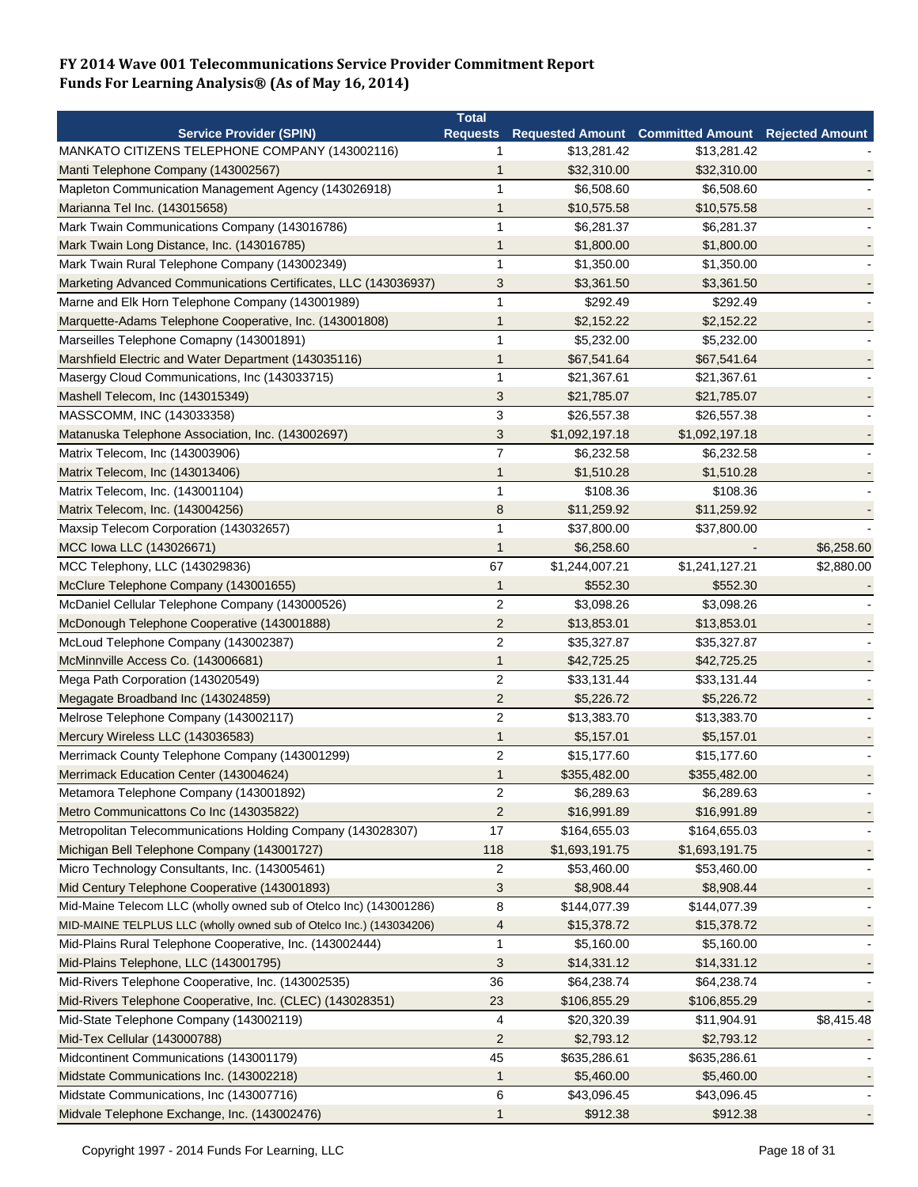# FY 2014 Wave 001 Telecommunications Service Provider Commitment Report
## Funds For Learning Analysis® (As of May 16, 2014)

| Service Provider (SPIN) | Total Requests | Requested Amount | Committed Amount | Rejected Amount |
|---|---|---|---|---|
| MANKATO CITIZENS TELEPHONE COMPANY (143002116) | 1 | $13,281.42 | $13,281.42 | - |
| Manti Telephone Company (143002567) | 1 | $32,310.00 | $32,310.00 | - |
| Mapleton Communication Management Agency (143026918) | 1 | $6,508.60 | $6,508.60 | - |
| Marianna Tel Inc. (143015658) | 1 | $10,575.58 | $10,575.58 | - |
| Mark Twain Communications Company (143016786) | 1 | $6,281.37 | $6,281.37 | - |
| Mark Twain Long Distance, Inc. (143016785) | 1 | $1,800.00 | $1,800.00 | - |
| Mark Twain Rural Telephone Company (143002349) | 1 | $1,350.00 | $1,350.00 | - |
| Marketing Advanced Communications Certificates, LLC (143036937) | 3 | $3,361.50 | $3,361.50 | - |
| Marne and Elk Horn Telephone Company (143001989) | 1 | $292.49 | $292.49 | - |
| Marquette-Adams Telephone Cooperative, Inc. (143001808) | 1 | $2,152.22 | $2,152.22 | - |
| Marseilles Telephone Comapny (143001891) | 1 | $5,232.00 | $5,232.00 | - |
| Marshfield Electric and Water Department (143035116) | 1 | $67,541.64 | $67,541.64 | - |
| Masergy Cloud Communications, Inc (143033715) | 1 | $21,367.61 | $21,367.61 | - |
| Mashell Telecom, Inc (143015349) | 3 | $21,785.07 | $21,785.07 | - |
| MASSCOMM, INC (143033358) | 3 | $26,557.38 | $26,557.38 | - |
| Matanuska Telephone Association, Inc. (143002697) | 3 | $1,092,197.18 | $1,092,197.18 | - |
| Matrix Telecom, Inc (143003906) | 7 | $6,232.58 | $6,232.58 | - |
| Matrix Telecom, Inc (143013406) | 1 | $1,510.28 | $1,510.28 | - |
| Matrix Telecom, Inc. (143001104) | 1 | $108.36 | $108.36 | - |
| Matrix Telecom, Inc. (143004256) | 8 | $11,259.92 | $11,259.92 | - |
| Maxsip Telecom Corporation (143032657) | 1 | $37,800.00 | $37,800.00 | - |
| MCC Iowa LLC (143026671) | 1 | $6,258.60 | - | $6,258.60 |
| MCC Telephony, LLC (143029836) | 67 | $1,244,007.21 | $1,241,127.21 | $2,880.00 |
| McClure Telephone Company (143001655) | 1 | $552.30 | $552.30 | - |
| McDaniel Cellular Telephone Company (143000526) | 2 | $3,098.26 | $3,098.26 | - |
| McDonough Telephone Cooperative (143001888) | 2 | $13,853.01 | $13,853.01 | - |
| McLoud Telephone Company (143002387) | 2 | $35,327.87 | $35,327.87 | - |
| McMinnville Access Co. (143006681) | 1 | $42,725.25 | $42,725.25 | - |
| Mega Path Corporation (143020549) | 2 | $33,131.44 | $33,131.44 | - |
| Megagate Broadband Inc (143024859) | 2 | $5,226.72 | $5,226.72 | - |
| Melrose Telephone Company (143002117) | 2 | $13,383.70 | $13,383.70 | - |
| Mercury Wireless LLC (143036583) | 1 | $5,157.01 | $5,157.01 | - |
| Merrimack County Telephone Company (143001299) | 2 | $15,177.60 | $15,177.60 | - |
| Merrimack Education Center (143004624) | 1 | $355,482.00 | $355,482.00 | - |
| Metamora Telephone Company (143001892) | 2 | $6,289.63 | $6,289.63 | - |
| Metro Communicattons Co Inc (143035822) | 2 | $16,991.89 | $16,991.89 | - |
| Metropolitan Telecommunications Holding Company (143028307) | 17 | $164,655.03 | $164,655.03 | - |
| Michigan Bell Telephone Company (143001727) | 118 | $1,693,191.75 | $1,693,191.75 | - |
| Micro Technology Consultants, Inc. (143005461) | 2 | $53,460.00 | $53,460.00 | - |
| Mid Century Telephone Cooperative (143001893) | 3 | $8,908.44 | $8,908.44 | - |
| Mid-Maine Telecom LLC (wholly owned sub of Otelco Inc) (143001286) | 8 | $144,077.39 | $144,077.39 | - |
| MID-MAINE TELPLUS LLC (wholly owned sub of Otelco Inc.) (143034206) | 4 | $15,378.72 | $15,378.72 | - |
| Mid-Plains Rural Telephone Cooperative, Inc. (143002444) | 1 | $5,160.00 | $5,160.00 | - |
| Mid-Plains Telephone, LLC (143001795) | 3 | $14,331.12 | $14,331.12 | - |
| Mid-Rivers Telephone Cooperative, Inc. (143002535) | 36 | $64,238.74 | $64,238.74 | - |
| Mid-Rivers Telephone Cooperative, Inc. (CLEC) (143028351) | 23 | $106,855.29 | $106,855.29 | - |
| Mid-State Telephone Company (143002119) | 4 | $20,320.39 | $11,904.91 | $8,415.48 |
| Mid-Tex Cellular (143000788) | 2 | $2,793.12 | $2,793.12 | - |
| Midcontinent Communications (143001179) | 45 | $635,286.61 | $635,286.61 | - |
| Midstate Communications Inc. (143002218) | 1 | $5,460.00 | $5,460.00 | - |
| Midstate Communications, Inc (143007716) | 6 | $43,096.45 | $43,096.45 | - |
| Midvale Telephone Exchange, Inc. (143002476) | 1 | $912.38 | $912.38 | - |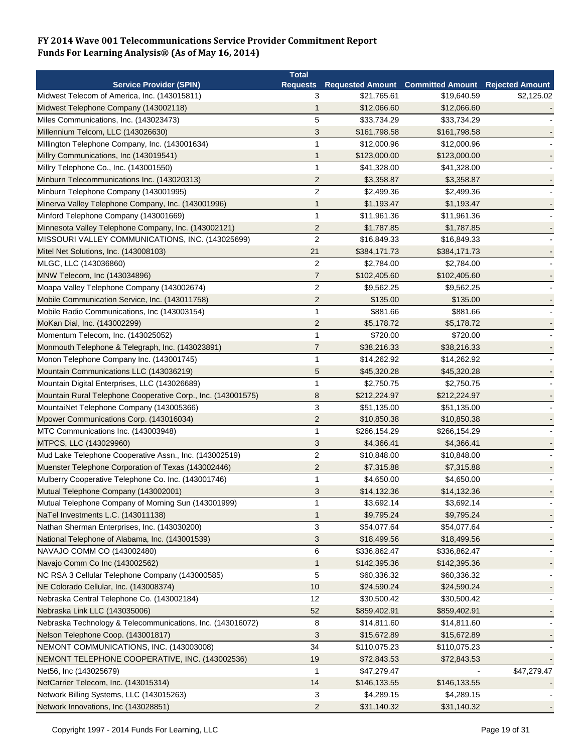**FY 2014 Wave 001 Telecommunications Service Provider Commitment Report**
**Funds For Learning Analysis® (As of May 16, 2014)**

| Service Provider (SPIN) | Total Requests | Requested Amount | Committed Amount | Rejected Amount |
|---|---|---|---|---|
| Midwest Telecom of America, Inc. (143015811) | 3 | $21,765.61 | $19,640.59 | $2,125.02 |
| Midwest Telephone Company (143002118) | 1 | $12,066.60 | $12,066.60 | - |
| Miles Communications, Inc. (143023473) | 5 | $33,734.29 | $33,734.29 | - |
| Millennium Telcom, LLC (143026630) | 3 | $161,798.58 | $161,798.58 | - |
| Millington Telephone Company, Inc. (143001634) | 1 | $12,000.96 | $12,000.96 | - |
| Millry Communications, Inc (143019541) | 1 | $123,000.00 | $123,000.00 | - |
| Millry Telephone Co., Inc. (143001550) | 1 | $41,328.00 | $41,328.00 | - |
| Minburn Telecommunications Inc. (143020313) | 2 | $3,358.87 | $3,358.87 | - |
| Minburn Telephone Company (143001995) | 2 | $2,499.36 | $2,499.36 | - |
| Minerva Valley Telephone Company, Inc. (143001996) | 1 | $1,193.47 | $1,193.47 | - |
| Minford Telephone Company (143001669) | 1 | $11,961.36 | $11,961.36 | - |
| Minnesota Valley Telephone Company, Inc. (143002121) | 2 | $1,787.85 | $1,787.85 | - |
| MISSOURI VALLEY COMMUNICATIONS, INC. (143025699) | 2 | $16,849.33 | $16,849.33 | - |
| Mitel Net Solutions, Inc. (143008103) | 21 | $384,171.73 | $384,171.73 | - |
| MLGC, LLC (143036860) | 2 | $2,784.00 | $2,784.00 | - |
| MNW Telecom, Inc (143034896) | 7 | $102,405.60 | $102,405.60 | - |
| Moapa Valley Telephone Company (143002674) | 2 | $9,562.25 | $9,562.25 | - |
| Mobile Communication Service, Inc. (143011758) | 2 | $135.00 | $135.00 | - |
| Mobile Radio Communications, Inc (143003154) | 1 | $881.66 | $881.66 | - |
| MoKan Dial, Inc. (143002299) | 2 | $5,178.72 | $5,178.72 | - |
| Momentum Telecom, Inc. (143025052) | 1 | $720.00 | $720.00 | - |
| Monmouth Telephone & Telegraph, Inc. (143023891) | 7 | $38,216.33 | $38,216.33 | - |
| Monon Telephone Company Inc. (143001745) | 1 | $14,262.92 | $14,262.92 | - |
| Mountain Communications LLC (143036219) | 5 | $45,320.28 | $45,320.28 | - |
| Mountain Digital Enterprises, LLC (143026689) | 1 | $2,750.75 | $2,750.75 | - |
| Mountain Rural Telephone Cooperative Corp., Inc. (143001575) | 8 | $212,224.97 | $212,224.97 | - |
| MountaiNet Telephone Company (143005366) | 3 | $51,135.00 | $51,135.00 | - |
| Mpower Communications Corp. (143016034) | 2 | $10,850.38 | $10,850.38 | - |
| MTC Communications Inc. (143003948) | 1 | $266,154.29 | $266,154.29 | - |
| MTPCS, LLC (143029960) | 3 | $4,366.41 | $4,366.41 | - |
| Mud Lake Telephone Cooperative Assn., Inc. (143002519) | 2 | $10,848.00 | $10,848.00 | - |
| Muenster Telephone Corporation of Texas (143002446) | 2 | $7,315.88 | $7,315.88 | - |
| Mulberry Cooperative Telephone Co. Inc. (143001746) | 1 | $4,650.00 | $4,650.00 | - |
| Mutual Telephone Company (143002001) | 3 | $14,132.36 | $14,132.36 | - |
| Mutual Telephone Company of Morning Sun (143001999) | 1 | $3,692.14 | $3,692.14 | - |
| NaTel Investments L.C. (143011138) | 1 | $9,795.24 | $9,795.24 | - |
| Nathan Sherman Enterprises, Inc. (143030200) | 3 | $54,077.64 | $54,077.64 | - |
| National Telephone of Alabama, Inc. (143001539) | 3 | $18,499.56 | $18,499.56 | - |
| NAVAJO COMM CO (143002480) | 6 | $336,862.47 | $336,862.47 | - |
| Navajo Comm Co Inc (143002562) | 1 | $142,395.36 | $142,395.36 | - |
| NC RSA 3 Cellular Telephone Company (143000585) | 5 | $60,336.32 | $60,336.32 | - |
| NE Colorado Cellular, Inc. (143008374) | 10 | $24,590.24 | $24,590.24 | - |
| Nebraska Central Telephone Co. (143002184) | 12 | $30,500.42 | $30,500.42 | - |
| Nebraska Link LLC (143035006) | 52 | $859,402.91 | $859,402.91 | - |
| Nebraska Technology & Telecommunications, Inc. (143016072) | 8 | $14,811.60 | $14,811.60 | - |
| Nelson Telephone Coop. (143001817) | 3 | $15,672.89 | $15,672.89 | - |
| NEMONT COMMUNICATIONS, INC. (143003008) | 34 | $110,075.23 | $110,075.23 | - |
| NEMONT TELEPHONE COOPERATIVE, INC. (143002536) | 19 | $72,843.53 | $72,843.53 | - |
| Net56, Inc (143025679) | 1 | $47,279.47 | - | $47,279.47 |
| NetCarrier Telecom, Inc. (143015314) | 14 | $146,133.55 | $146,133.55 | - |
| Network Billing Systems, LLC (143015263) | 3 | $4,289.15 | $4,289.15 | - |
| Network Innovations, Inc (143028851) | 2 | $31,140.32 | $31,140.32 | - |

Copyright 1997 - 2014 Funds For Learning, LLC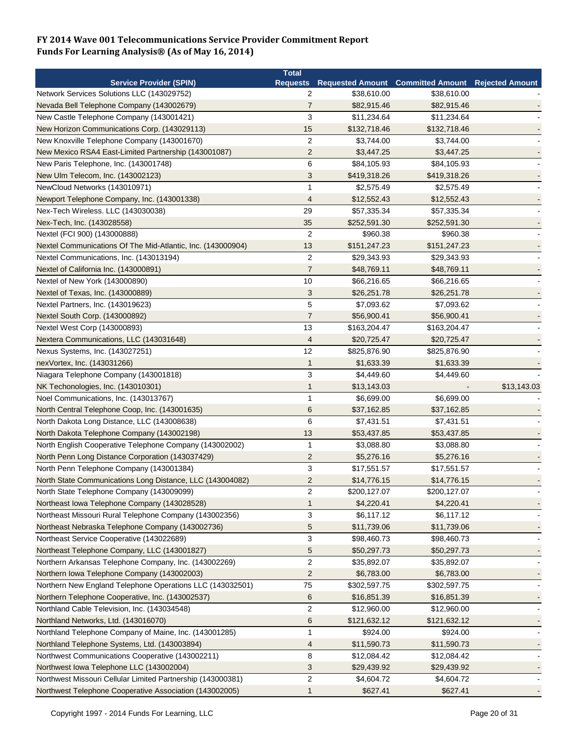# FY 2014 Wave 001 Telecommunications Service Provider Commitment Report
# Funds For Learning Analysis® (As of May 16, 2014)

| Service Provider (SPIN) | Total Requests | Requested Amount | Committed Amount | Rejected Amount |
|---|---|---|---|---|
| Network Services Solutions LLC (143029752) | 2 | $38,610.00 | $38,610.00 | - |
| Nevada Bell Telephone Company (143002679) | 7 | $82,915.46 | $82,915.46 | - |
| New Castle Telephone Company (143001421) | 3 | $11,234.64 | $11,234.64 | - |
| New Horizon Communications Corp. (143029113) | 15 | $132,718.46 | $132,718.46 | - |
| New Knoxville Telephone Company (143001670) | 2 | $3,744.00 | $3,744.00 | - |
| New Mexico RSA4 East-Limited Partnership (143001087) | 2 | $3,447.25 | $3,447.25 | - |
| New Paris Telephone, Inc. (143001748) | 6 | $84,105.93 | $84,105.93 | - |
| New Ulm Telecom, Inc. (143002123) | 3 | $419,318.26 | $419,318.26 | - |
| NewCloud Networks (143010971) | 1 | $2,575.49 | $2,575.49 | - |
| Newport Telephone Company, Inc. (143001338) | 4 | $12,552.43 | $12,552.43 | - |
| Nex-Tech Wireless. LLC (143030038) | 29 | $57,335.34 | $57,335.34 | - |
| Nex-Tech, Inc. (143028558) | 35 | $252,591.30 | $252,591.30 | - |
| Nextel (FCI 900) (143000888) | 2 | $960.38 | $960.38 | - |
| Nextel Communications Of The Mid-Atlantic, Inc. (143000904) | 13 | $151,247.23 | $151,247.23 | - |
| Nextel Communications, Inc. (143013194) | 2 | $29,343.93 | $29,343.93 | - |
| Nextel of California Inc. (143000891) | 7 | $48,769.11 | $48,769.11 | - |
| Nextel of New York (143000890) | 10 | $66,216.65 | $66,216.65 | - |
| Nextel of Texas, Inc. (143000889) | 3 | $26,251.78 | $26,251.78 | - |
| Nextel Partners, Inc. (143019623) | 5 | $7,093.62 | $7,093.62 | - |
| Nextel South Corp. (143000892) | 7 | $56,900.41 | $56,900.41 | - |
| Nextel West Corp (143000893) | 13 | $163,204.47 | $163,204.47 | - |
| Nextera Communications, LLC (143031648) | 4 | $20,725.47 | $20,725.47 | - |
| Nexus Systems, Inc. (143027251) | 12 | $825,876.90 | $825,876.90 | - |
| nexVortex, Inc. (143031266) | 1 | $1,633.39 | $1,633.39 | - |
| Niagara Telephone Company (143001818) | 3 | $4,449.60 | $4,449.60 | - |
| NK Techonologies, Inc. (143010301) | 1 | $13,143.03 | - | $13,143.03 |
| Noel Communications, Inc. (143013767) | 1 | $6,699.00 | $6,699.00 | - |
| North Central Telephone Coop, Inc. (143001635) | 6 | $37,162.85 | $37,162.85 | - |
| North Dakota Long Distance, LLC (143008638) | 6 | $7,431.51 | $7,431.51 | - |
| North Dakota Telephone Company (143002198) | 13 | $53,437.85 | $53,437.85 | - |
| North English Cooperative Telephone Company (143002002) | 1 | $3,088.80 | $3,088.80 | - |
| North Penn Long Distance Corporation (143037429) | 2 | $5,276.16 | $5,276.16 | - |
| North Penn Telephone Company (143001384) | 3 | $17,551.57 | $17,551.57 | - |
| North State Communications Long Distance, LLC (143004082) | 2 | $14,776.15 | $14,776.15 | - |
| North State Telephone Company (143009099) | 2 | $200,127.07 | $200,127.07 | - |
| Northeast Iowa Telephone Company (143028528) | 1 | $4,220.41 | $4,220.41 | - |
| Northeast Missouri Rural Telephone Company (143002356) | 3 | $6,117.12 | $6,117.12 | - |
| Northeast Nebraska Telephone Company (143002736) | 5 | $11,739.06 | $11,739.06 | - |
| Northeast Service Cooperative (143022689) | 3 | $98,460.73 | $98,460.73 | - |
| Northeast Telephone Company, LLC (143001827) | 5 | $50,297.73 | $50,297.73 | - |
| Northern Arkansas Telephone Company, Inc. (143002269) | 2 | $35,892.07 | $35,892.07 | - |
| Northern Iowa Telephone Company (143002003) | 2 | $6,783.00 | $6,783.00 | - |
| Northern New England Telephone Operations LLC (143032501) | 75 | $302,597.75 | $302,597.75 | - |
| Northern Telephone Cooperative, Inc. (143002537) | 6 | $16,851.39 | $16,851.39 | - |
| Northland Cable Television, Inc. (143034548) | 2 | $12,960.00 | $12,960.00 | - |
| Northland Networks, Ltd. (143016070) | 6 | $121,632.12 | $121,632.12 | - |
| Northland Telephone Company of Maine, Inc. (143001285) | 1 | $924.00 | $924.00 | - |
| Northland Telephone Systems, Ltd. (143003894) | 4 | $11,590.73 | $11,590.73 | - |
| Northwest Communications Cooperative (143002211) | 8 | $12,084.42 | $12,084.42 | - |
| Northwest Iowa Telephone LLC (143002004) | 3 | $29,439.92 | $29,439.92 | - |
| Northwest Missouri Cellular Limited Partnership (143000381) | 2 | $4,604.72 | $4,604.72 | - |
| Northwest Telephone Cooperative Association (143002005) | 1 | $627.41 | $627.41 | - |

Copyright 1997 - 2014 Funds For Learning, LLC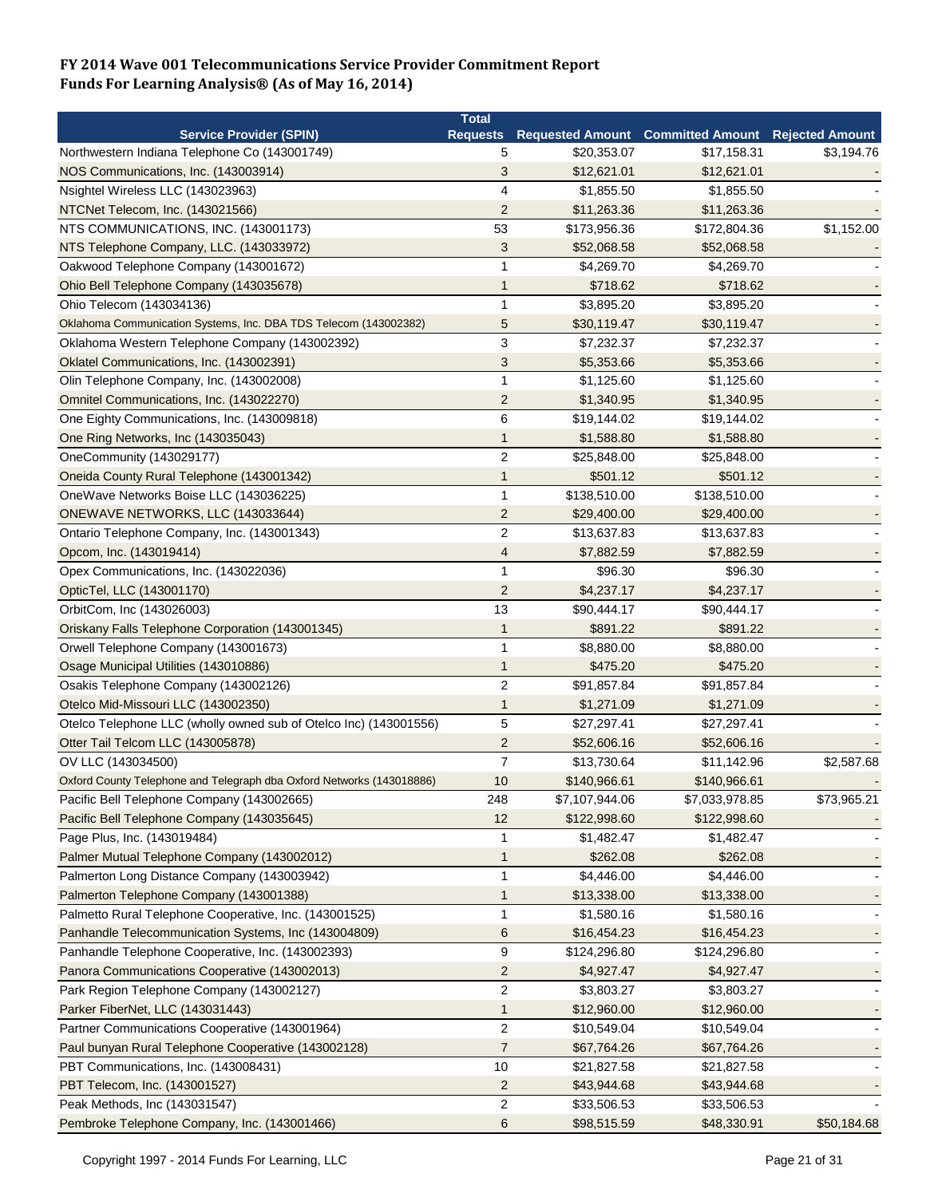# FY 2014 Wave 001 Telecommunications Service Provider Commitment Report
# Funds For Learning Analysis® (As of May 16, 2014)

| Service Provider (SPIN) | Total Requests | Requested Amount | Committed Amount | Rejected Amount |
|---|---|---|---|---|
| Northwestern Indiana Telephone Co (143001749) | 5 | $20,353.07 | $17,158.31 | $3,194.76 |
| NOS Communications, Inc. (143003914) | 3 | $12,621.01 | $12,621.01 | - |
| Nsightel Wireless LLC (143023963) | 4 | $1,855.50 | $1,855.50 | - |
| NTCNet Telecom, Inc. (143021566) | 2 | $11,263.36 | $11,263.36 | - |
| NTS COMMUNICATIONS, INC. (143001173) | 53 | $173,956.36 | $172,804.36 | $1,152.00 |
| NTS Telephone Company, LLC. (143033972) | 3 | $52,068.58 | $52,068.58 | - |
| Oakwood Telephone Company (143001672) | 1 | $4,269.70 | $4,269.70 | - |
| Ohio Bell Telephone Company (143035678) | 1 | $718.62 | $718.62 | - |
| Ohio Telecom (143034136) | 1 | $3,895.20 | $3,895.20 | - |
| Oklahoma Communication Systems, Inc. DBA TDS Telecom (143002382) | 5 | $30,119.47 | $30,119.47 | - |
| Oklahoma Western Telephone Company (143002392) | 3 | $7,232.37 | $7,232.37 | - |
| Oklatel Communications, Inc. (143002391) | 3 | $5,353.66 | $5,353.66 | - |
| Olin Telephone Company, Inc. (143002008) | 1 | $1,125.60 | $1,125.60 | - |
| Omnitel Communications, Inc. (143022270) | 2 | $1,340.95 | $1,340.95 | - |
| One Eighty Communications, Inc. (143009818) | 6 | $19,144.02 | $19,144.02 | - |
| One Ring Networks, Inc (143035043) | 1 | $1,588.80 | $1,588.80 | - |
| OneCommunity (143029177) | 2 | $25,848.00 | $25,848.00 | - |
| Oneida County Rural Telephone (143001342) | 1 | $501.12 | $501.12 | - |
| OneWave Networks Boise LLC (143036225) | 1 | $138,510.00 | $138,510.00 | - |
| ONEWAVE NETWORKS, LLC (143033644) | 2 | $29,400.00 | $29,400.00 | - |
| Ontario Telephone Company, Inc. (143001343) | 2 | $13,637.83 | $13,637.83 | - |
| Opcom, Inc. (143019414) | 4 | $7,882.59 | $7,882.59 | - |
| Opex Communications, Inc. (143022036) | 1 | $96.30 | $96.30 | - |
| OpticTel, LLC (143001170) | 2 | $4,237.17 | $4,237.17 | - |
| OrbitCom, Inc (143026003) | 13 | $90,444.17 | $90,444.17 | - |
| Oriskany Falls Telephone Corporation (143001345) | 1 | $891.22 | $891.22 | - |
| Orwell Telephone Company (143001673) | 1 | $8,880.00 | $8,880.00 | - |
| Osage Municipal Utilities (143010886) | 1 | $475.20 | $475.20 | - |
| Osakis Telephone Company (143002126) | 2 | $91,857.84 | $91,857.84 | - |
| Otelco Mid-Missouri LLC (143002350) | 1 | $1,271.09 | $1,271.09 | - |
| Otelco Telephone LLC (wholly owned sub of Otelco Inc) (143001556) | 5 | $27,297.41 | $27,297.41 | - |
| Otter Tail Telcom LLC (143005878) | 2 | $52,606.16 | $52,606.16 | - |
| OV LLC (143034500) | 7 | $13,730.64 | $11,142.96 | $2,587.68 |
| Oxford County Telephone and Telegraph dba Oxford Networks (143018886) | 10 | $140,966.61 | $140,966.61 | - |
| Pacific Bell Telephone Company (143002665) | 248 | $7,107,944.06 | $7,033,978.85 | $73,965.21 |
| Pacific Bell Telephone Company (143035645) | 12 | $122,998.60 | $122,998.60 | - |
| Page Plus, Inc. (143019484) | 1 | $1,482.47 | $1,482.47 | - |
| Palmer Mutual Telephone Company (143002012) | 1 | $262.08 | $262.08 | - |
| Palmerton Long Distance Company (143003942) | 1 | $4,446.00 | $4,446.00 | - |
| Palmerton Telephone Company (143001388) | 1 | $13,338.00 | $13,338.00 | - |
| Palmetto Rural Telephone Cooperative, Inc. (143001525) | 1 | $1,580.16 | $1,580.16 | - |
| Panhandle Telecommunication Systems, Inc (143004809) | 6 | $16,454.23 | $16,454.23 | - |
| Panhandle Telephone Cooperative, Inc. (143002393) | 9 | $124,296.80 | $124,296.80 | - |
| Panora Communications Cooperative (143002013) | 2 | $4,927.47 | $4,927.47 | - |
| Park Region Telephone Company (143002127) | 2 | $3,803.27 | $3,803.27 | - |
| Parker FiberNet, LLC (143031443) | 1 | $12,960.00 | $12,960.00 | - |
| Partner Communications Cooperative (143001964) | 2 | $10,549.04 | $10,549.04 | - |
| Paul bunyan Rural Telephone Cooperative (143002128) | 7 | $67,764.26 | $67,764.26 | - |
| PBT Communications, Inc. (143008431) | 10 | $21,827.58 | $21,827.58 | - |
| PBT Telecom, Inc. (143001527) | 2 | $43,944.68 | $43,944.68 | - |
| Peak Methods, Inc (143031547) | 2 | $33,506.53 | $33,506.53 | - |
| Pembroke Telephone Company, Inc. (143001466) | 6 | $98,515.59 | $48,330.91 | $50,184.68 |

Copyright 1997 - 2014 Funds For Learning, LLC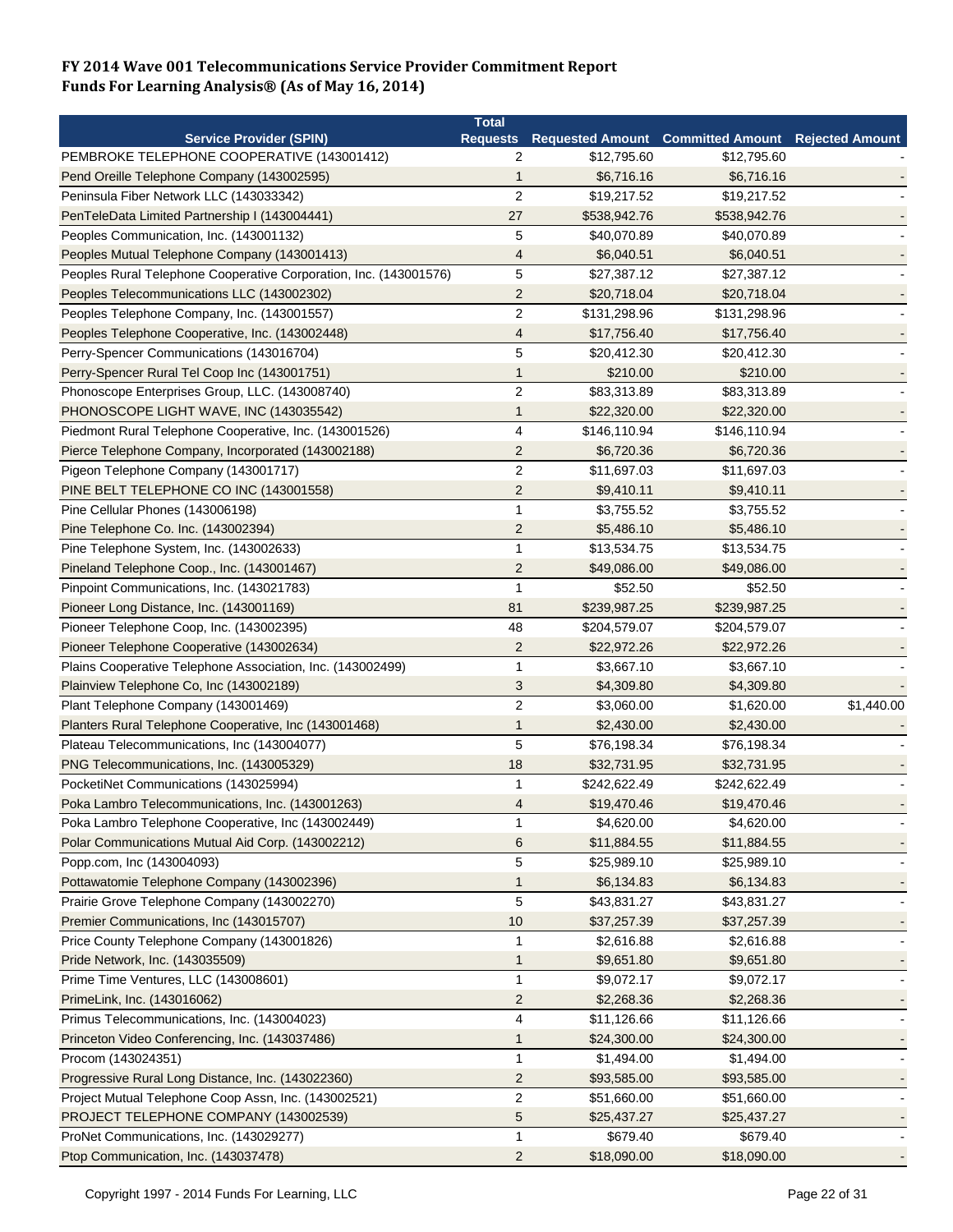**FY 2014 Wave 001 Telecommunications Service Provider Commitment Report**
**Funds For Learning Analysis® (As of May 16, 2014)**

| Service Provider (SPIN) | Total Requests | Requested Amount | Committed Amount | Rejected Amount |
|---|---|---|---|---|
| PEMBROKE TELEPHONE COOPERATIVE (143001412) | 2 | $12,795.60 | $12,795.60 | - |
| Pend Oreille Telephone Company (143002595) | 1 | $6,716.16 | $6,716.16 | - |
| Peninsula Fiber Network LLC (143033342) | 2 | $19,217.52 | $19,217.52 | - |
| PenTeleData Limited Partnership I (143004441) | 27 | $538,942.76 | $538,942.76 | - |
| Peoples Communication, Inc. (143001132) | 5 | $40,070.89 | $40,070.89 | - |
| Peoples Mutual Telephone Company (143001413) | 4 | $6,040.51 | $6,040.51 | - |
| Peoples Rural Telephone Cooperative Corporation, Inc. (143001576) | 5 | $27,387.12 | $27,387.12 | - |
| Peoples Telecommunications LLC (143002302) | 2 | $20,718.04 | $20,718.04 | - |
| Peoples Telephone Company, Inc. (143001557) | 2 | $131,298.96 | $131,298.96 | - |
| Peoples Telephone Cooperative, Inc. (143002448) | 4 | $17,756.40 | $17,756.40 | - |
| Perry-Spencer Communications (143016704) | 5 | $20,412.30 | $20,412.30 | - |
| Perry-Spencer Rural Tel Coop Inc (143001751) | 1 | $210.00 | $210.00 | - |
| Phonoscope Enterprises Group, LLC. (143008740) | 2 | $83,313.89 | $83,313.89 | - |
| PHONOSCOPE LIGHT WAVE, INC (143035542) | 1 | $22,320.00 | $22,320.00 | - |
| Piedmont Rural Telephone Cooperative, Inc. (143001526) | 4 | $146,110.94 | $146,110.94 | - |
| Pierce Telephone Company, Incorporated (143002188) | 2 | $6,720.36 | $6,720.36 | - |
| Pigeon Telephone Company (143001717) | 2 | $11,697.03 | $11,697.03 | - |
| PINE BELT TELEPHONE CO INC (143001558) | 2 | $9,410.11 | $9,410.11 | - |
| Pine Cellular Phones (143006198) | 1 | $3,755.52 | $3,755.52 | - |
| Pine Telephone Co. Inc. (143002394) | 2 | $5,486.10 | $5,486.10 | - |
| Pine Telephone System, Inc. (143002633) | 1 | $13,534.75 | $13,534.75 | - |
| Pineland Telephone Coop., Inc. (143001467) | 2 | $49,086.00 | $49,086.00 | - |
| Pinpoint Communications, Inc. (143021783) | 1 | $52.50 | $52.50 | - |
| Pioneer Long Distance, Inc. (143001169) | 81 | $239,987.25 | $239,987.25 | - |
| Pioneer Telephone Coop, Inc. (143002395) | 48 | $204,579.07 | $204,579.07 | - |
| Pioneer Telephone Cooperative (143002634) | 2 | $22,972.26 | $22,972.26 | - |
| Plains Cooperative Telephone Association, Inc. (143002499) | 1 | $3,667.10 | $3,667.10 | - |
| Plainview Telephone Co, Inc (143002189) | 3 | $4,309.80 | $4,309.80 | - |
| Plant Telephone Company (143001469) | 2 | $3,060.00 | $1,620.00 | $1,440.00 |
| Planters Rural Telephone Cooperative, Inc (143001468) | 1 | $2,430.00 | $2,430.00 | - |
| Plateau Telecommunications, Inc (143004077) | 5 | $76,198.34 | $76,198.34 | - |
| PNG Telecommunications, Inc. (143005329) | 18 | $32,731.95 | $32,731.95 | - |
| PocketiNet Communications (143025994) | 1 | $242,622.49 | $242,622.49 | - |
| Poka Lambro Telecommunications, Inc. (143001263) | 4 | $19,470.46 | $19,470.46 | - |
| Poka Lambro Telephone Cooperative, Inc (143002449) | 1 | $4,620.00 | $4,620.00 | - |
| Polar Communications Mutual Aid Corp. (143002212) | 6 | $11,884.55 | $11,884.55 | - |
| Popp.com, Inc (143004093) | 5 | $25,989.10 | $25,989.10 | - |
| Pottawatomie Telephone Company (143002396) | 1 | $6,134.83 | $6,134.83 | - |
| Prairie Grove Telephone Company (143002270) | 5 | $43,831.27 | $43,831.27 | - |
| Premier Communications, Inc (143015707) | 10 | $37,257.39 | $37,257.39 | - |
| Price County Telephone Company (143001826) | 1 | $2,616.88 | $2,616.88 | - |
| Pride Network, Inc. (143035509) | 1 | $9,651.80 | $9,651.80 | - |
| Prime Time Ventures, LLC (143008601) | 1 | $9,072.17 | $9,072.17 | - |
| PrimeLink, Inc. (143016062) | 2 | $2,268.36 | $2,268.36 | - |
| Primus Telecommunications, Inc. (143004023) | 4 | $11,126.66 | $11,126.66 | - |
| Princeton Video Conferencing, Inc. (143037486) | 1 | $24,300.00 | $24,300.00 | - |
| Procom (143024351) | 1 | $1,494.00 | $1,494.00 | - |
| Progressive Rural Long Distance, Inc. (143022360) | 2 | $93,585.00 | $93,585.00 | - |
| Project Mutual Telephone Coop Assn, Inc. (143002521) | 2 | $51,660.00 | $51,660.00 | - |
| PROJECT TELEPHONE COMPANY (143002539) | 5 | $25,437.27 | $25,437.27 | - |
| ProNet Communications, Inc. (143029277) | 1 | $679.40 | $679.40 | - |
| Ptop Communication, Inc. (143037478) | 2 | $18,090.00 | $18,090.00 | - |

Copyright 1997 - 2014 Funds For Learning, LLC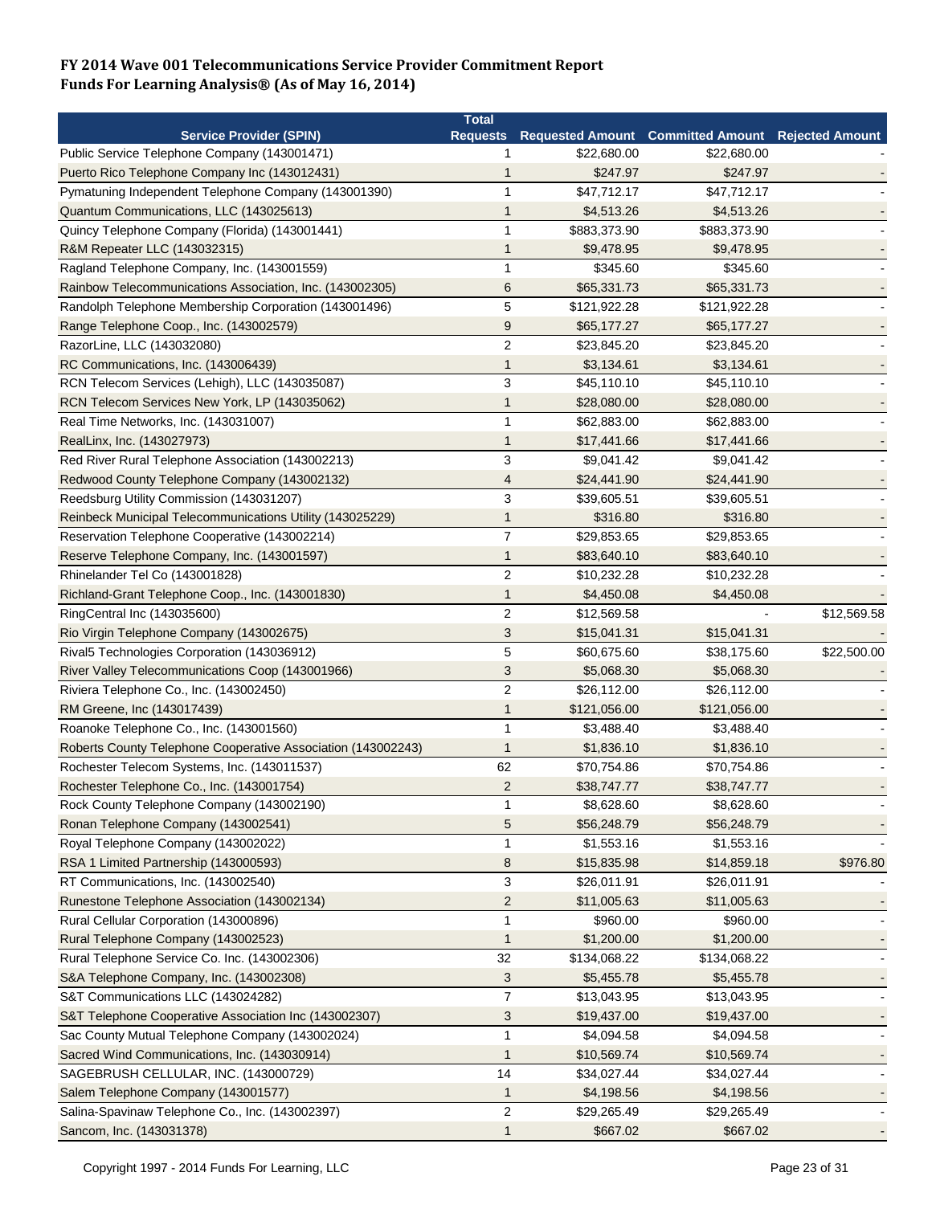**FY 2014 Wave 001 Telecommunications Service Provider Commitment Report**
**Funds For Learning Analysis® (As of May 16, 2014)**

| Service Provider (SPIN) | Total Requests | Requested Amount | Committed Amount | Rejected Amount |
|---|---|---|---|---|
| Public Service Telephone Company (143001471) | 1 | $22,680.00 | $22,680.00 | - |
| Puerto Rico Telephone Company Inc (143012431) | 1 | $247.97 | $247.97 | - |
| Pymatuning Independent Telephone Company (143001390) | 1 | $47,712.17 | $47,712.17 | - |
| Quantum Communications, LLC (143025613) | 1 | $4,513.26 | $4,513.26 | - |
| Quincy Telephone Company (Florida) (143001441) | 1 | $883,373.90 | $883,373.90 | - |
| R&M Repeater LLC (143032315) | 1 | $9,478.95 | $9,478.95 | - |
| Ragland Telephone Company, Inc. (143001559) | 1 | $345.60 | $345.60 | - |
| Rainbow Telecommunications Association, Inc. (143002305) | 6 | $65,331.73 | $65,331.73 | - |
| Randolph Telephone Membership Corporation (143001496) | 5 | $121,922.28 | $121,922.28 | - |
| Range Telephone Coop., Inc. (143002579) | 9 | $65,177.27 | $65,177.27 | - |
| RazorLine, LLC (143032080) | 2 | $23,845.20 | $23,845.20 | - |
| RC Communications, Inc. (143006439) | 1 | $3,134.61 | $3,134.61 | - |
| RCN Telecom Services (Lehigh), LLC (143035087) | 3 | $45,110.10 | $45,110.10 | - |
| RCN Telecom Services New York, LP (143035062) | 1 | $28,080.00 | $28,080.00 | - |
| Real Time Networks, Inc. (143031007) | 1 | $62,883.00 | $62,883.00 | - |
| RealLinx, Inc. (143027973) | 1 | $17,441.66 | $17,441.66 | - |
| Red River Rural Telephone Association (143002213) | 3 | $9,041.42 | $9,041.42 | - |
| Redwood County Telephone Company (143002132) | 4 | $24,441.90 | $24,441.90 | - |
| Reedsburg Utility Commission (143031207) | 3 | $39,605.51 | $39,605.51 | - |
| Reinbeck Municipal Telecommunications Utility (143025229) | 1 | $316.80 | $316.80 | - |
| Reservation Telephone Cooperative (143002214) | 7 | $29,853.65 | $29,853.65 | - |
| Reserve Telephone Company, Inc. (143001597) | 1 | $83,640.10 | $83,640.10 | - |
| Rhinelander Tel Co (143001828) | 2 | $10,232.28 | $10,232.28 | - |
| Richland-Grant Telephone Coop., Inc. (143001830) | 1 | $4,450.08 | $4,450.08 | - |
| RingCentral Inc (143035600) | 2 | $12,569.58 | - | $12,569.58 |
| Rio Virgin Telephone Company (143002675) | 3 | $15,041.31 | $15,041.31 | - |
| Rival5 Technologies Corporation (143036912) | 5 | $60,675.60 | $38,175.60 | $22,500.00 |
| River Valley Telecommunications Coop (143001966) | 3 | $5,068.30 | $5,068.30 | - |
| Riviera Telephone Co., Inc. (143002450) | 2 | $26,112.00 | $26,112.00 | - |
| RM Greene, Inc (143017439) | 1 | $121,056.00 | $121,056.00 | - |
| Roanoke Telephone Co., Inc. (143001560) | 1 | $3,488.40 | $3,488.40 | - |
| Roberts County Telephone Cooperative Association (143002243) | 1 | $1,836.10 | $1,836.10 | - |
| Rochester Telecom Systems, Inc. (143011537) | 62 | $70,754.86 | $70,754.86 | - |
| Rochester Telephone Co., Inc. (143001754) | 2 | $38,747.77 | $38,747.77 | - |
| Rock County Telephone Company (143002190) | 1 | $8,628.60 | $8,628.60 | - |
| Ronan Telephone Company (143002541) | 5 | $56,248.79 | $56,248.79 | - |
| Royal Telephone Company (143002022) | 1 | $1,553.16 | $1,553.16 | - |
| RSA 1 Limited Partnership (143000593) | 8 | $15,835.98 | $14,859.18 | $976.80 |
| RT Communications, Inc. (143002540) | 3 | $26,011.91 | $26,011.91 | - |
| Runestone Telephone Association (143002134) | 2 | $11,005.63 | $11,005.63 | - |
| Rural Cellular Corporation (143000896) | 1 | $960.00 | $960.00 | - |
| Rural Telephone Company (143002523) | 1 | $1,200.00 | $1,200.00 | - |
| Rural Telephone Service Co. Inc. (143002306) | 32 | $134,068.22 | $134,068.22 | - |
| S&A Telephone Company, Inc. (143002308) | 3 | $5,455.78 | $5,455.78 | - |
| S&T Communications LLC (143024282) | 7 | $13,043.95 | $13,043.95 | - |
| S&T Telephone Cooperative Association Inc (143002307) | 3 | $19,437.00 | $19,437.00 | - |
| Sac County Mutual Telephone Company (143002024) | 1 | $4,094.58 | $4,094.58 | - |
| Sacred Wind Communications, Inc. (143030914) | 1 | $10,569.74 | $10,569.74 | - |
| SAGEBRUSH CELLULAR, INC. (143000729) | 14 | $34,027.44 | $34,027.44 | - |
| Salem Telephone Company (143001577) | 1 | $4,198.56 | $4,198.56 | - |
| Salina-Spavinaw Telephone Co., Inc. (143002397) | 2 | $29,265.49 | $29,265.49 | - |
| Sancom, Inc. (143031378) | 1 | $667.02 | $667.02 | - |

Copyright 1997 - 2014 Funds For Learning, LLC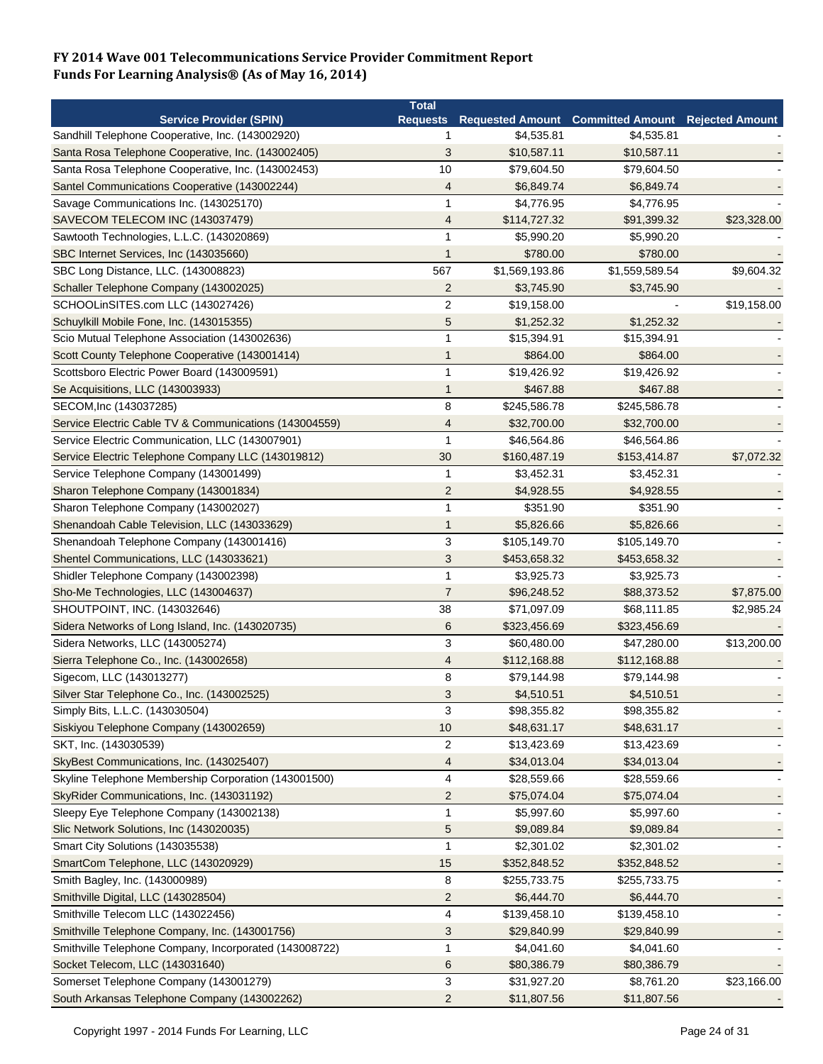**FY 2014 Wave 001 Telecommunications Service Provider Commitment Report**
**Funds For Learning Analysis® (As of May 16, 2014)**

| Service Provider (SPIN) | Total Requests | Requested Amount | Committed Amount | Rejected Amount |
|---|---|---|---|---|
| Sandhill Telephone Cooperative, Inc. (143002920) | 1 | $4,535.81 | $4,535.81 | - |
| Santa Rosa Telephone Cooperative, Inc. (143002405) | 3 | $10,587.11 | $10,587.11 | - |
| Santa Rosa Telephone Cooperative, Inc. (143002453) | 10 | $79,604.50 | $79,604.50 | - |
| Santel Communications Cooperative (143002244) | 4 | $6,849.74 | $6,849.74 | - |
| Savage Communications Inc. (143025170) | 1 | $4,776.95 | $4,776.95 | - |
| SAVECOM TELECOM INC (143037479) | 4 | $114,727.32 | $91,399.32 | $23,328.00 |
| Sawtooth Technologies, L.L.C. (143020869) | 1 | $5,990.20 | $5,990.20 | - |
| SBC Internet Services, Inc (143035660) | 1 | $780.00 | $780.00 | - |
| SBC Long Distance, LLC. (143008823) | 567 | $1,569,193.86 | $1,559,589.54 | $9,604.32 |
| Schaller Telephone Company (143002025) | 2 | $3,745.90 | $3,745.90 | - |
| SCHOOLinSITES.com LLC (143027426) | 2 | $19,158.00 | - | $19,158.00 |
| Schuylkill Mobile Fone, Inc. (143015355) | 5 | $1,252.32 | $1,252.32 | - |
| Scio Mutual Telephone Association (143002636) | 1 | $15,394.91 | $15,394.91 | - |
| Scott County Telephone Cooperative (143001414) | 1 | $864.00 | $864.00 | - |
| Scottsboro Electric Power Board (143009591) | 1 | $19,426.92 | $19,426.92 | - |
| Se Acquisitions, LLC (143003933) | 1 | $467.88 | $467.88 | - |
| SECOM,Inc (143037285) | 8 | $245,586.78 | $245,586.78 | - |
| Service Electric Cable TV & Communications (143004559) | 4 | $32,700.00 | $32,700.00 | - |
| Service Electric Communication, LLC (143007901) | 1 | $46,564.86 | $46,564.86 | - |
| Service Electric Telephone Company LLC (143019812) | 30 | $160,487.19 | $153,414.87 | $7,072.32 |
| Service Telephone Company (143001499) | 1 | $3,452.31 | $3,452.31 | - |
| Sharon Telephone Company (143001834) | 2 | $4,928.55 | $4,928.55 | - |
| Sharon Telephone Company (143002027) | 1 | $351.90 | $351.90 | - |
| Shenandoah Cable Television, LLC (143033629) | 1 | $5,826.66 | $5,826.66 | - |
| Shenandoah Telephone Company (143001416) | 3 | $105,149.70 | $105,149.70 | - |
| Shentel Communications, LLC (143033621) | 3 | $453,658.32 | $453,658.32 | - |
| Shidler Telephone Company (143002398) | 1 | $3,925.73 | $3,925.73 | - |
| Sho-Me Technologies, LLC (143004637) | 7 | $96,248.52 | $88,373.52 | $7,875.00 |
| SHOUTPOINT, INC. (143032646) | 38 | $71,097.09 | $68,111.85 | $2,985.24 |
| Sidera Networks of Long Island, Inc. (143020735) | 6 | $323,456.69 | $323,456.69 | - |
| Sidera Networks, LLC (143005274) | 3 | $60,480.00 | $47,280.00 | $13,200.00 |
| Sierra Telephone Co., Inc. (143002658) | 4 | $112,168.88 | $112,168.88 | - |
| Sigecom, LLC (143013277) | 8 | $79,144.98 | $79,144.98 | - |
| Silver Star Telephone Co., Inc. (143002525) | 3 | $4,510.51 | $4,510.51 | - |
| Simply Bits, L.L.C. (143030504) | 3 | $98,355.82 | $98,355.82 | - |
| Siskiyou Telephone Company (143002659) | 10 | $48,631.17 | $48,631.17 | - |
| SKT, Inc. (143030539) | 2 | $13,423.69 | $13,423.69 | - |
| SkyBest Communications, Inc. (143025407) | 4 | $34,013.04 | $34,013.04 | - |
| Skyline Telephone Membership Corporation (143001500) | 4 | $28,559.66 | $28,559.66 | - |
| SkyRider Communications, Inc. (143031192) | 2 | $75,074.04 | $75,074.04 | - |
| Sleepy Eye Telephone Company (143002138) | 1 | $5,997.60 | $5,997.60 | - |
| Slic Network Solutions, Inc (143020035) | 5 | $9,089.84 | $9,089.84 | - |
| Smart City Solutions (143035538) | 1 | $2,301.02 | $2,301.02 | - |
| SmartCom Telephone, LLC (143020929) | 15 | $352,848.52 | $352,848.52 | - |
| Smith Bagley, Inc. (143000989) | 8 | $255,733.75 | $255,733.75 | - |
| Smithville Digital, LLC (143028504) | 2 | $6,444.70 | $6,444.70 | - |
| Smithville Telecom LLC (143022456) | 4 | $139,458.10 | $139,458.10 | - |
| Smithville Telephone Company, Inc. (143001756) | 3 | $29,840.99 | $29,840.99 | - |
| Smithville Telephone Company, Incorporated (143008722) | 1 | $4,041.60 | $4,041.60 | - |
| Socket Telecom, LLC (143031640) | 6 | $80,386.79 | $80,386.79 | - |
| Somerset Telephone Company (143001279) | 3 | $31,927.20 | $8,761.20 | $23,166.00 |
| South Arkansas Telephone Company (143002262) | 2 | $11,807.56 | $11,807.56 | - |

Copyright 1997 - 2014 Funds For Learning, LLC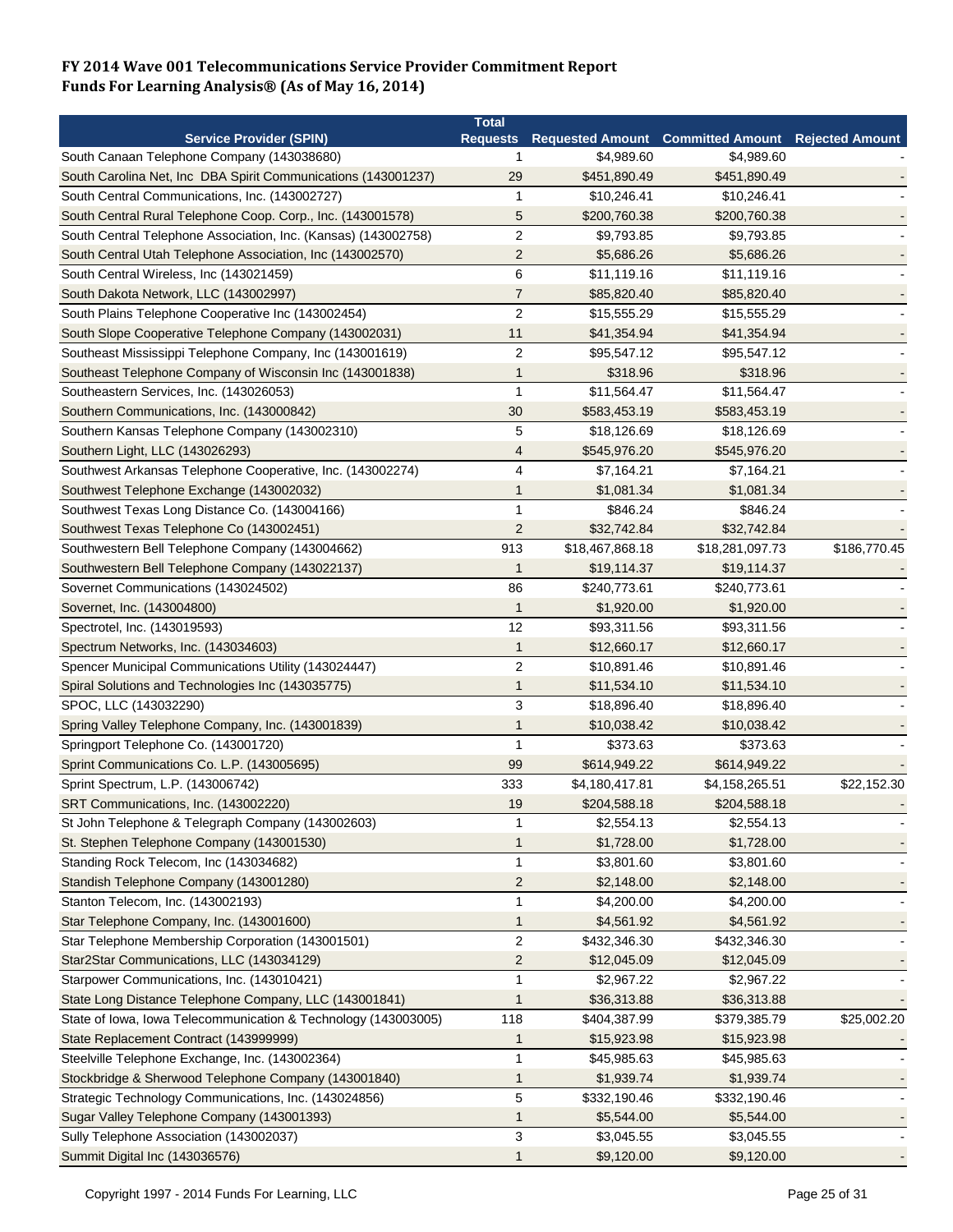**FY 2014 Wave 001 Telecommunications Service Provider Commitment Report**
**Funds For Learning Analysis® (As of May 16, 2014)**

| Service Provider (SPIN) | Total Requests | Requested Amount | Committed Amount | Rejected Amount |
|---|---|---|---|---|
| South Canaan Telephone Company (143038680) | 1 | $4,989.60 | $4,989.60 | - |
| South Carolina Net, Inc DBA Spirit Communications (143001237) | 29 | $451,890.49 | $451,890.49 | - |
| South Central Communications, Inc. (143002727) | 1 | $10,246.41 | $10,246.41 | - |
| South Central Rural Telephone Coop. Corp., Inc. (143001578) | 5 | $200,760.38 | $200,760.38 | - |
| South Central Telephone Association, Inc. (Kansas) (143002758) | 2 | $9,793.85 | $9,793.85 | - |
| South Central Utah Telephone Association, Inc. (143002570) | 2 | $5,686.26 | $5,686.26 | - |
| South Central Wireless, Inc (143021459) | 6 | $11,119.16 | $11,119.16 | - |
| South Dakota Network, LLC (143002997) | 7 | $85,820.40 | $85,820.40 | - |
| South Plains Telephone Cooperative Inc (143002454) | 2 | $15,555.29 | $15,555.29 | - |
| South Slope Cooperative Telephone Company (143002031) | 11 | $41,354.94 | $41,354.94 | - |
| Southeast Mississippi Telephone Company, Inc (143001619) | 2 | $95,547.12 | $95,547.12 | - |
| Southeast Telephone Company of Wisconsin Inc (143001838) | 1 | $318.96 | $318.96 | - |
| Southeastern Services, Inc. (143026053) | 1 | $11,564.47 | $11,564.47 | - |
| Southern Communications, Inc. (143000842) | 30 | $583,453.19 | $583,453.19 | - |
| Southern Kansas Telephone Company (143002310) | 5 | $18,126.69 | $18,126.69 | - |
| Southern Light, LLC (143026293) | 4 | $545,976.20 | $545,976.20 | - |
| Southwest Arkansas Telephone Cooperative, Inc. (143002274) | 4 | $7,164.21 | $7,164.21 | - |
| Southwest Telephone Exchange (143002032) | 1 | $1,081.34 | $1,081.34 | - |
| Southwest Texas Long Distance Co. (143004166) | 1 | $846.24 | $846.24 | - |
| Southwest Texas Telephone Co (143002451) | 2 | $32,742.84 | $32,742.84 | - |
| Southwestern Bell Telephone Company (143004662) | 913 | $18,467,868.18 | $18,281,097.73 | $186,770.45 |
| Southwestern Bell Telephone Company (143022137) | 1 | $19,114.37 | $19,114.37 | - |
| Sovernet Communications (143024502) | 86 | $240,773.61 | $240,773.61 | - |
| Sovernet, Inc. (143004800) | 1 | $1,920.00 | $1,920.00 | - |
| Spectrotel, Inc. (143019593) | 12 | $93,311.56 | $93,311.56 | - |
| Spectrum Networks, Inc. (143034603) | 1 | $12,660.17 | $12,660.17 | - |
| Spencer Municipal Communications Utility (143024447) | 2 | $10,891.46 | $10,891.46 | - |
| Spiral Solutions and Technologies Inc (143035775) | 1 | $11,534.10 | $11,534.10 | - |
| SPOC, LLC (143032290) | 3 | $18,896.40 | $18,896.40 | - |
| Spring Valley Telephone Company, Inc. (143001839) | 1 | $10,038.42 | $10,038.42 | - |
| Springport Telephone Co. (143001720) | 1 | $373.63 | $373.63 | - |
| Sprint Communications Co. L.P. (143005695) | 99 | $614,949.22 | $614,949.22 | - |
| Sprint Spectrum, L.P. (143006742) | 333 | $4,180,417.81 | $4,158,265.51 | $22,152.30 |
| SRT Communications, Inc. (143002220) | 19 | $204,588.18 | $204,588.18 | - |
| St John Telephone & Telegraph Company (143002603) | 1 | $2,554.13 | $2,554.13 | - |
| St. Stephen Telephone Company (143001530) | 1 | $1,728.00 | $1,728.00 | - |
| Standing Rock Telecom, Inc (143034682) | 1 | $3,801.60 | $3,801.60 | - |
| Standish Telephone Company (143001280) | 2 | $2,148.00 | $2,148.00 | - |
| Stanton Telecom, Inc. (143002193) | 1 | $4,200.00 | $4,200.00 | - |
| Star Telephone Company, Inc. (143001600) | 1 | $4,561.92 | $4,561.92 | - |
| Star Telephone Membership Corporation (143001501) | 2 | $432,346.30 | $432,346.30 | - |
| Star2Star Communications, LLC (143034129) | 2 | $12,045.09 | $12,045.09 | - |
| Starpower Communications, Inc. (143010421) | 1 | $2,967.22 | $2,967.22 | - |
| State Long Distance Telephone Company, LLC (143001841) | 1 | $36,313.88 | $36,313.88 | - |
| State of Iowa, Iowa Telecommunication & Technology (143003005) | 118 | $404,387.99 | $379,385.79 | $25,002.20 |
| State Replacement Contract (143999999) | 1 | $15,923.98 | $15,923.98 | - |
| Steelville Telephone Exchange, Inc. (143002364) | 1 | $45,985.63 | $45,985.63 | - |
| Stockbridge & Sherwood Telephone Company (143001840) | 1 | $1,939.74 | $1,939.74 | - |
| Strategic Technology Communications, Inc. (143024856) | 5 | $332,190.46 | $332,190.46 | - |
| Sugar Valley Telephone Company (143001393) | 1 | $5,544.00 | $5,544.00 | - |
| Sully Telephone Association (143002037) | 3 | $3,045.55 | $3,045.55 | - |
| Summit Digital Inc (143036576) | 1 | $9,120.00 | $9,120.00 | - |

Copyright 1997 - 2014 Funds For Learning, LLC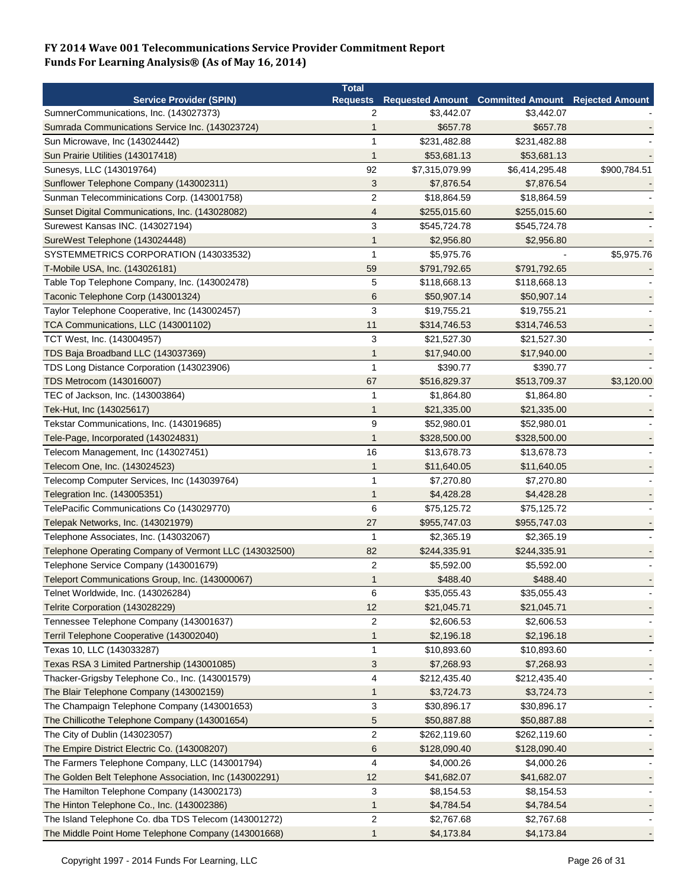**FY 2014 Wave 001 Telecommunications Service Provider Commitment Report**
**Funds For Learning Analysis® (As of May 16, 2014)**

| Service Provider (SPIN) | Total Requests | Requested Amount | Committed Amount | Rejected Amount |
|---|---|---|---|---|
| SumnerCommunications, Inc. (143027373) | 2 | $3,442.07 | $3,442.07 | - |
| Sumrada Communications Service Inc. (143023724) | 1 | $657.78 | $657.78 | - |
| Sun Microwave, Inc (143024442) | 1 | $231,482.88 | $231,482.88 | - |
| Sun Prairie Utilities (143017418) | 1 | $53,681.13 | $53,681.13 | - |
| Sunesys, LLC (143019764) | 92 | $7,315,079.99 | $6,414,295.48 | $900,784.51 |
| Sunflower Telephone Company (143002311) | 3 | $7,876.54 | $7,876.54 | - |
| Sunman Telecomminications Corp. (143001758) | 2 | $18,864.59 | $18,864.59 | - |
| Sunset Digital Communications, Inc. (143028082) | 4 | $255,015.60 | $255,015.60 | - |
| Surewest Kansas INC. (143027194) | 3 | $545,724.78 | $545,724.78 | - |
| SureWest Telephone (143024448) | 1 | $2,956.80 | $2,956.80 | - |
| SYSTEMMETRICS CORPORATION (143033532) | 1 | $5,975.76 | - | $5,975.76 |
| T-Mobile USA, Inc. (143026181) | 59 | $791,792.65 | $791,792.65 | - |
| Table Top Telephone Company, Inc. (143002478) | 5 | $118,668.13 | $118,668.13 | - |
| Taconic Telephone Corp (143001324) | 6 | $50,907.14 | $50,907.14 | - |
| Taylor Telephone Cooperative, Inc (143002457) | 3 | $19,755.21 | $19,755.21 | - |
| TCA Communications, LLC (143001102) | 11 | $314,746.53 | $314,746.53 | - |
| TCT West, Inc. (143004957) | 3 | $21,527.30 | $21,527.30 | - |
| TDS Baja Broadband LLC (143037369) | 1 | $17,940.00 | $17,940.00 | - |
| TDS Long Distance Corporation (143023906) | 1 | $390.77 | $390.77 | - |
| TDS Metrocom (143016007) | 67 | $516,829.37 | $513,709.37 | $3,120.00 |
| TEC of Jackson, Inc. (143003864) | 1 | $1,864.80 | $1,864.80 | - |
| Tek-Hut, Inc (143025617) | 1 | $21,335.00 | $21,335.00 | - |
| Tekstar Communications, Inc. (143019685) | 9 | $52,980.01 | $52,980.01 | - |
| Tele-Page, Incorporated (143024831) | 1 | $328,500.00 | $328,500.00 | - |
| Telecom Management, Inc (143027451) | 16 | $13,678.73 | $13,678.73 | - |
| Telecom One, Inc. (143024523) | 1 | $11,640.05 | $11,640.05 | - |
| Telecomp Computer Services, Inc (143039764) | 1 | $7,270.80 | $7,270.80 | - |
| Telegration Inc. (143005351) | 1 | $4,428.28 | $4,428.28 | - |
| TelePacific Communications Co (143029770) | 6 | $75,125.72 | $75,125.72 | - |
| Telepak Networks, Inc. (143021979) | 27 | $955,747.03 | $955,747.03 | - |
| Telephone Associates, Inc. (143032067) | 1 | $2,365.19 | $2,365.19 | - |
| Telephone Operating Company of Vermont LLC (143032500) | 82 | $244,335.91 | $244,335.91 | - |
| Telephone Service Company (143001679) | 2 | $5,592.00 | $5,592.00 | - |
| Teleport Communications Group, Inc. (143000067) | 1 | $488.40 | $488.40 | - |
| Telnet Worldwide, Inc. (143026284) | 6 | $35,055.43 | $35,055.43 | - |
| Telrite Corporation (143028229) | 12 | $21,045.71 | $21,045.71 | - |
| Tennessee Telephone Company (143001637) | 2 | $2,606.53 | $2,606.53 | - |
| Terril Telephone Cooperative (143002040) | 1 | $2,196.18 | $2,196.18 | - |
| Texas 10, LLC (143033287) | 1 | $10,893.60 | $10,893.60 | - |
| Texas RSA 3 Limited Partnership (143001085) | 3 | $7,268.93 | $7,268.93 | - |
| Thacker-Grigsby Telephone Co., Inc. (143001579) | 4 | $212,435.40 | $212,435.40 | - |
| The Blair Telephone Company (143002159) | 1 | $3,724.73 | $3,724.73 | - |
| The Champaign Telephone Company (143001653) | 3 | $30,896.17 | $30,896.17 | - |
| The Chillicothe Telephone Company (143001654) | 5 | $50,887.88 | $50,887.88 | - |
| The City of Dublin (143023057) | 2 | $262,119.60 | $262,119.60 | - |
| The Empire District Electric Co. (143008207) | 6 | $128,090.40 | $128,090.40 | - |
| The Farmers Telephone Company, LLC (143001794) | 4 | $4,000.26 | $4,000.26 | - |
| The Golden Belt Telephone Association, Inc (143002291) | 12 | $41,682.07 | $41,682.07 | - |
| The Hamilton Telephone Company (143002173) | 3 | $8,154.53 | $8,154.53 | - |
| The Hinton Telephone Co., Inc. (143002386) | 1 | $4,784.54 | $4,784.54 | - |
| The Island Telephone Co. dba TDS Telecom (143001272) | 2 | $2,767.68 | $2,767.68 | - |
| The Middle Point Home Telephone Company (143001668) | 1 | $4,173.84 | $4,173.84 | - |

Copyright 1997 - 2014 Funds For Learning, LLC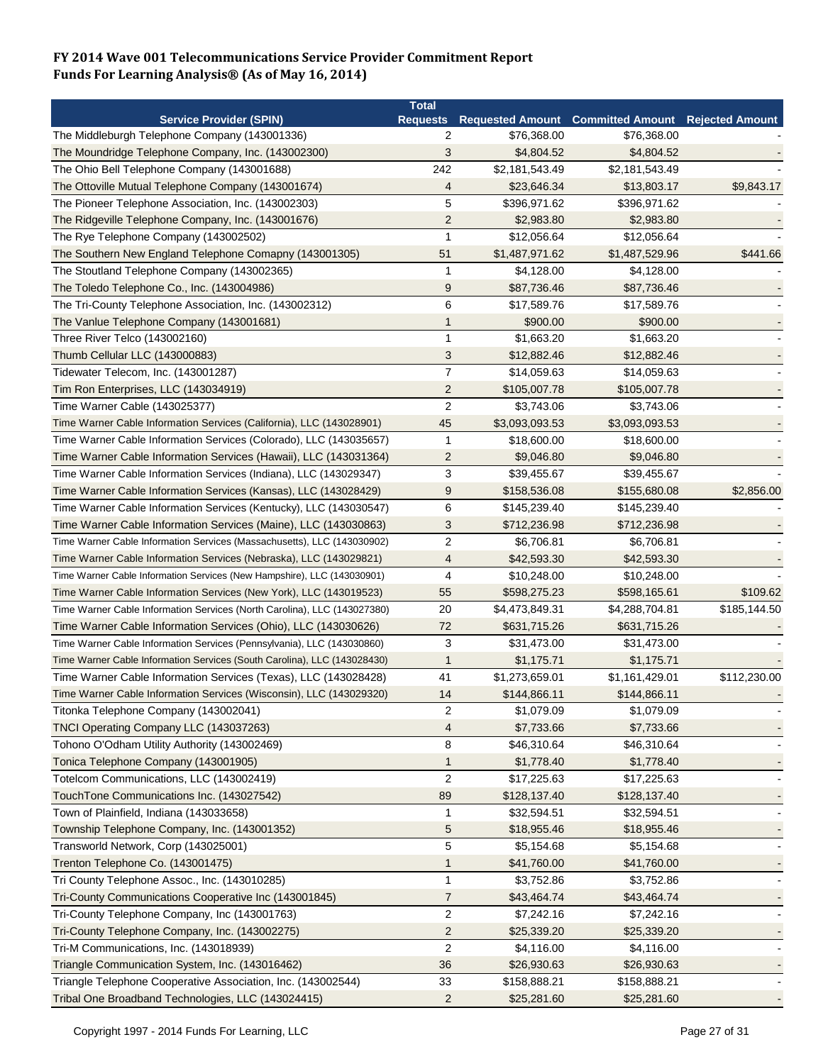**FY 2014 Wave 001 Telecommunications Service Provider Commitment Report**
**Funds For Learning Analysis® (As of May 16, 2014)**

| Service Provider (SPIN) | Total Requests | Requested Amount | Committed Amount | Rejected Amount |
|---|---|---|---|---|
| The Middleburgh Telephone Company (143001336) | 2 | $76,368.00 | $76,368.00 | - |
| The Moundridge Telephone Company, Inc. (143002300) | 3 | $4,804.52 | $4,804.52 | - |
| The Ohio Bell Telephone Company (143001688) | 242 | $2,181,543.49 | $2,181,543.49 | - |
| The Ottoville Mutual Telephone Company (143001674) | 4 | $23,646.34 | $13,803.17 | $9,843.17 |
| The Pioneer Telephone Association, Inc. (143002303) | 5 | $396,971.62 | $396,971.62 | - |
| The Ridgeville Telephone Company, Inc. (143001676) | 2 | $2,983.80 | $2,983.80 | - |
| The Rye Telephone Company (143002502) | 1 | $12,056.64 | $12,056.64 | - |
| The Southern New England Telephone Comapny (143001305) | 51 | $1,487,971.62 | $1,487,529.96 | $441.66 |
| The Stoutland Telephone Company (143002365) | 1 | $4,128.00 | $4,128.00 | - |
| The Toledo Telephone Co., Inc. (143004986) | 9 | $87,736.46 | $87,736.46 | - |
| The Tri-County Telephone Association, Inc. (143002312) | 6 | $17,589.76 | $17,589.76 | - |
| The Vanlue Telephone Company (143001681) | 1 | $900.00 | $900.00 | - |
| Three River Telco (143002160) | 1 | $1,663.20 | $1,663.20 | - |
| Thumb Cellular LLC (143000883) | 3 | $12,882.46 | $12,882.46 | - |
| Tidewater Telecom, Inc. (143001287) | 7 | $14,059.63 | $14,059.63 | - |
| Tim Ron Enterprises, LLC (143034919) | 2 | $105,007.78 | $105,007.78 | - |
| Time Warner Cable (143025377) | 2 | $3,743.06 | $3,743.06 | - |
| Time Warner Cable Information Services (California), LLC (143028901) | 45 | $3,093,093.53 | $3,093,093.53 | - |
| Time Warner Cable Information Services (Colorado), LLC (143035657) | 1 | $18,600.00 | $18,600.00 | - |
| Time Warner Cable Information Services (Hawaii), LLC (143031364) | 2 | $9,046.80 | $9,046.80 | - |
| Time Warner Cable Information Services (Indiana), LLC (143029347) | 3 | $39,455.67 | $39,455.67 | - |
| Time Warner Cable Information Services (Kansas), LLC (143028429) | 9 | $158,536.08 | $155,680.08 | $2,856.00 |
| Time Warner Cable Information Services (Kentucky), LLC (143030547) | 6 | $145,239.40 | $145,239.40 | - |
| Time Warner Cable Information Services (Maine), LLC (143030863) | 3 | $712,236.98 | $712,236.98 | - |
| Time Warner Cable Information Services (Massachusetts), LLC (143030902) | 2 | $6,706.81 | $6,706.81 | - |
| Time Warner Cable Information Services (Nebraska), LLC (143029821) | 4 | $42,593.30 | $42,593.30 | - |
| Time Warner Cable Information Services (New Hampshire), LLC (143030901) | 4 | $10,248.00 | $10,248.00 | - |
| Time Warner Cable Information Services (New York), LLC (143019523) | 55 | $598,275.23 | $598,165.61 | $109.62 |
| Time Warner Cable Information Services (North Carolina), LLC (143027380) | 20 | $4,473,849.31 | $4,288,704.81 | $185,144.50 |
| Time Warner Cable Information Services (Ohio), LLC (143030626) | 72 | $631,715.26 | $631,715.26 | - |
| Time Warner Cable Information Services (Pennsylvania), LLC (143030860) | 3 | $31,473.00 | $31,473.00 | - |
| Time Warner Cable Information Services (South Carolina), LLC (143028430) | 1 | $1,175.71 | $1,175.71 | - |
| Time Warner Cable Information Services (Texas), LLC (143028428) | 41 | $1,273,659.01 | $1,161,429.01 | $112,230.00 |
| Time Warner Cable Information Services (Wisconsin), LLC (143029320) | 14 | $144,866.11 | $144,866.11 | - |
| Titonka Telephone Company (143002041) | 2 | $1,079.09 | $1,079.09 | - |
| TNCI Operating Company LLC (143037263) | 4 | $7,733.66 | $7,733.66 | - |
| Tohono O'Odham Utility Authority (143002469) | 8 | $46,310.64 | $46,310.64 | - |
| Tonica Telephone Company (143001905) | 1 | $1,778.40 | $1,778.40 | - |
| Totelcom Communications, LLC (143002419) | 2 | $17,225.63 | $17,225.63 | - |
| TouchTone Communications Inc. (143027542) | 89 | $128,137.40 | $128,137.40 | - |
| Town of Plainfield, Indiana (143033658) | 1 | $32,594.51 | $32,594.51 | - |
| Township Telephone Company, Inc. (143001352) | 5 | $18,955.46 | $18,955.46 | - |
| Transworld Network, Corp (143025001) | 5 | $5,154.68 | $5,154.68 | - |
| Trenton Telephone Co. (143001475) | 1 | $41,760.00 | $41,760.00 | - |
| Tri County Telephone Assoc., Inc. (143010285) | 1 | $3,752.86 | $3,752.86 | - |
| Tri-County Communications Cooperative Inc (143001845) | 7 | $43,464.74 | $43,464.74 | - |
| Tri-County Telephone Company, Inc (143001763) | 2 | $7,242.16 | $7,242.16 | - |
| Tri-County Telephone Company, Inc. (143002275) | 2 | $25,339.20 | $25,339.20 | - |
| Tri-M Communications, Inc. (143018939) | 2 | $4,116.00 | $4,116.00 | - |
| Triangle Communication System, Inc. (143016462) | 36 | $26,930.63 | $26,930.63 | - |
| Triangle Telephone Cooperative Association, Inc. (143002544) | 33 | $158,888.21 | $158,888.21 | - |
| Tribal One Broadband Technologies, LLC (143024415) | 2 | $25,281.60 | $25,281.60 | - |

Copyright 1997 - 2014 Funds For Learning, LLC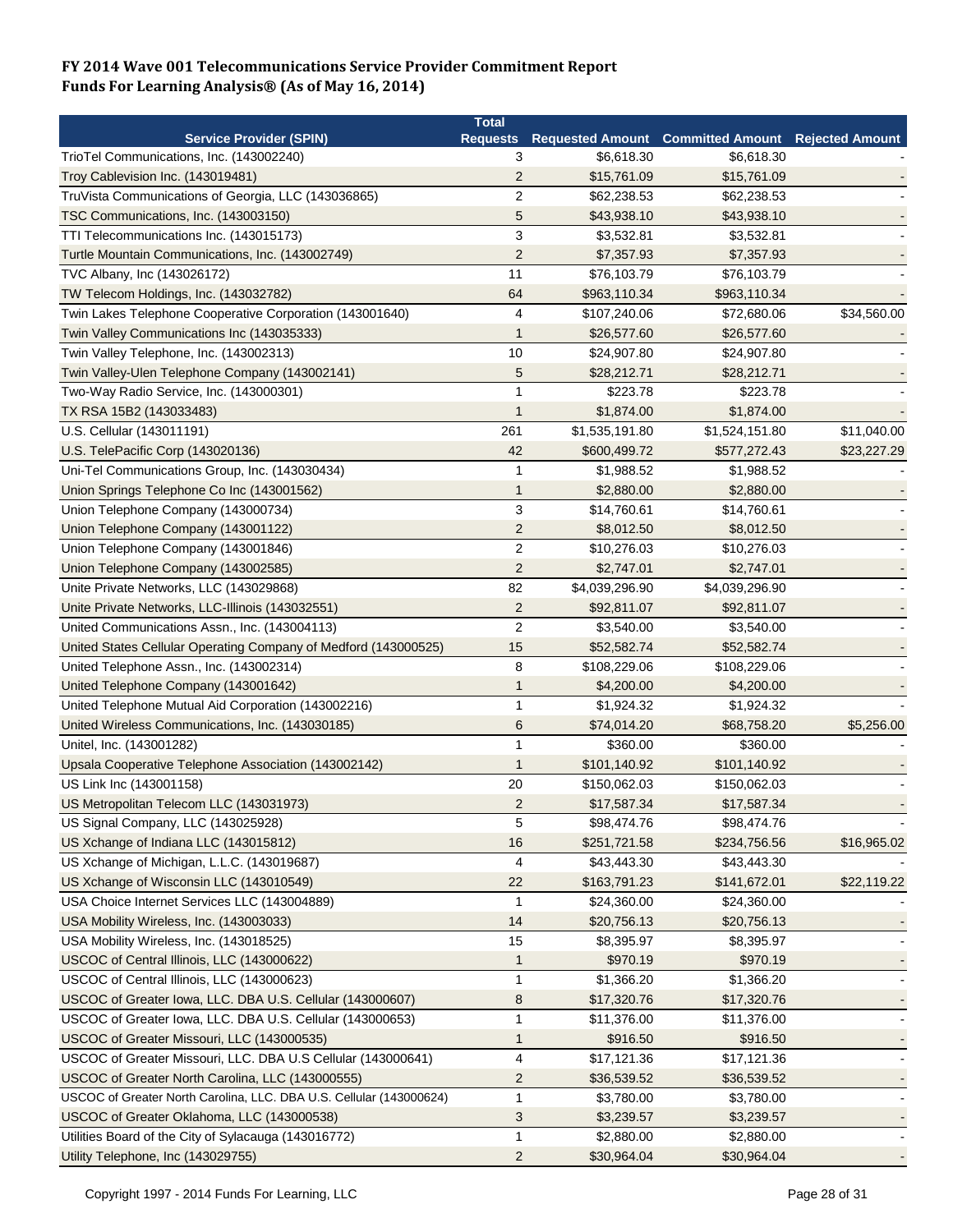**FY 2014 Wave 001 Telecommunications Service Provider Commitment Report**
**Funds For Learning Analysis® (As of May 16, 2014)**

| Service Provider (SPIN) | Total Requests | Requested Amount | Committed Amount | Rejected Amount |
|---|---|---|---|---|
| TrioTel Communications, Inc. (143002240) | 3 | $6,618.30 | $6,618.30 | - |
| Troy Cablevision Inc. (143019481) | 2 | $15,761.09 | $15,761.09 | - |
| TruVista Communications of Georgia, LLC (143036865) | 2 | $62,238.53 | $62,238.53 | - |
| TSC Communications, Inc. (143003150) | 5 | $43,938.10 | $43,938.10 | - |
| TTI Telecommunications Inc. (143015173) | 3 | $3,532.81 | $3,532.81 | - |
| Turtle Mountain Communications, Inc. (143002749) | 2 | $7,357.93 | $7,357.93 | - |
| TVC Albany, Inc (143026172) | 11 | $76,103.79 | $76,103.79 | - |
| TW Telecom Holdings, Inc. (143032782) | 64 | $963,110.34 | $963,110.34 | - |
| Twin Lakes Telephone Cooperative Corporation (143001640) | 4 | $107,240.06 | $72,680.06 | $34,560.00 |
| Twin Valley Communications Inc (143035333) | 1 | $26,577.60 | $26,577.60 | - |
| Twin Valley Telephone, Inc. (143002313) | 10 | $24,907.80 | $24,907.80 | - |
| Twin Valley-Ulen Telephone Company (143002141) | 5 | $28,212.71 | $28,212.71 | - |
| Two-Way Radio Service, Inc. (143000301) | 1 | $223.78 | $223.78 | - |
| TX RSA 15B2 (143033483) | 1 | $1,874.00 | $1,874.00 | - |
| U.S. Cellular (143011191) | 261 | $1,535,191.80 | $1,524,151.80 | $11,040.00 |
| U.S. TelePacific Corp (143020136) | 42 | $600,499.72 | $577,272.43 | $23,227.29 |
| Uni-Tel Communications Group, Inc. (143030434) | 1 | $1,988.52 | $1,988.52 | - |
| Union Springs Telephone Co Inc (143001562) | 1 | $2,880.00 | $2,880.00 | - |
| Union Telephone Company (143000734) | 3 | $14,760.61 | $14,760.61 | - |
| Union Telephone Company (143001122) | 2 | $8,012.50 | $8,012.50 | - |
| Union Telephone Company (143001846) | 2 | $10,276.03 | $10,276.03 | - |
| Union Telephone Company (143002585) | 2 | $2,747.01 | $2,747.01 | - |
| Unite Private Networks, LLC (143029868) | 82 | $4,039,296.90 | $4,039,296.90 | - |
| Unite Private Networks, LLC-Illinois (143032551) | 2 | $92,811.07 | $92,811.07 | - |
| United Communications Assn., Inc. (143004113) | 2 | $3,540.00 | $3,540.00 | - |
| United States Cellular Operating Company of Medford (143000525) | 15 | $52,582.74 | $52,582.74 | - |
| United Telephone Assn., Inc. (143002314) | 8 | $108,229.06 | $108,229.06 | - |
| United Telephone Company (143001642) | 1 | $4,200.00 | $4,200.00 | - |
| United Telephone Mutual Aid Corporation (143002216) | 1 | $1,924.32 | $1,924.32 | - |
| United Wireless Communications, Inc. (143030185) | 6 | $74,014.20 | $68,758.20 | $5,256.00 |
| Unitel, Inc. (143001282) | 1 | $360.00 | $360.00 | - |
| Upsala Cooperative Telephone Association (143002142) | 1 | $101,140.92 | $101,140.92 | - |
| US Link Inc (143001158) | 20 | $150,062.03 | $150,062.03 | - |
| US Metropolitan Telecom LLC (143031973) | 2 | $17,587.34 | $17,587.34 | - |
| US Signal Company, LLC (143025928) | 5 | $98,474.76 | $98,474.76 | - |
| US Xchange of Indiana LLC (143015812) | 16 | $251,721.58 | $234,756.56 | $16,965.02 |
| US Xchange of Michigan, L.L.C. (143019687) | 4 | $43,443.30 | $43,443.30 | - |
| US Xchange of Wisconsin LLC (143010549) | 22 | $163,791.23 | $141,672.01 | $22,119.22 |
| USA Choice Internet Services LLC (143004889) | 1 | $24,360.00 | $24,360.00 | - |
| USA Mobility Wireless, Inc. (143003033) | 14 | $20,756.13 | $20,756.13 | - |
| USA Mobility Wireless, Inc. (143018525) | 15 | $8,395.97 | $8,395.97 | - |
| USCOC of Central Illinois, LLC (143000622) | 1 | $970.19 | $970.19 | - |
| USCOC of Central Illinois, LLC (143000623) | 1 | $1,366.20 | $1,366.20 | - |
| USCOC of Greater Iowa, LLC. DBA U.S. Cellular (143000607) | 8 | $17,320.76 | $17,320.76 | - |
| USCOC of Greater Iowa, LLC. DBA U.S. Cellular (143000653) | 1 | $11,376.00 | $11,376.00 | - |
| USCOC of Greater Missouri, LLC (143000535) | 1 | $916.50 | $916.50 | - |
| USCOC of Greater Missouri, LLC. DBA U.S Cellular (143000641) | 4 | $17,121.36 | $17,121.36 | - |
| USCOC of Greater North Carolina, LLC (143000555) | 2 | $36,539.52 | $36,539.52 | - |
| USCOC of Greater North Carolina, LLC. DBA U.S. Cellular (143000624) | 1 | $3,780.00 | $3,780.00 | - |
| USCOC of Greater Oklahoma, LLC (143000538) | 3 | $3,239.57 | $3,239.57 | - |
| Utilities Board of the City of Sylacauga (143016772) | 1 | $2,880.00 | $2,880.00 | - |
| Utility Telephone, Inc (143029755) | 2 | $30,964.04 | $30,964.04 | - |

Copyright 1997 - 2014 Funds For Learning, LLC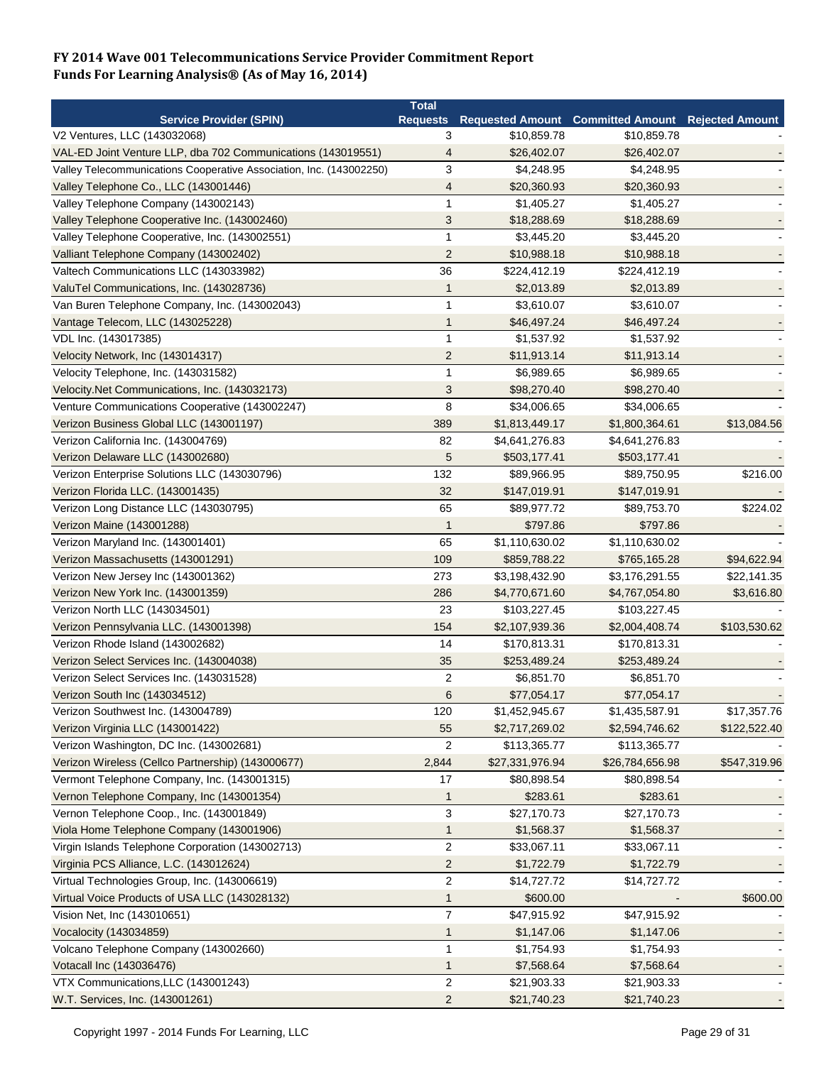**FY 2014 Wave 001 Telecommunications Service Provider Commitment Report**
**Funds For Learning Analysis® (As of May 16, 2014)**

| Service Provider (SPIN) | Total Requests | Requested Amount | Committed Amount | Rejected Amount |
|---|---|---|---|---|
| V2 Ventures, LLC (143032068) | 3 | $10,859.78 | $10,859.78 | - |
| VAL-ED Joint Venture LLP, dba 702 Communications (143019551) | 4 | $26,402.07 | $26,402.07 | - |
| Valley Telecommunications Cooperative Association, Inc. (143002250) | 3 | $4,248.95 | $4,248.95 | - |
| Valley Telephone Co., LLC (143001446) | 4 | $20,360.93 | $20,360.93 | - |
| Valley Telephone Company (143002143) | 1 | $1,405.27 | $1,405.27 | - |
| Valley Telephone Cooperative Inc. (143002460) | 3 | $18,288.69 | $18,288.69 | - |
| Valley Telephone Cooperative, Inc. (143002551) | 1 | $3,445.20 | $3,445.20 | - |
| Valliant Telephone Company (143002402) | 2 | $10,988.18 | $10,988.18 | - |
| Valtech Communications LLC (143033982) | 36 | $224,412.19 | $224,412.19 | - |
| ValuTel Communications, Inc. (143028736) | 1 | $2,013.89 | $2,013.89 | - |
| Van Buren Telephone Company, Inc. (143002043) | 1 | $3,610.07 | $3,610.07 | - |
| Vantage Telecom, LLC (143025228) | 1 | $46,497.24 | $46,497.24 | - |
| VDL Inc. (143017385) | 1 | $1,537.92 | $1,537.92 | - |
| Velocity Network, Inc (143014317) | 2 | $11,913.14 | $11,913.14 | - |
| Velocity Telephone, Inc. (143031582) | 1 | $6,989.65 | $6,989.65 | - |
| Velocity.Net Communications, Inc. (143032173) | 3 | $98,270.40 | $98,270.40 | - |
| Venture Communications Cooperative (143002247) | 8 | $34,006.65 | $34,006.65 | - |
| Verizon Business Global LLC (143001197) | 389 | $1,813,449.17 | $1,800,364.61 | $13,084.56 |
| Verizon California Inc. (143004769) | 82 | $4,641,276.83 | $4,641,276.83 | - |
| Verizon Delaware LLC (143002680) | 5 | $503,177.41 | $503,177.41 | - |
| Verizon Enterprise Solutions LLC (143030796) | 132 | $89,966.95 | $89,750.95 | $216.00 |
| Verizon Florida LLC. (143001435) | 32 | $147,019.91 | $147,019.91 | - |
| Verizon Long Distance LLC (143030795) | 65 | $89,977.72 | $89,753.70 | $224.02 |
| Verizon Maine (143001288) | 1 | $797.86 | $797.86 | - |
| Verizon Maryland Inc. (143001401) | 65 | $1,110,630.02 | $1,110,630.02 | - |
| Verizon Massachusetts (143001291) | 109 | $859,788.22 | $765,165.28 | $94,622.94 |
| Verizon New Jersey Inc (143001362) | 273 | $3,198,432.90 | $3,176,291.55 | $22,141.35 |
| Verizon New York Inc. (143001359) | 286 | $4,770,671.60 | $4,767,054.80 | $3,616.80 |
| Verizon North LLC (143034501) | 23 | $103,227.45 | $103,227.45 | - |
| Verizon Pennsylvania LLC. (143001398) | 154 | $2,107,939.36 | $2,004,408.74 | $103,530.62 |
| Verizon Rhode Island (143002682) | 14 | $170,813.31 | $170,813.31 | - |
| Verizon Select Services Inc. (143004038) | 35 | $253,489.24 | $253,489.24 | - |
| Verizon Select Services Inc. (143031528) | 2 | $6,851.70 | $6,851.70 | - |
| Verizon South Inc (143034512) | 6 | $77,054.17 | $77,054.17 | - |
| Verizon Southwest Inc. (143004789) | 120 | $1,452,945.67 | $1,435,587.91 | $17,357.76 |
| Verizon Virginia LLC (143001422) | 55 | $2,717,269.02 | $2,594,746.62 | $122,522.40 |
| Verizon Washington, DC Inc. (143002681) | 2 | $113,365.77 | $113,365.77 | - |
| Verizon Wireless (Cellco Partnership) (143000677) | 2,844 | $27,331,976.94 | $26,784,656.98 | $547,319.96 |
| Vermont Telephone Company, Inc. (143001315) | 17 | $80,898.54 | $80,898.54 | - |
| Vernon Telephone Company, Inc (143001354) | 1 | $283.61 | $283.61 | - |
| Vernon Telephone Coop., Inc. (143001849) | 3 | $27,170.73 | $27,170.73 | - |
| Viola Home Telephone Company (143001906) | 1 | $1,568.37 | $1,568.37 | - |
| Virgin Islands Telephone Corporation (143002713) | 2 | $33,067.11 | $33,067.11 | - |
| Virginia PCS Alliance, L.C. (143012624) | 2 | $1,722.79 | $1,722.79 | - |
| Virtual Technologies Group, Inc. (143006619) | 2 | $14,727.72 | $14,727.72 | - |
| Virtual Voice Products of USA LLC (143028132) | 1 | $600.00 | - | $600.00 |
| Vision Net, Inc (143010651) | 7 | $47,915.92 | $47,915.92 | - |
| Vocalocity (143034859) | 1 | $1,147.06 | $1,147.06 | - |
| Volcano Telephone Company (143002660) | 1 | $1,754.93 | $1,754.93 | - |
| Votacall Inc (143036476) | 1 | $7,568.64 | $7,568.64 | - |
| VTX Communications,LLC (143001243) | 2 | $21,903.33 | $21,903.33 | - |
| W.T. Services, Inc. (143001261) | 2 | $21,740.23 | $21,740.23 | - |

Copyright 1997 - 2014 Funds For Learning, LLC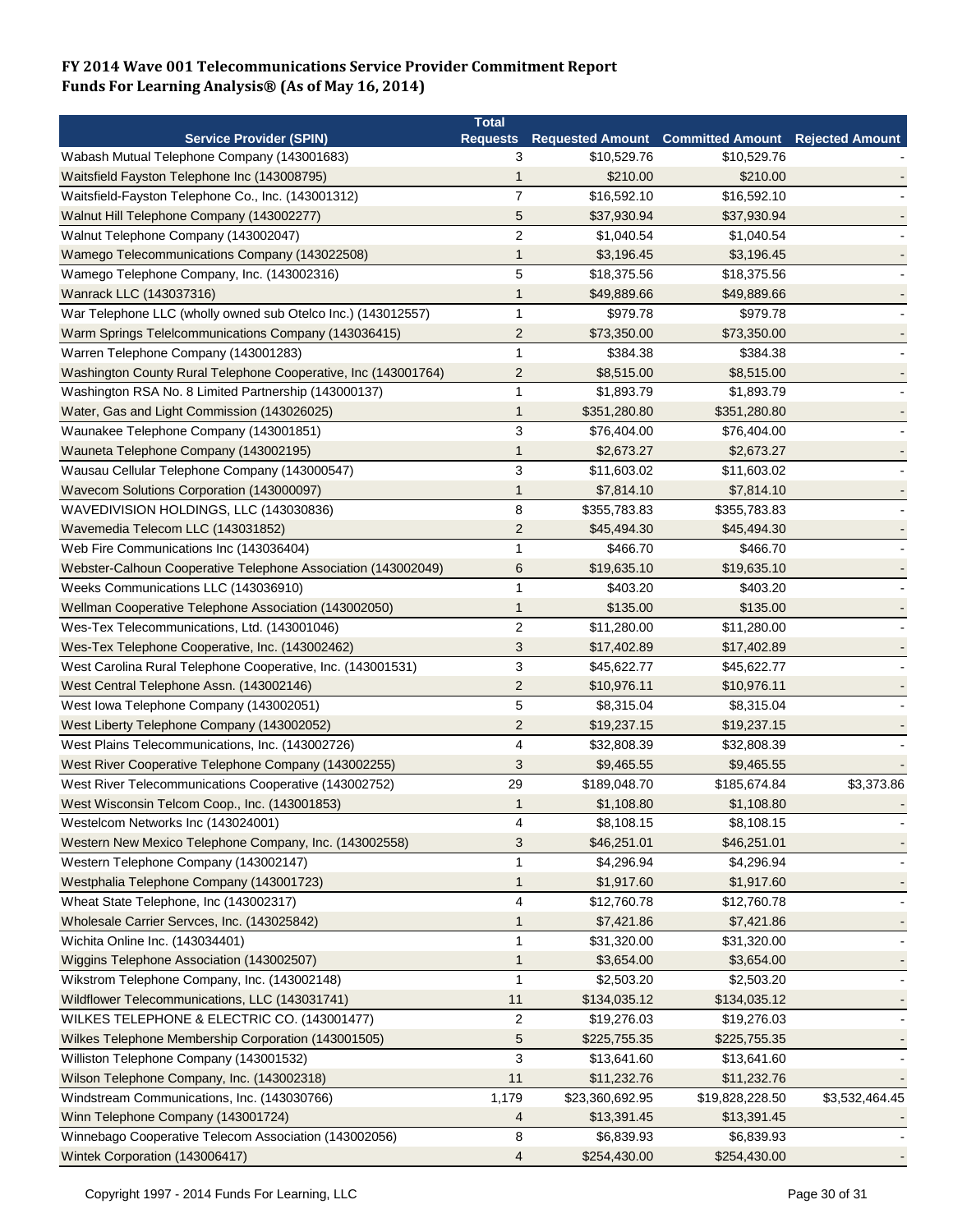**FY 2014 Wave 001 Telecommunications Service Provider Commitment Report**
**Funds For Learning Analysis® (As of May 16, 2014)**

| Service Provider (SPIN) | Total Requests | Requested Amount | Committed Amount | Rejected Amount |
|---|---|---|---|---|
| Wabash Mutual Telephone Company (143001683) | 3 | $10,529.76 | $10,529.76 | - |
| Waitsfield Fayston Telephone Inc (143008795) | 1 | $210.00 | $210.00 | - |
| Waitsfield-Fayston Telephone Co., Inc. (143001312) | 7 | $16,592.10 | $16,592.10 | - |
| Walnut Hill Telephone Company (143002277) | 5 | $37,930.94 | $37,930.94 | - |
| Walnut Telephone Company (143002047) | 2 | $1,040.54 | $1,040.54 | - |
| Wamego Telecommunications Company (143022508) | 1 | $3,196.45 | $3,196.45 | - |
| Wamego Telephone Company, Inc. (143002316) | 5 | $18,375.56 | $18,375.56 | - |
| Wanrack LLC (143037316) | 1 | $49,889.66 | $49,889.66 | - |
| War Telephone LLC (wholly owned sub Otelco Inc.) (143012557) | 1 | $979.78 | $979.78 | - |
| Warm Springs Telelcommunications Company (143036415) | 2 | $73,350.00 | $73,350.00 | - |
| Warren Telephone Company (143001283) | 1 | $384.38 | $384.38 | - |
| Washington County Rural Telephone Cooperative, Inc (143001764) | 2 | $8,515.00 | $8,515.00 | - |
| Washington RSA No. 8 Limited Partnership (143000137) | 1 | $1,893.79 | $1,893.79 | - |
| Water, Gas and Light Commission (143026025) | 1 | $351,280.80 | $351,280.80 | - |
| Waunakee Telephone Company (143001851) | 3 | $76,404.00 | $76,404.00 | - |
| Wauneta Telephone Company (143002195) | 1 | $2,673.27 | $2,673.27 | - |
| Wausau Cellular Telephone Company (143000547) | 3 | $11,603.02 | $11,603.02 | - |
| Wavecom Solutions Corporation (143000097) | 1 | $7,814.10 | $7,814.10 | - |
| WAVEDIVISION HOLDINGS, LLC (143030836) | 8 | $355,783.83 | $355,783.83 | - |
| Wavemedia Telecom LLC (143031852) | 2 | $45,494.30 | $45,494.30 | - |
| Web Fire Communications Inc (143036404) | 1 | $466.70 | $466.70 | - |
| Webster-Calhoun Cooperative Telephone Association (143002049) | 6 | $19,635.10 | $19,635.10 | - |
| Weeks Communications LLC (143036910) | 1 | $403.20 | $403.20 | - |
| Wellman Cooperative Telephone Association (143002050) | 1 | $135.00 | $135.00 | - |
| Wes-Tex Telecommunications, Ltd. (143001046) | 2 | $11,280.00 | $11,280.00 | - |
| Wes-Tex Telephone Cooperative, Inc. (143002462) | 3 | $17,402.89 | $17,402.89 | - |
| West Carolina Rural Telephone Cooperative, Inc. (143001531) | 3 | $45,622.77 | $45,622.77 | - |
| West Central Telephone Assn. (143002146) | 2 | $10,976.11 | $10,976.11 | - |
| West Iowa Telephone Company (143002051) | 5 | $8,315.04 | $8,315.04 | - |
| West Liberty Telephone Company (143002052) | 2 | $19,237.15 | $19,237.15 | - |
| West Plains Telecommunications, Inc. (143002726) | 4 | $32,808.39 | $32,808.39 | - |
| West River Cooperative Telephone Company (143002255) | 3 | $9,465.55 | $9,465.55 | - |
| West River Telecommunications Cooperative (143002752) | 29 | $189,048.70 | $185,674.84 | $3,373.86 |
| West Wisconsin Telcom Coop., Inc. (143001853) | 1 | $1,108.80 | $1,108.80 | - |
| Westelcom Networks Inc (143024001) | 4 | $8,108.15 | $8,108.15 | - |
| Western New Mexico Telephone Company, Inc. (143002558) | 3 | $46,251.01 | $46,251.01 | - |
| Western Telephone Company (143002147) | 1 | $4,296.94 | $4,296.94 | - |
| Westphalia Telephone Company (143001723) | 1 | $1,917.60 | $1,917.60 | - |
| Wheat State Telephone, Inc (143002317) | 4 | $12,760.78 | $12,760.78 | - |
| Wholesale Carrier Servces, Inc. (143025842) | 1 | $7,421.86 | $7,421.86 | - |
| Wichita Online Inc. (143034401) | 1 | $31,320.00 | $31,320.00 | - |
| Wiggins Telephone Association (143002507) | 1 | $3,654.00 | $3,654.00 | - |
| Wikstrom Telephone Company, Inc. (143002148) | 1 | $2,503.20 | $2,503.20 | - |
| Wildflower Telecommunications, LLC (143031741) | 11 | $134,035.12 | $134,035.12 | - |
| WILKES TELEPHONE & ELECTRIC CO. (143001477) | 2 | $19,276.03 | $19,276.03 | - |
| Wilkes Telephone Membership Corporation (143001505) | 5 | $225,755.35 | $225,755.35 | - |
| Williston Telephone Company (143001532) | 3 | $13,641.60 | $13,641.60 | - |
| Wilson Telephone Company, Inc. (143002318) | 11 | $11,232.76 | $11,232.76 | - |
| Windstream Communications, Inc. (143030766) | 1,179 | $23,360,692.95 | $19,828,228.50 | $3,532,464.45 |
| Winn Telephone Company (143001724) | 4 | $13,391.45 | $13,391.45 | - |
| Winnebago Cooperative Telecom Association (143002056) | 8 | $6,839.93 | $6,839.93 | - |
| Wintek Corporation (143006417) | 4 | $254,430.00 | $254,430.00 | - |

Copyright 1997 - 2014 Funds For Learning, LLC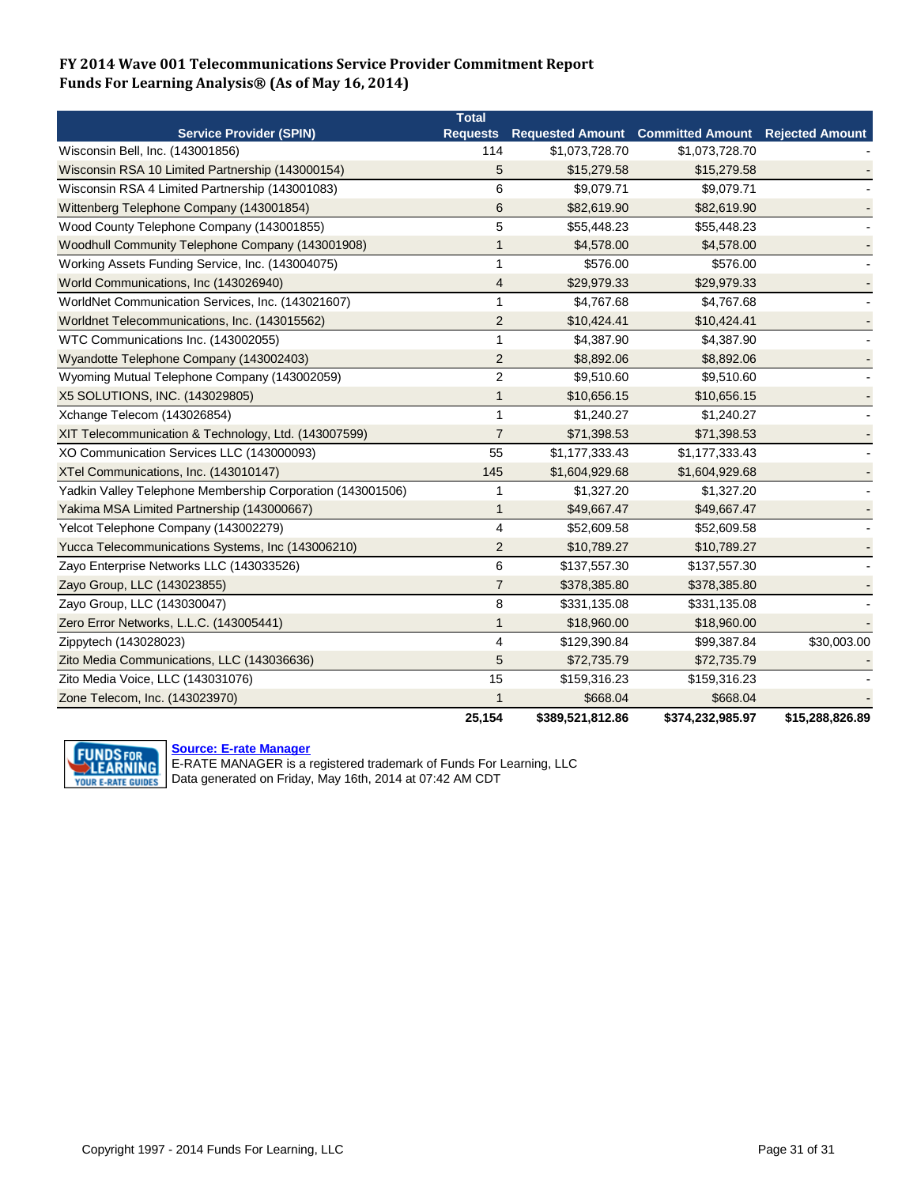**FY 2014 Wave 001 Telecommunications Service Provider Commitment Report**
**Funds For Learning Analysis® (As of May 16, 2014)**

| Service Provider (SPIN) | Total Requests | Requested Amount | Committed Amount | Rejected Amount |
|---|---|---|---|---|
| Wisconsin Bell, Inc. (143001856) | 114 | $1,073,728.70 | $1,073,728.70 | - |
| Wisconsin RSA 10 Limited Partnership (143000154) | 5 | $15,279.58 | $15,279.58 | - |
| Wisconsin RSA 4 Limited Partnership (143001083) | 6 | $9,079.71 | $9,079.71 | - |
| Wittenberg Telephone Company (143001854) | 6 | $82,619.90 | $82,619.90 | - |
| Wood County Telephone Company (143001855) | 5 | $55,448.23 | $55,448.23 | - |
| Woodhull Community Telephone Company (143001908) | 1 | $4,578.00 | $4,578.00 | - |
| Working Assets Funding Service, Inc. (143004075) | 1 | $576.00 | $576.00 | - |
| World Communications, Inc (143026940) | 4 | $29,979.33 | $29,979.33 | - |
| WorldNet Communication Services, Inc. (143021607) | 1 | $4,767.68 | $4,767.68 | - |
| Worldnet Telecommunications, Inc. (143015562) | 2 | $10,424.41 | $10,424.41 | - |
| WTC Communications Inc. (143002055) | 1 | $4,387.90 | $4,387.90 | - |
| Wyandotte Telephone Company (143002403) | 2 | $8,892.06 | $8,892.06 | - |
| Wyoming Mutual Telephone Company (143002059) | 2 | $9,510.60 | $9,510.60 | - |
| X5 SOLUTIONS, INC. (143029805) | 1 | $10,656.15 | $10,656.15 | - |
| Xchange Telecom (143026854) | 1 | $1,240.27 | $1,240.27 | - |
| XIT Telecommunication & Technology, Ltd. (143007599) | 7 | $71,398.53 | $71,398.53 | - |
| XO Communication Services LLC (143000093) | 55 | $1,177,333.43 | $1,177,333.43 | - |
| XTel Communications, Inc. (143010147) | 145 | $1,604,929.68 | $1,604,929.68 | - |
| Yadkin Valley Telephone Membership Corporation (143001506) | 1 | $1,327.20 | $1,327.20 | - |
| Yakima MSA Limited Partnership (143000667) | 1 | $49,667.47 | $49,667.47 | - |
| Yelcot Telephone Company (143002279) | 4 | $52,609.58 | $52,609.58 | - |
| Yucca Telecommunications Systems, Inc (143006210) | 2 | $10,789.27 | $10,789.27 | - |
| Zayo Enterprise Networks LLC (143033526) | 6 | $137,557.30 | $137,557.30 | - |
| Zayo Group, LLC (143023855) | 7 | $378,385.80 | $378,385.80 | - |
| Zayo Group, LLC (143030047) | 8 | $331,135.08 | $331,135.08 | - |
| Zero Error Networks, L.L.C. (143005441) | 1 | $18,960.00 | $18,960.00 | - |
| Zippytech (143028023) | 4 | $129,390.84 | $99,387.84 | $30,003.00 |
| Zito Media Communications, LLC (143036636) | 5 | $72,735.79 | $72,735.79 | - |
| Zito Media Voice, LLC (143031076) | 15 | $159,316.23 | $159,316.23 | - |
| Zone Telecom, Inc. (143023970) | 1 | $668.04 | $668.04 | - |
| | **25,154** | **$389,521,812.86** | **$374,232,985.97** | **$15,288,826.89** |

**Source: E-rate Manager**
E-RATE MANAGER is a registered trademark of Funds For Learning, LLC
Data generated on Friday, May 16th, 2014 at 07:42 AM CDT

Copyright 1997 - 2014 Funds For Learning, LLC